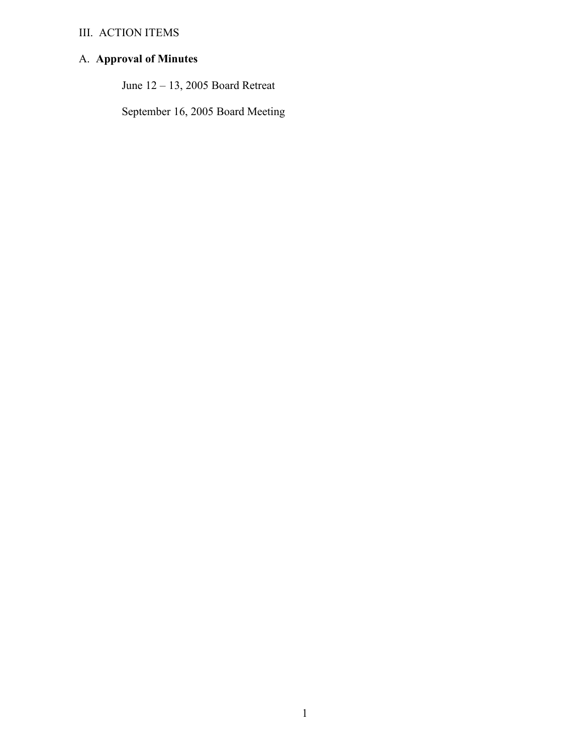## III. ACTION ITEMS

### A. **Approval of Minutes**

June 12 – 13, 2005 Board Retreat

September 16, 2005 Board Meeting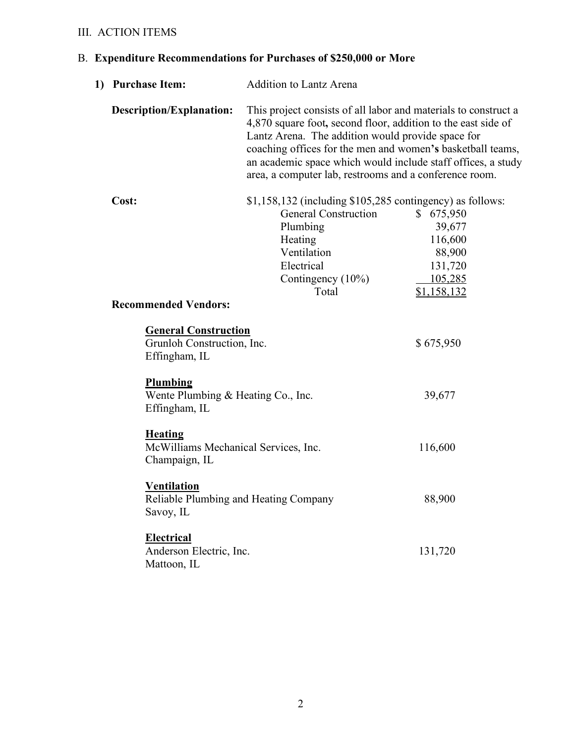III. ACTION ITEMS

## B. **Expenditure Recommendations for Purchases of $250,000 or More**

**1) Purchase Item:** Addition to Lantz Arena

**Description/Explanation:** This project consists of all labor and materials to construct a 4,870 square foot**,** second floor, addition to the east side of Lantz Arena. The addition would provide space for coaching offices for the men and women**'s** basketball teams, an academic space which would include staff offices, a study area, a computer lab, restrooms and a conference room.

**Cost:** $1,158,132 (including $105,285 contingency) as follows:

| Item | Amount |
|---|---|
| General Construction | $ 675,950 |
| Plumbing | 39,677 |
| Heating | 116,600 |
| Ventilation | 88,900 |
| Electrical | 131,720 |
| Contingency (10%) | 105,285 |
| Total | $1,158,132 |

**Recommended Vendors:**

**General Construction**
Grunloh Construction, Inc. — $ 675,950
Effingham, IL

**Plumbing**
Wente Plumbing & Heating Co., Inc. — 39,677
Effingham, IL

**Heating**
McWilliams Mechanical Services, Inc. — 116,600
Champaign, IL

**Ventilation**
Reliable Plumbing and Heating Company — 88,900
Savoy, IL

**Electrical**
Anderson Electric, Inc. — 131,720
Mattoon, IL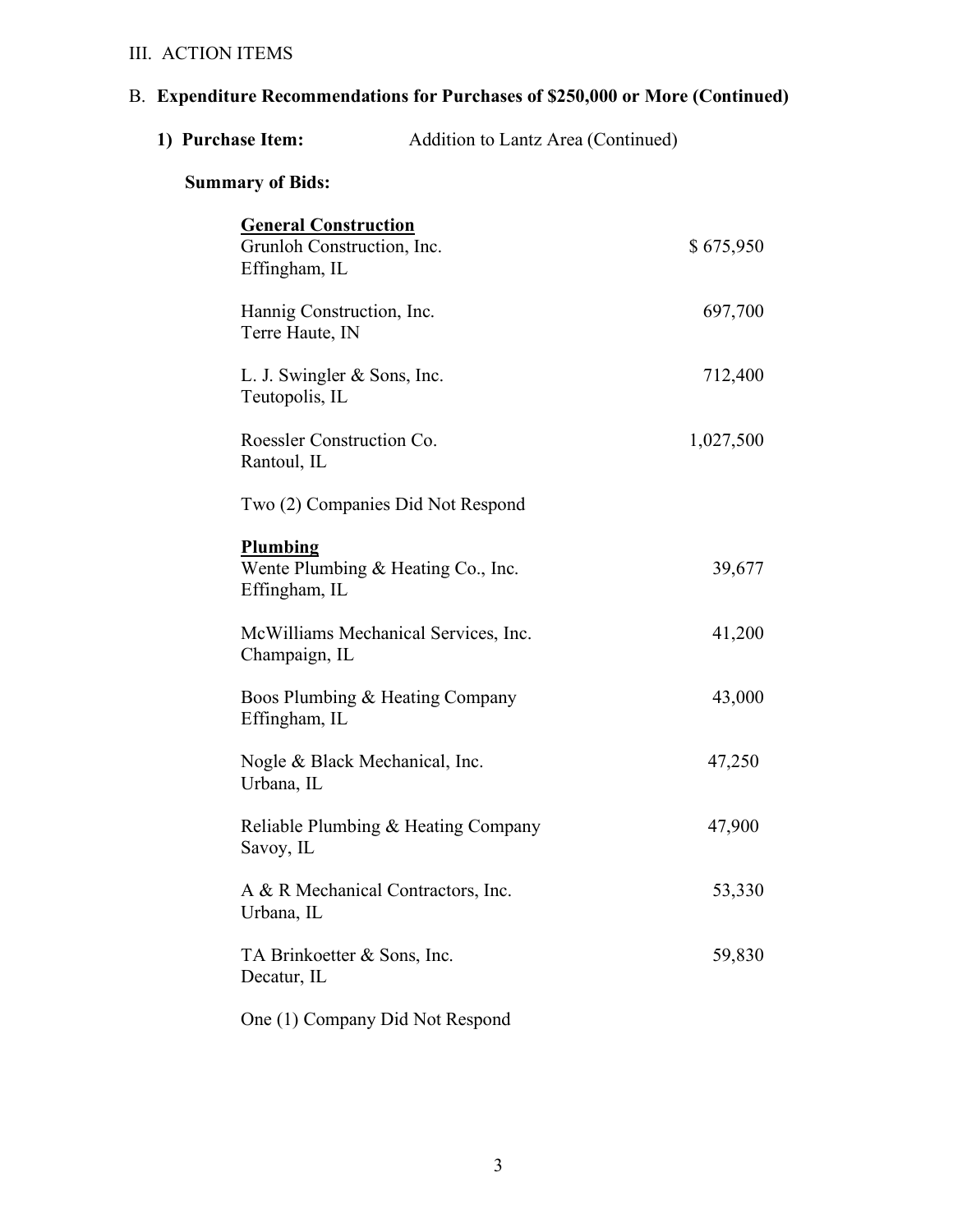III. ACTION ITEMS

B. **Expenditure Recommendations for Purchases of $250,000 or More (Continued)**

**1) Purchase Item:** Addition to Lantz Area (Continued)

**Summary of Bids:**

**General Construction**

| Company | Bid |
|---|---|
| Grunloh Construction, Inc.<br>Effingham, IL | $ 675,950 |
| Hannig Construction, Inc.<br>Terre Haute, IN | 697,700 |
| L. J. Swingler & Sons, Inc.<br>Teutopolis, IL | 712,400 |
| Roessler Construction Co.<br>Rantoul, IL | 1,027,500 |

Two (2) Companies Did Not Respond

**Plumbing**

| Company | Bid |
|---|---|
| Wente Plumbing & Heating Co., Inc.<br>Effingham, IL | 39,677 |
| McWilliams Mechanical Services, Inc.<br>Champaign, IL | 41,200 |
| Boos Plumbing & Heating Company<br>Effingham, IL | 43,000 |
| Nogle & Black Mechanical, Inc.<br>Urbana, IL | 47,250 |
| Reliable Plumbing & Heating Company<br>Savoy, IL | 47,900 |
| A & R Mechanical Contractors, Inc.<br>Urbana, IL | 53,330 |
| TA Brinkoetter & Sons, Inc.<br>Decatur, IL | 59,830 |

One (1) Company Did Not Respond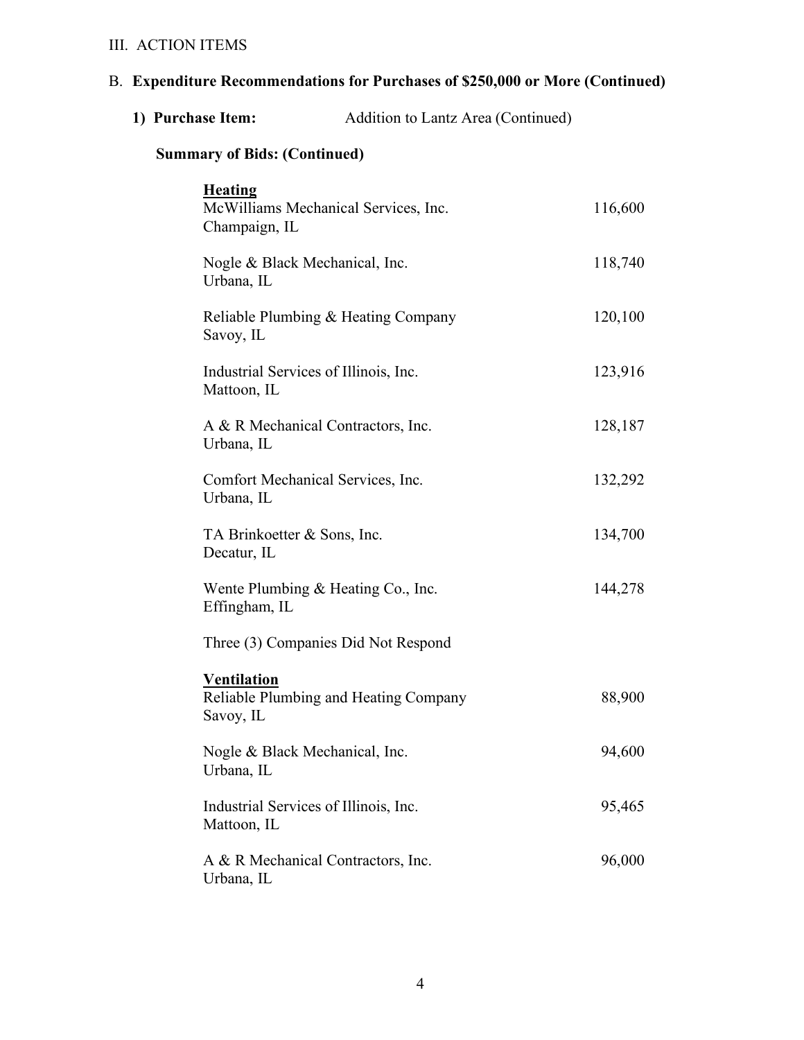III. ACTION ITEMS

B. **Expenditure Recommendations for Purchases of $250,000 or More (Continued)**

**1) Purchase Item:** Addition to Lantz Area (Continued)

**Summary of Bids: (Continued)**

<u>**Heating**</u>

| | |
|---|---|
| McWilliams Mechanical Services, Inc.<br>Champaign, IL | 116,600 |
| Nogle & Black Mechanical, Inc.<br>Urbana, IL | 118,740 |
| Reliable Plumbing & Heating Company<br>Savoy, IL | 120,100 |
| Industrial Services of Illinois, Inc.<br>Mattoon, IL | 123,916 |
| A & R Mechanical Contractors, Inc.<br>Urbana, IL | 128,187 |
| Comfort Mechanical Services, Inc.<br>Urbana, IL | 132,292 |
| TA Brinkoetter & Sons, Inc.<br>Decatur, IL | 134,700 |
| Wente Plumbing & Heating Co., Inc.<br>Effingham, IL | 144,278 |

Three (3) Companies Did Not Respond

<u>**Ventilation**</u>

| | |
|---|---|
| Reliable Plumbing and Heating Company<br>Savoy, IL | 88,900 |
| Nogle & Black Mechanical, Inc.<br>Urbana, IL | 94,600 |
| Industrial Services of Illinois, Inc.<br>Mattoon, IL | 95,465 |
| A & R Mechanical Contractors, Inc.<br>Urbana, IL | 96,000 |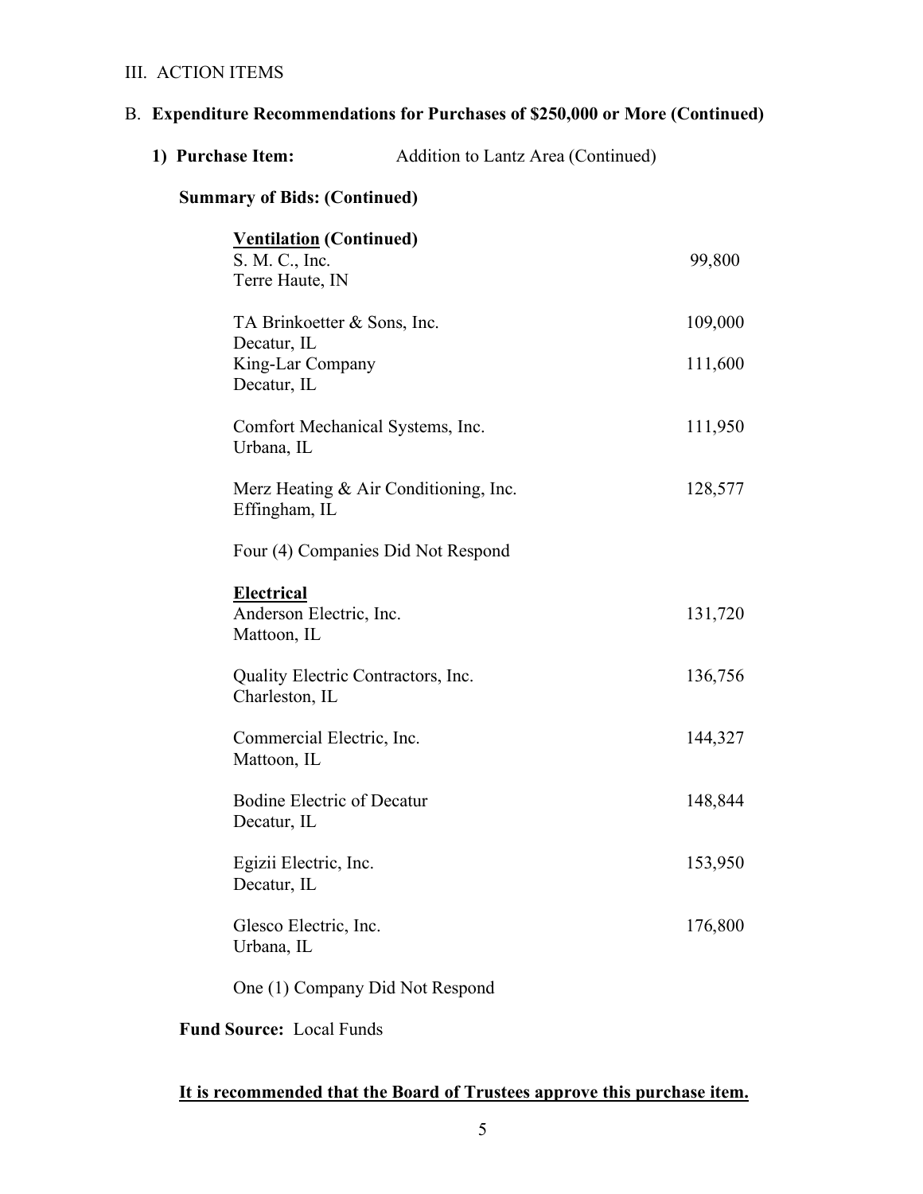III. ACTION ITEMS

B. **Expenditure Recommendations for Purchases of $250,000 or More (Continued)**

**1) Purchase Item:** Addition to Lantz Area (Continued)

**Summary of Bids: (Continued)**

**Ventilation (Continued)**

| Company | Bid |
|---|---|
| S. M. C., Inc.<br>Terre Haute, IN | 99,800 |
| TA Brinkoetter & Sons, Inc.<br>Decatur, IL | 109,000 |
| King-Lar Company<br>Decatur, IL | 111,600 |
| Comfort Mechanical Systems, Inc.<br>Urbana, IL | 111,950 |
| Merz Heating & Air Conditioning, Inc.<br>Effingham, IL | 128,577 |

Four (4) Companies Did Not Respond

**Electrical**

| Company | Bid |
|---|---|
| Anderson Electric, Inc.<br>Mattoon, IL | 131,720 |
| Quality Electric Contractors, Inc.<br>Charleston, IL | 136,756 |
| Commercial Electric, Inc.<br>Mattoon, IL | 144,327 |
| Bodine Electric of Decatur<br>Decatur, IL | 148,844 |
| Egizii Electric, Inc.<br>Decatur, IL | 153,950 |
| Glesco Electric, Inc.<br>Urbana, IL | 176,800 |

One (1) Company Did Not Respond

**Fund Source:** Local Funds

**It is recommended that the Board of Trustees approve this purchase item.**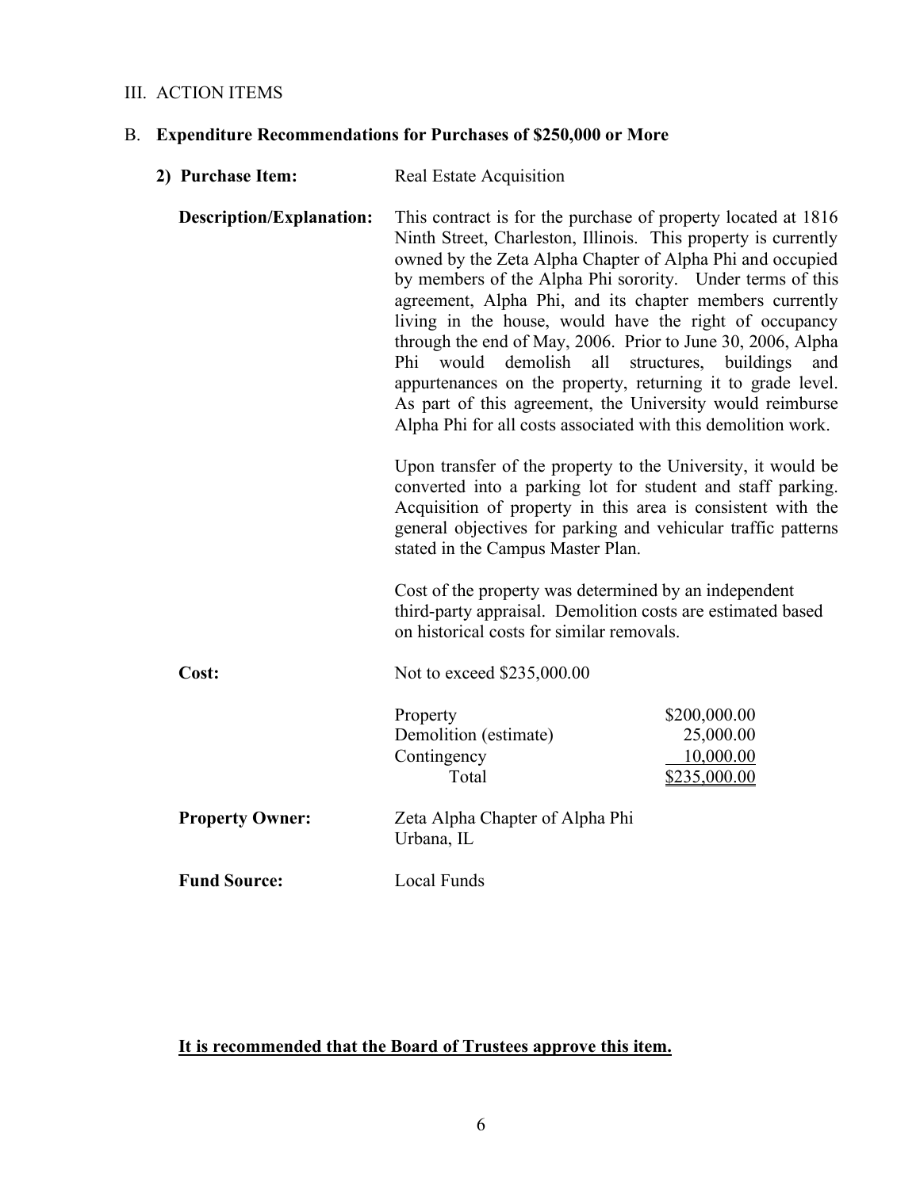III. ACTION ITEMS

B. **Expenditure Recommendations for Purchases of $250,000 or More**

**2) Purchase Item:** Real Estate Acquisition

**Description/Explanation:** This contract is for the purchase of property located at 1816 Ninth Street, Charleston, Illinois. This property is currently owned by the Zeta Alpha Chapter of Alpha Phi and occupied by members of the Alpha Phi sorority. Under terms of this agreement, Alpha Phi, and its chapter members currently living in the house, would have the right of occupancy through the end of May, 2006. Prior to June 30, 2006, Alpha Phi would demolish all structures, buildings and appurtenances on the property, returning it to grade level. As part of this agreement, the University would reimburse Alpha Phi for all costs associated with this demolition work.

Upon transfer of the property to the University, it would be converted into a parking lot for student and staff parking. Acquisition of property in this area is consistent with the general objectives for parking and vehicular traffic patterns stated in the Campus Master Plan.

Cost of the property was determined by an independent third-party appraisal. Demolition costs are estimated based on historical costs for similar removals.

**Cost:** Not to exceed $235,000.00

| | |
|---|---|
| Property | $200,000.00 |
| Demolition (estimate) | 25,000.00 |
| Contingency | 10,000.00 |
| Total | $235,000.00 |

**Property Owner:** Zeta Alpha Chapter of Alpha Phi
Urbana, IL

**Fund Source:** Local Funds

**It is recommended that the Board of Trustees approve this item.**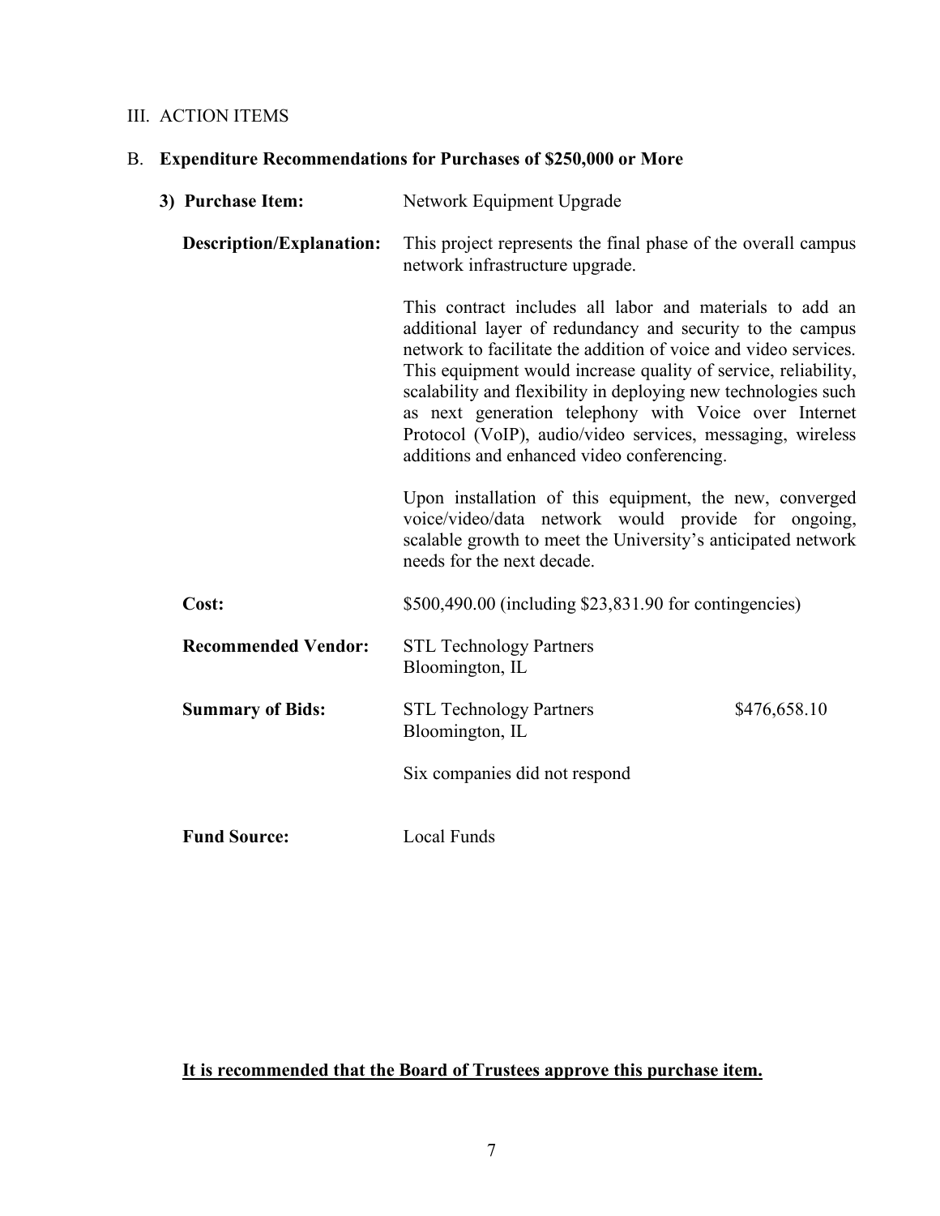III. ACTION ITEMS

## B. **Expenditure Recommendations for Purchases of $250,000 or More**

**3) Purchase Item:** Network Equipment Upgrade

**Description/Explanation:** This project represents the final phase of the overall campus network infrastructure upgrade.

This contract includes all labor and materials to add an additional layer of redundancy and security to the campus network to facilitate the addition of voice and video services. This equipment would increase quality of service, reliability, scalability and flexibility in deploying new technologies such as next generation telephony with Voice over Internet Protocol (VoIP), audio/video services, messaging, wireless additions and enhanced video conferencing.

Upon installation of this equipment, the new, converged voice/video/data network would provide for ongoing, scalable growth to meet the University's anticipated network needs for the next decade.

**Cost:** $500,490.00 (including $23,831.90 for contingencies)

**Recommended Vendor:** STL Technology Partners
Bloomington, IL

**Summary of Bids:**

| | |
|---|---|
| STL Technology Partners<br>Bloomington, IL | $476,658.10 |

Six companies did not respond

**Fund Source:** Local Funds

**It is recommended that the Board of Trustees approve this purchase item.**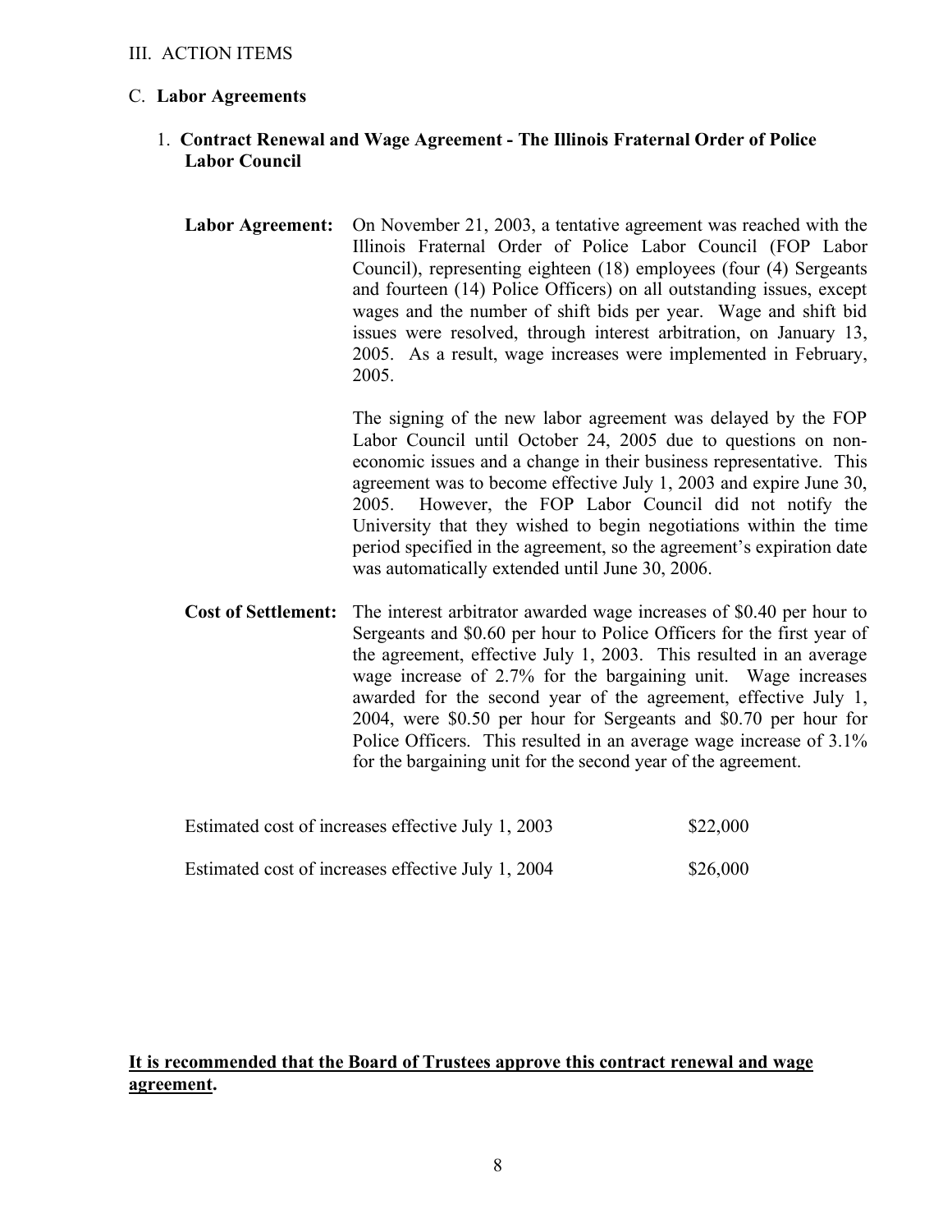III. ACTION ITEMS

C. **Labor Agreements**

1. **Contract Renewal and Wage Agreement - The Illinois Fraternal Order of Police Labor Council**

**Labor Agreement:** On November 21, 2003, a tentative agreement was reached with the Illinois Fraternal Order of Police Labor Council (FOP Labor Council), representing eighteen (18) employees (four (4) Sergeants and fourteen (14) Police Officers) on all outstanding issues, except wages and the number of shift bids per year. Wage and shift bid issues were resolved, through interest arbitration, on January 13, 2005. As a result, wage increases were implemented in February, 2005.

The signing of the new labor agreement was delayed by the FOP Labor Council until October 24, 2005 due to questions on non-economic issues and a change in their business representative. This agreement was to become effective July 1, 2003 and expire June 30, 2005. However, the FOP Labor Council did not notify the University that they wished to begin negotiations within the time period specified in the agreement, so the agreement's expiration date was automatically extended until June 30, 2006.

**Cost of Settlement:** The interest arbitrator awarded wage increases of $0.40 per hour to Sergeants and $0.60 per hour to Police Officers for the first year of the agreement, effective July 1, 2003. This resulted in an average wage increase of 2.7% for the bargaining unit. Wage increases awarded for the second year of the agreement, effective July 1, 2004, were $0.50 per hour for Sergeants and $0.70 per hour for Police Officers. This resulted in an average wage increase of 3.1% for the bargaining unit for the second year of the agreement.

| | |
|---|---|
| Estimated cost of increases effective July 1, 2003 | $22,000 |
| Estimated cost of increases effective July 1, 2004 | $26,000 |

**It is recommended that the Board of Trustees approve this contract renewal and wage agreement.**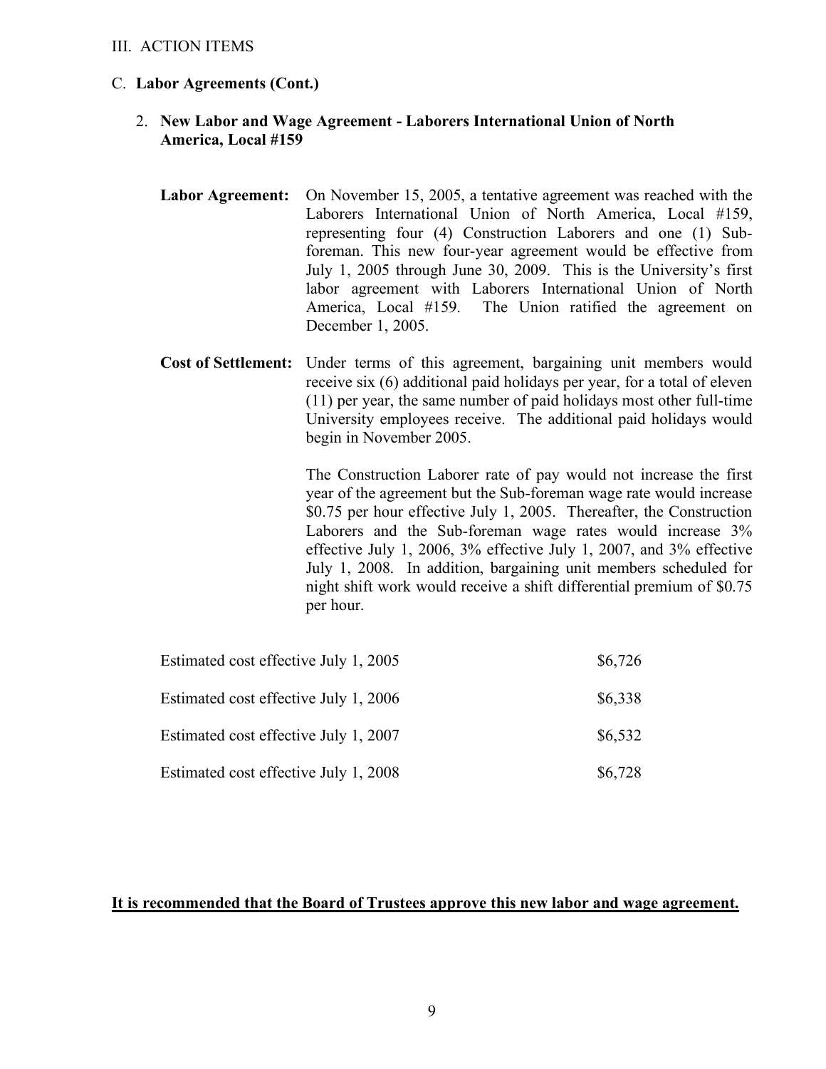III. ACTION ITEMS

C. **Labor Agreements (Cont.)**

2. **New Labor and Wage Agreement - Laborers International Union of North America, Local #159**

**Labor Agreement:** On November 15, 2005, a tentative agreement was reached with the Laborers International Union of North America, Local #159, representing four (4) Construction Laborers and one (1) Sub-foreman. This new four-year agreement would be effective from July 1, 2005 through June 30, 2009. This is the University's first labor agreement with Laborers International Union of North America, Local #159. The Union ratified the agreement on December 1, 2005.

**Cost of Settlement:** Under terms of this agreement, bargaining unit members would receive six (6) additional paid holidays per year, for a total of eleven (11) per year, the same number of paid holidays most other full-time University employees receive. The additional paid holidays would begin in November 2005.

The Construction Laborer rate of pay would not increase the first year of the agreement but the Sub-foreman wage rate would increase $0.75 per hour effective July 1, 2005. Thereafter, the Construction Laborers and the Sub-foreman wage rates would increase 3% effective July 1, 2006, 3% effective July 1, 2007, and 3% effective July 1, 2008. In addition, bargaining unit members scheduled for night shift work would receive a shift differential premium of $0.75 per hour.

| | |
|---|---|
| Estimated cost effective July 1, 2005 | $6,726 |
| Estimated cost effective July 1, 2006 | $6,338 |
| Estimated cost effective July 1, 2007 | $6,532 |
| Estimated cost effective July 1, 2008 | $6,728 |

**It is recommended that the Board of Trustees approve this new labor and wage agreement.**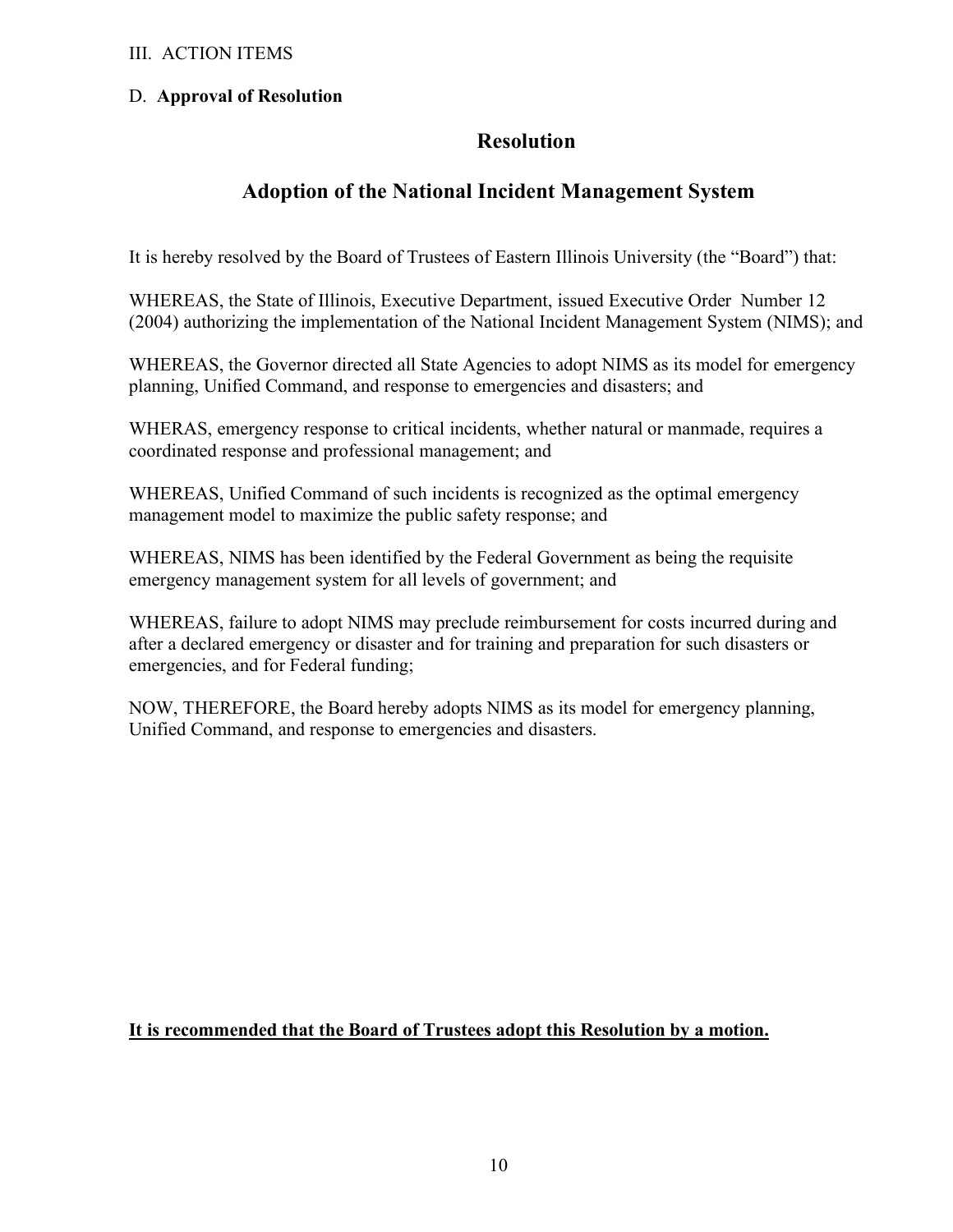III. ACTION ITEMS

D. **Approval of Resolution**

## Resolution

## Adoption of the National Incident Management System

It is hereby resolved by the Board of Trustees of Eastern Illinois University (the "Board") that:

WHEREAS, the State of Illinois, Executive Department, issued Executive Order Number 12 (2004) authorizing the implementation of the National Incident Management System (NIMS); and

WHEREAS, the Governor directed all State Agencies to adopt NIMS as its model for emergency planning, Unified Command, and response to emergencies and disasters; and

WHERAS, emergency response to critical incidents, whether natural or manmade, requires a coordinated response and professional management; and

WHEREAS, Unified Command of such incidents is recognized as the optimal emergency management model to maximize the public safety response; and

WHEREAS, NIMS has been identified by the Federal Government as being the requisite emergency management system for all levels of government; and

WHEREAS, failure to adopt NIMS may preclude reimbursement for costs incurred during and after a declared emergency or disaster and for training and preparation for such disasters or emergencies, and for Federal funding;

NOW, THEREFORE, the Board hereby adopts NIMS as its model for emergency planning, Unified Command, and response to emergencies and disasters.

**<u>It is recommended that the Board of Trustees adopt this Resolution by a motion.</u>**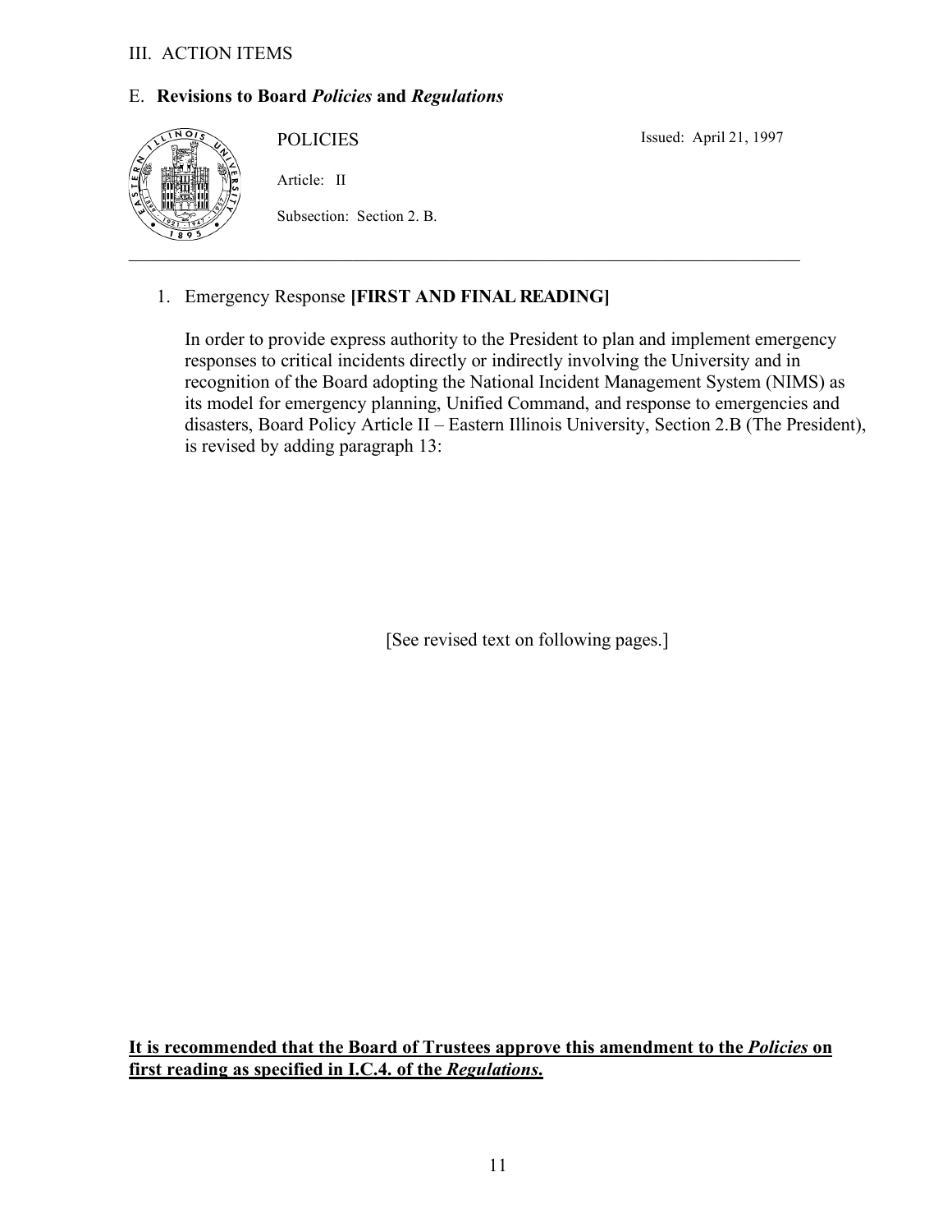III. ACTION ITEMS

E. **Revisions to Board *Policies* and *Regulations***

POLICIES

Issued: April 21, 1997

Article: II

Subsection: Section 2. B.

---

1. Emergency Response **[FIRST AND FINAL READING]**

   In order to provide express authority to the President to plan and implement emergency responses to critical incidents directly or indirectly involving the University and in recognition of the Board adopting the National Incident Management System (NIMS) as its model for emergency planning, Unified Command, and response to emergencies and disasters, Board Policy Article II – Eastern Illinois University, Section 2.B (The President), is revised by adding paragraph 13:

[See revised text on following pages.]

**It is recommended that the Board of Trustees approve this amendment to the *Policies* on first reading as specified in I.C.4. of the *Regulations*.**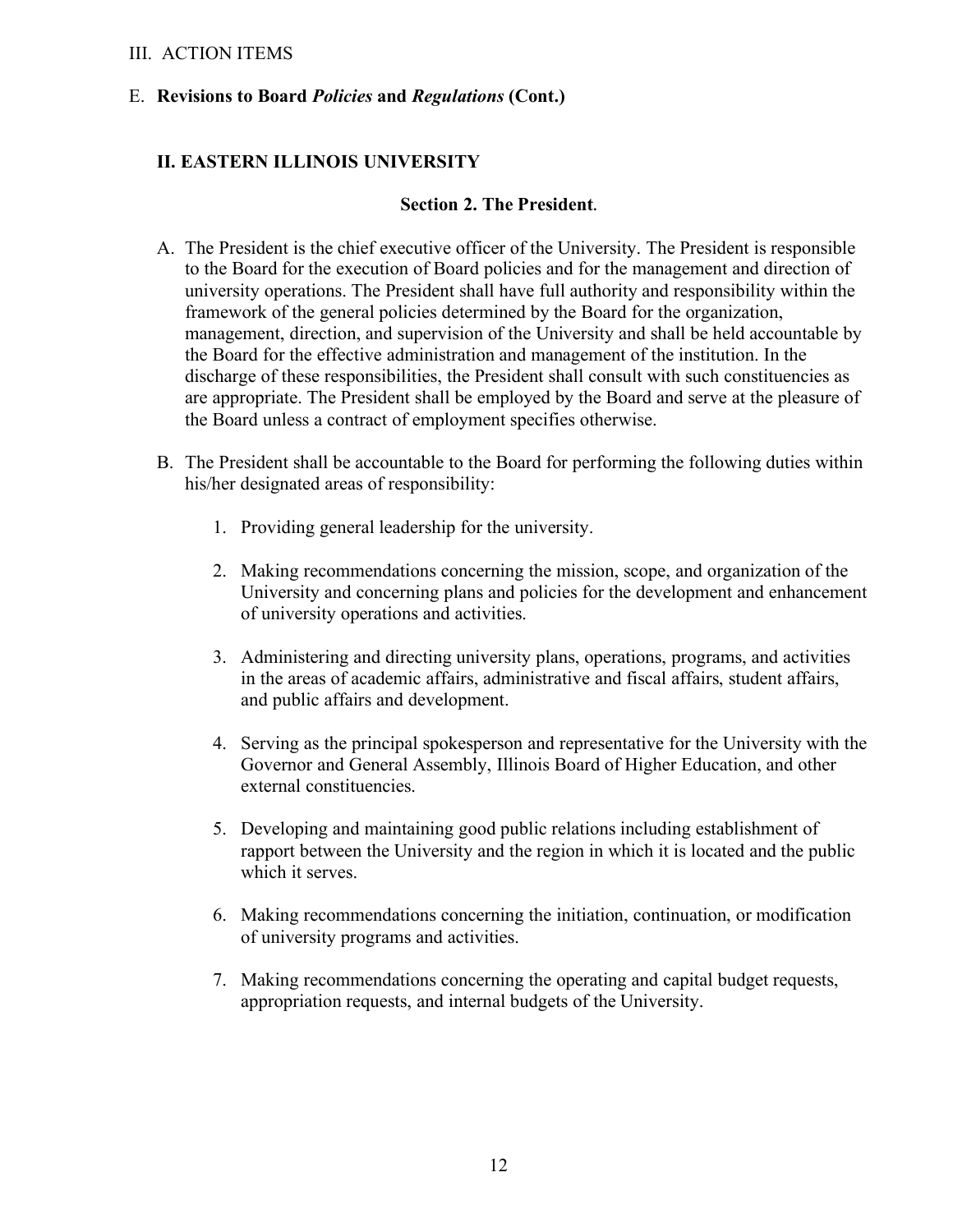III. ACTION ITEMS

E. **Revisions to Board *Policies* and *Regulations* (Cont.)**

## II. EASTERN ILLINOIS UNIVERSITY

### Section 2. The President.

A. The President is the chief executive officer of the University. The President is responsible to the Board for the execution of Board policies and for the management and direction of university operations. The President shall have full authority and responsibility within the framework of the general policies determined by the Board for the organization, management, direction, and supervision of the University and shall be held accountable by the Board for the effective administration and management of the institution. In the discharge of these responsibilities, the President shall consult with such constituencies as are appropriate. The President shall be employed by the Board and serve at the pleasure of the Board unless a contract of employment specifies otherwise.

B. The President shall be accountable to the Board for performing the following duties within his/her designated areas of responsibility:

   1. Providing general leadership for the university.

   2. Making recommendations concerning the mission, scope, and organization of the University and concerning plans and policies for the development and enhancement of university operations and activities.

   3. Administering and directing university plans, operations, programs, and activities in the areas of academic affairs, administrative and fiscal affairs, student affairs, and public affairs and development.

   4. Serving as the principal spokesperson and representative for the University with the Governor and General Assembly, Illinois Board of Higher Education, and other external constituencies.

   5. Developing and maintaining good public relations including establishment of rapport between the University and the region in which it is located and the public which it serves.

   6. Making recommendations concerning the initiation, continuation, or modification of university programs and activities.

   7. Making recommendations concerning the operating and capital budget requests, appropriation requests, and internal budgets of the University.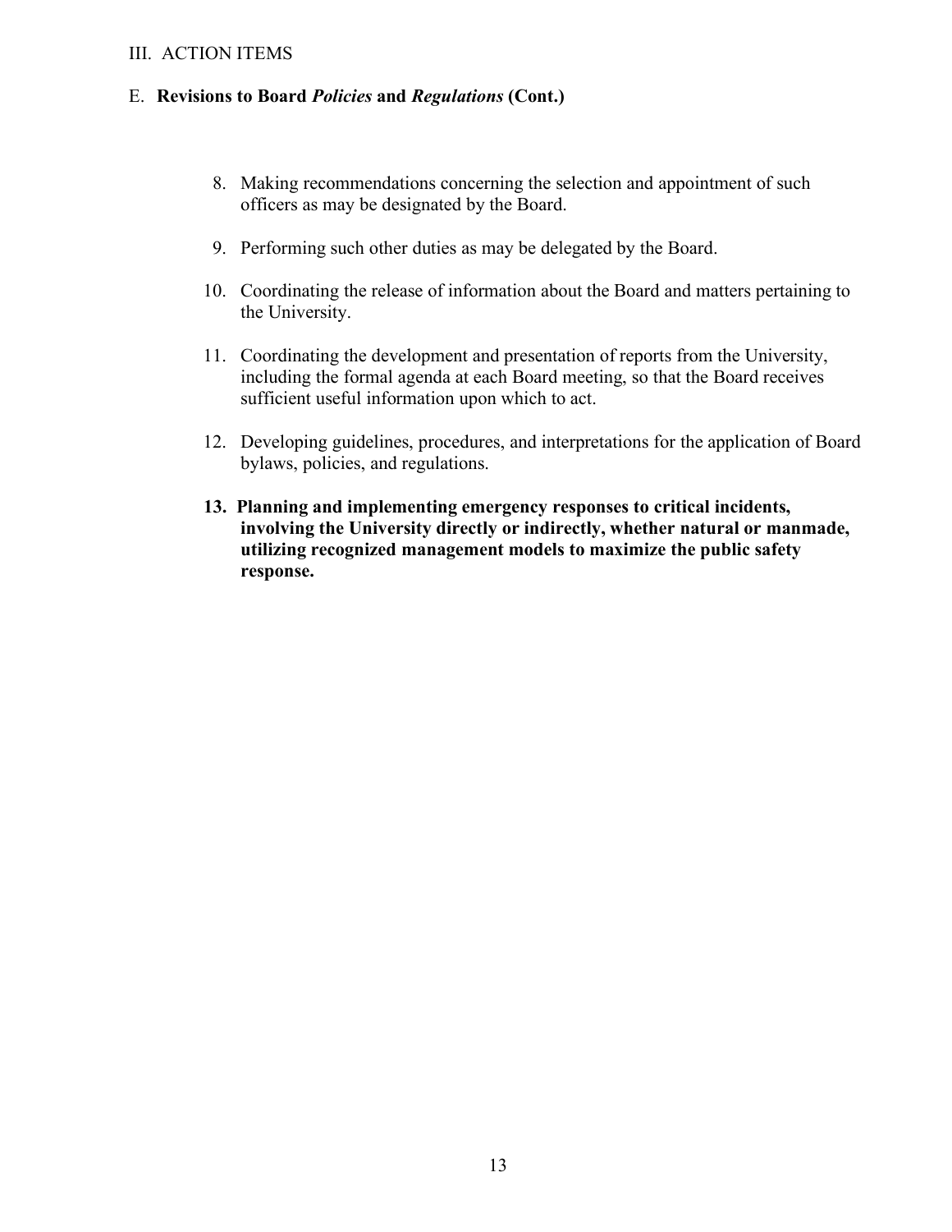III. ACTION ITEMS

E. **Revisions to Board *Policies* and *Regulations* (Cont.)**

8. Making recommendations concerning the selection and appointment of such officers as may be designated by the Board.

9. Performing such other duties as may be delegated by the Board.

10. Coordinating the release of information about the Board and matters pertaining to the University.

11. Coordinating the development and presentation of reports from the University, including the formal agenda at each Board meeting, so that the Board receives sufficient useful information upon which to act.

12. Developing guidelines, procedures, and interpretations for the application of Board bylaws, policies, and regulations.

13. **Planning and implementing emergency responses to critical incidents, involving the University directly or indirectly, whether natural or manmade, utilizing recognized management models to maximize the public safety response.**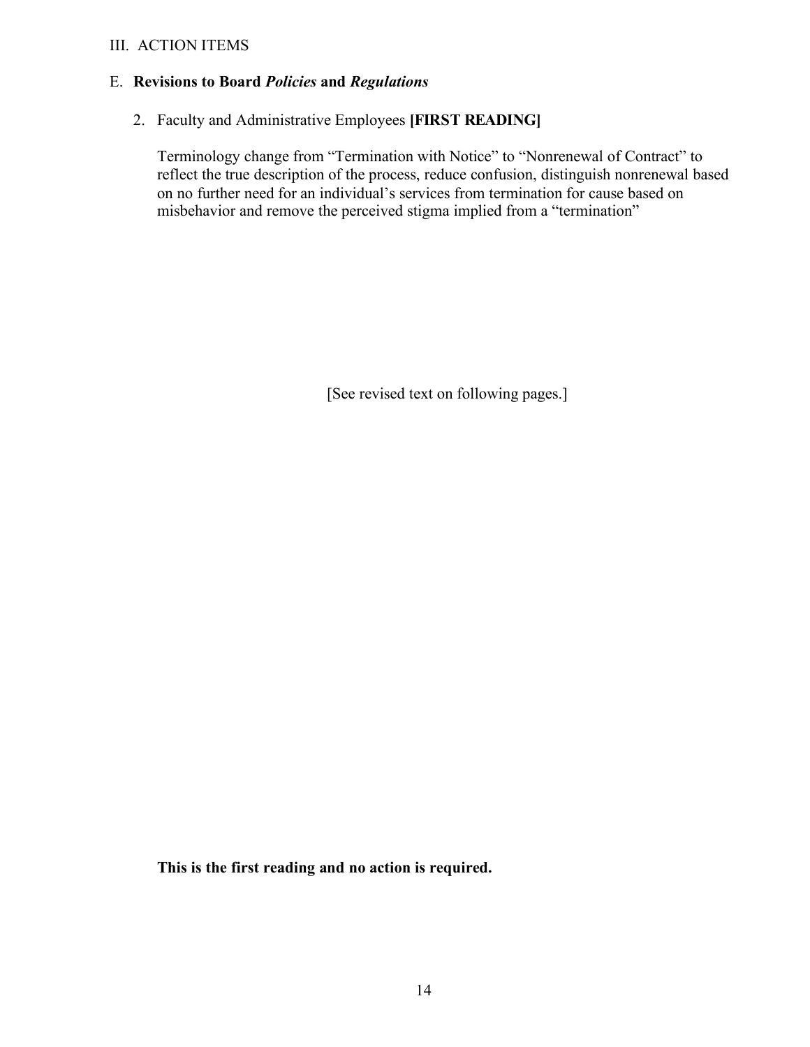III. ACTION ITEMS

E. **Revisions to Board *Policies* and *Regulations***

2. Faculty and Administrative Employees **[FIRST READING]**

   Terminology change from "Termination with Notice" to "Nonrenewal of Contract" to reflect the true description of the process, reduce confusion, distinguish nonrenewal based on no further need for an individual's services from termination for cause based on misbehavior and remove the perceived stigma implied from a "termination"

[See revised text on following pages.]

**This is the first reading and no action is required.**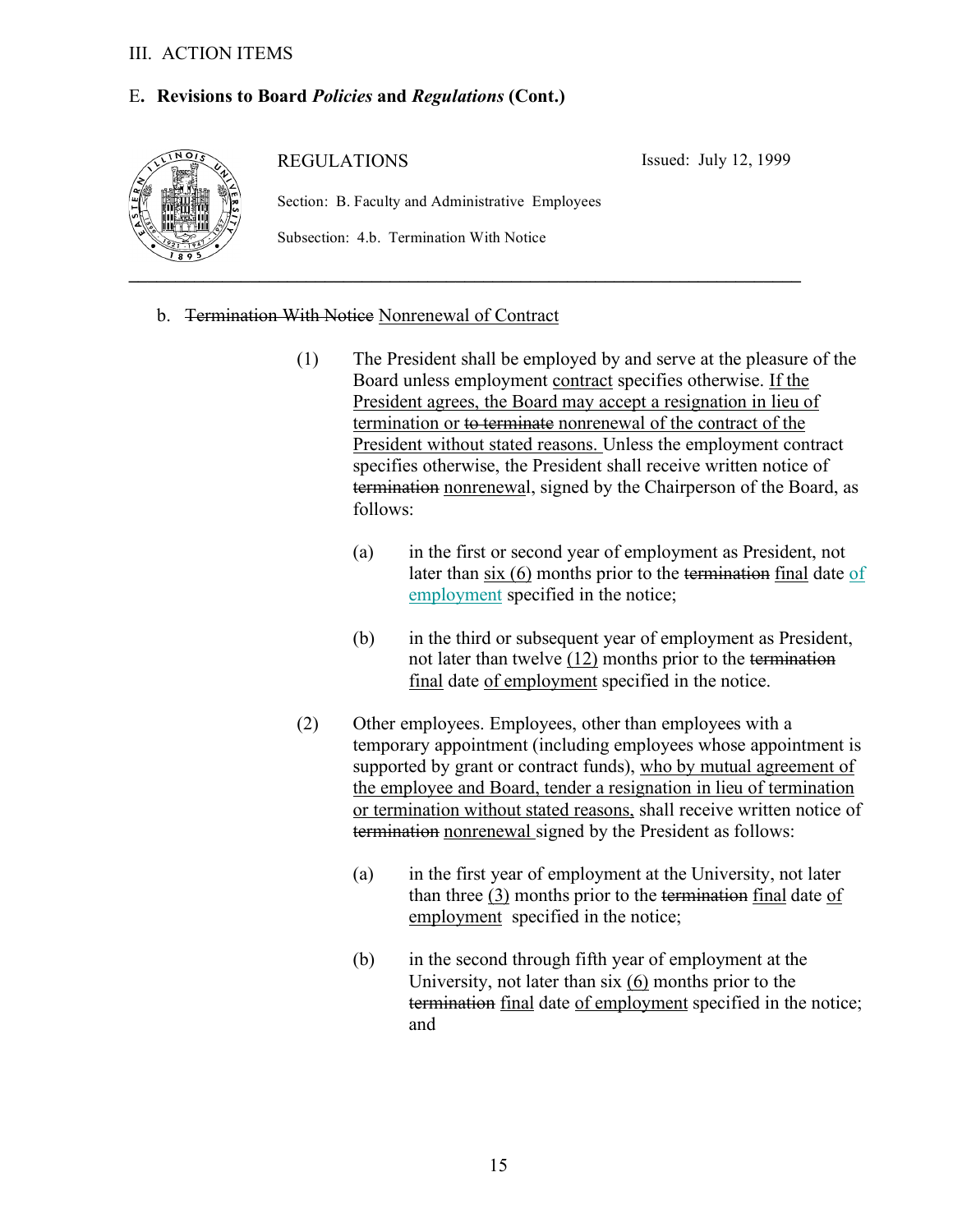III. ACTION ITEMS

E**. Revisions to Board *Policies* and *Regulations* (Cont.)**

REGULATIONS

Issued: July 12, 1999

Section: B. Faculty and Administrative Employees

Subsection: 4.b. Termination With Notice

---

b. ~~Termination With Notice~~ <u>Nonrenewal of Contract</u>

(1) The President shall be employed by and serve at the pleasure of the Board unless employment <u>contract</u> specifies otherwise. <u>If the President agrees, the Board may accept a resignation in lieu of termination or</u> ~~to terminate~~ <u>nonrenewal of the contract of the President without stated reasons.</u> Unless the employment contract specifies otherwise, the President shall receive written notice of ~~termination~~ <u>nonrenewal</u>, signed by the Chairperson of the Board, as follows:

(a) in the first or second year of employment as President, not later than <u>six (6)</u> months prior to the ~~termination~~ <u>final</u> date <u>of employment</u> specified in the notice;

(b) in the third or subsequent year of employment as President, not later than twelve <u>(12)</u> months prior to the ~~termination~~ <u>final</u> date <u>of employment</u> specified in the notice.

(2) Other employees. Employees, other than employees with a temporary appointment (including employees whose appointment is supported by grant or contract funds), <u>who by mutual agreement of the employee and Board, tender a resignation in lieu of termination or termination without stated reasons,</u> shall receive written notice of ~~termination~~ <u>nonrenewal</u> signed by the President as follows:

(a) in the first year of employment at the University, not later than three <u>(3)</u> months prior to the ~~termination~~ <u>final</u> date <u>of employment</u> specified in the notice;

(b) in the second through fifth year of employment at the University, not later than six <u>(6)</u> months prior to the ~~termination~~ <u>final</u> date <u>of employment</u> specified in the notice; and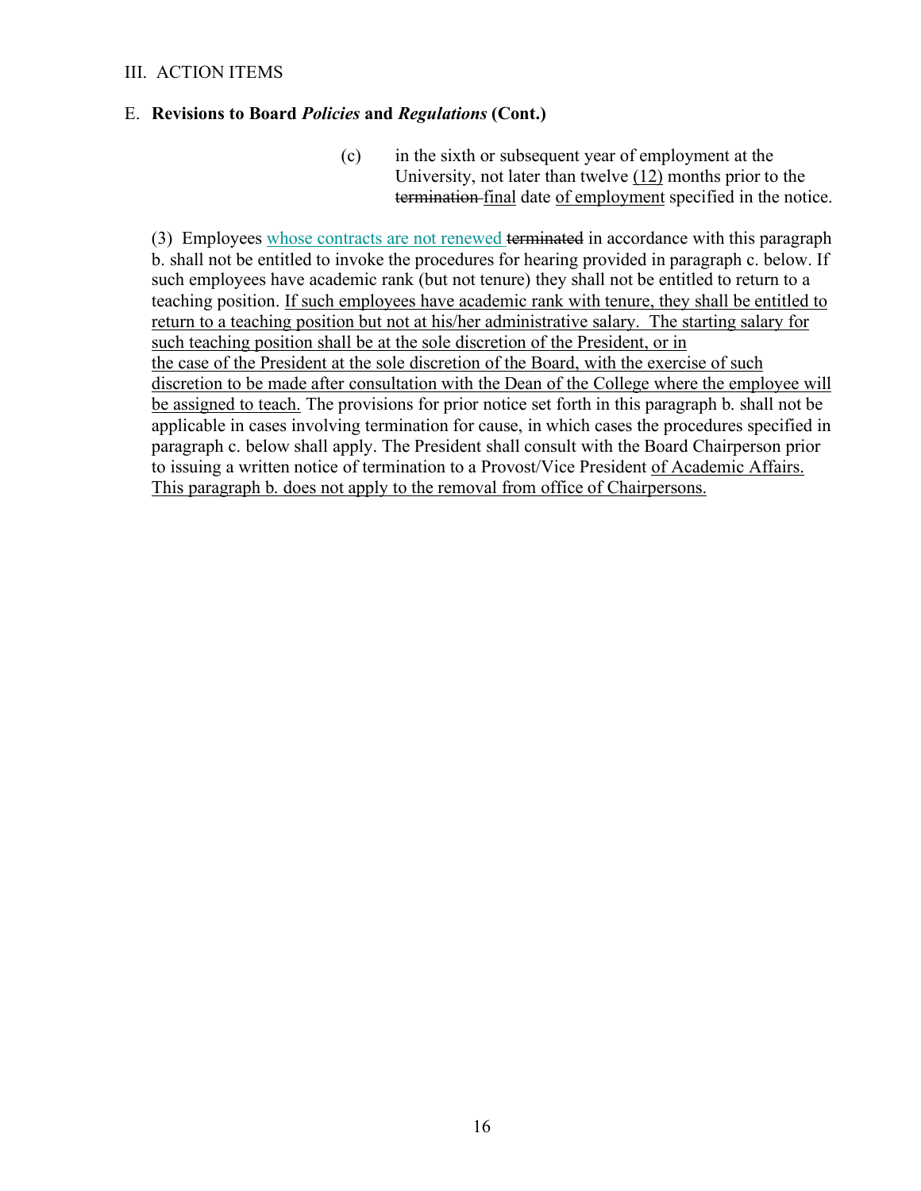III. ACTION ITEMS

E. **Revisions to Board *Policies* and *Regulations* (Cont.)**

(c) in the sixth or subsequent year of employment at the University, not later than twelve <u>(12)</u> months prior to the ~~termination~~ <u>final</u> date <u>of employment</u> specified in the notice.

(3) Employees <u>whose contracts are not renewed</u> ~~terminated~~ in accordance with this paragraph b. shall not be entitled to invoke the procedures for hearing provided in paragraph c. below. If such employees have academic rank (but not tenure) they shall not be entitled to return to a teaching position. <u>If such employees have academic rank with tenure, they shall be entitled to return to a teaching position but not at his/her administrative salary. The starting salary for such teaching position shall be at the sole discretion of the President, or in the case of the President at the sole discretion of the Board, with the exercise of such discretion to be made after consultation with the Dean of the College where the employee will be assigned to teach.</u> The provisions for prior notice set forth in this paragraph b. shall not be applicable in cases involving termination for cause, in which cases the procedures specified in paragraph c. below shall apply. The President shall consult with the Board Chairperson prior to issuing a written notice of termination to a Provost/Vice President <u>of Academic Affairs. This paragraph b. does not apply to the removal from office of Chairpersons.</u>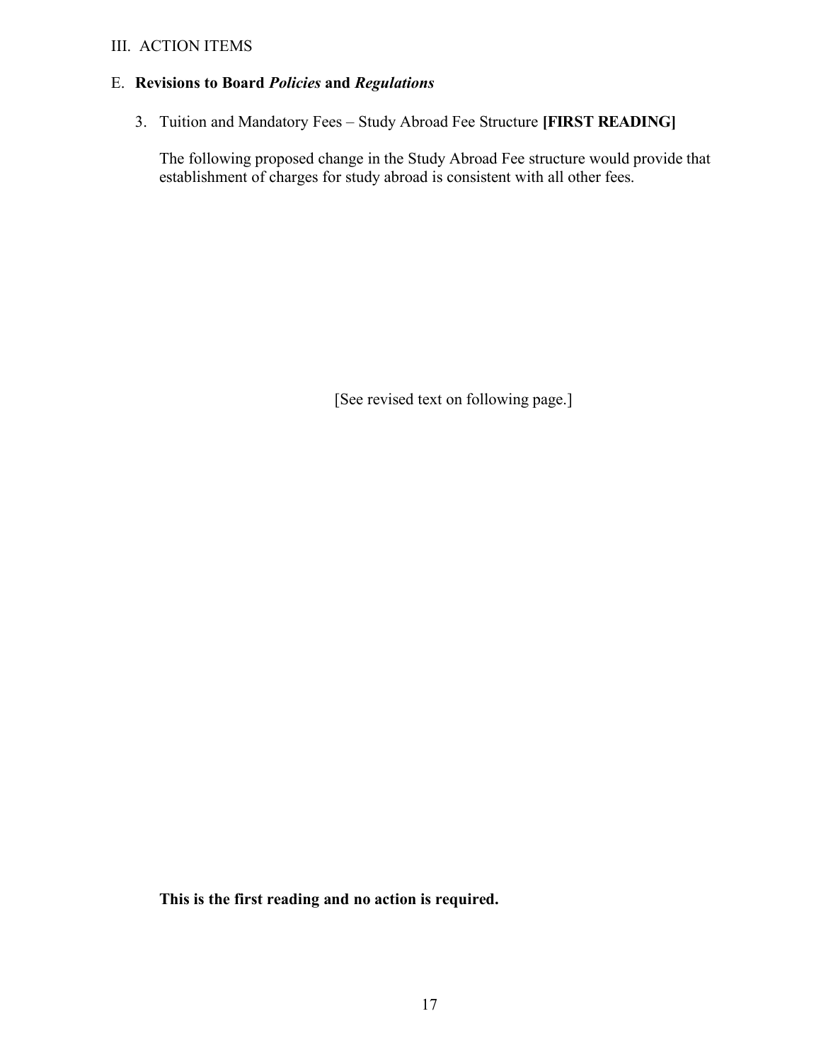III. ACTION ITEMS

E. **Revisions to Board *Policies* and *Regulations***

3. Tuition and Mandatory Fees – Study Abroad Fee Structure **[FIRST READING]**

The following proposed change in the Study Abroad Fee structure would provide that establishment of charges for study abroad is consistent with all other fees.

[See revised text on following page.]

**This is the first reading and no action is required.**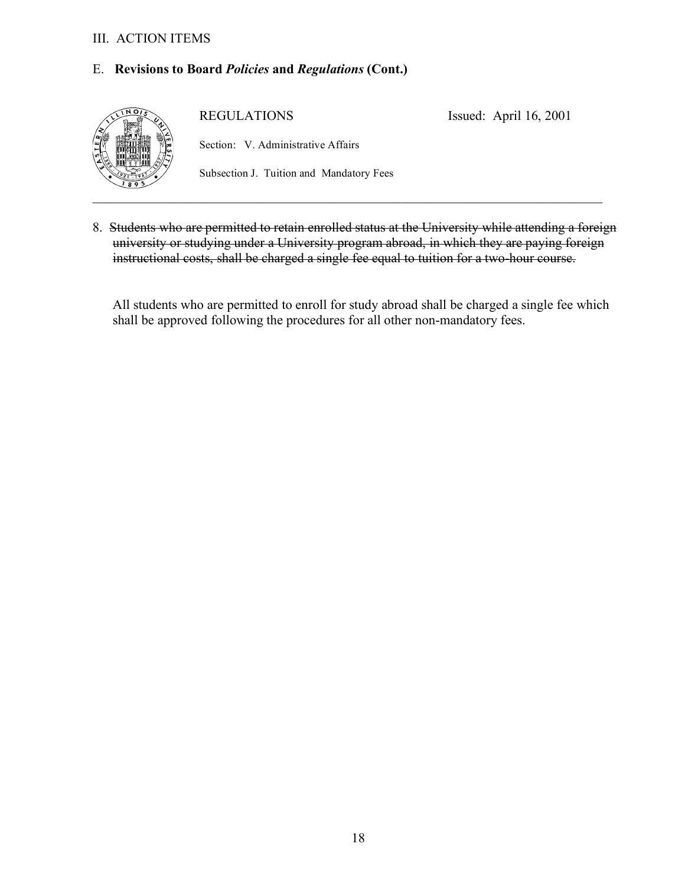III. ACTION ITEMS

E. **Revisions to Board *Policies* and *Regulations* (Cont.)**

REGULATIONS Issued: April 16, 2001

Section: V. Administrative Affairs

Subsection J. Tuition and Mandatory Fees

---

8. ~~Students who are permitted to retain enrolled status at the University while attending a foreign university or studying under a University program abroad, in which they are paying foreign instructional costs, shall be charged a single fee equal to tuition for a two-hour course.~~

   All students who are permitted to enroll for study abroad shall be charged a single fee which shall be approved following the procedures for all other non-mandatory fees.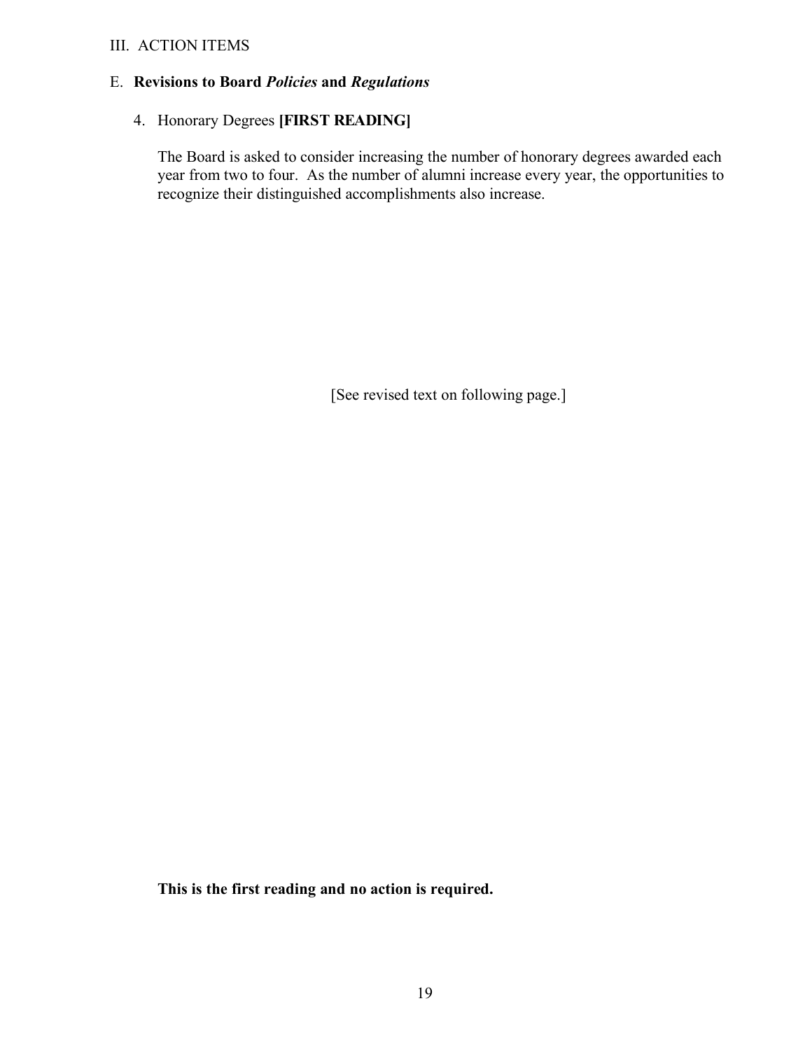III. ACTION ITEMS

E. **Revisions to Board *Policies* and *Regulations***

4. Honorary Degrees **[FIRST READING]**

The Board is asked to consider increasing the number of honorary degrees awarded each year from two to four. As the number of alumni increase every year, the opportunities to recognize their distinguished accomplishments also increase.

[See revised text on following page.]

**This is the first reading and no action is required.**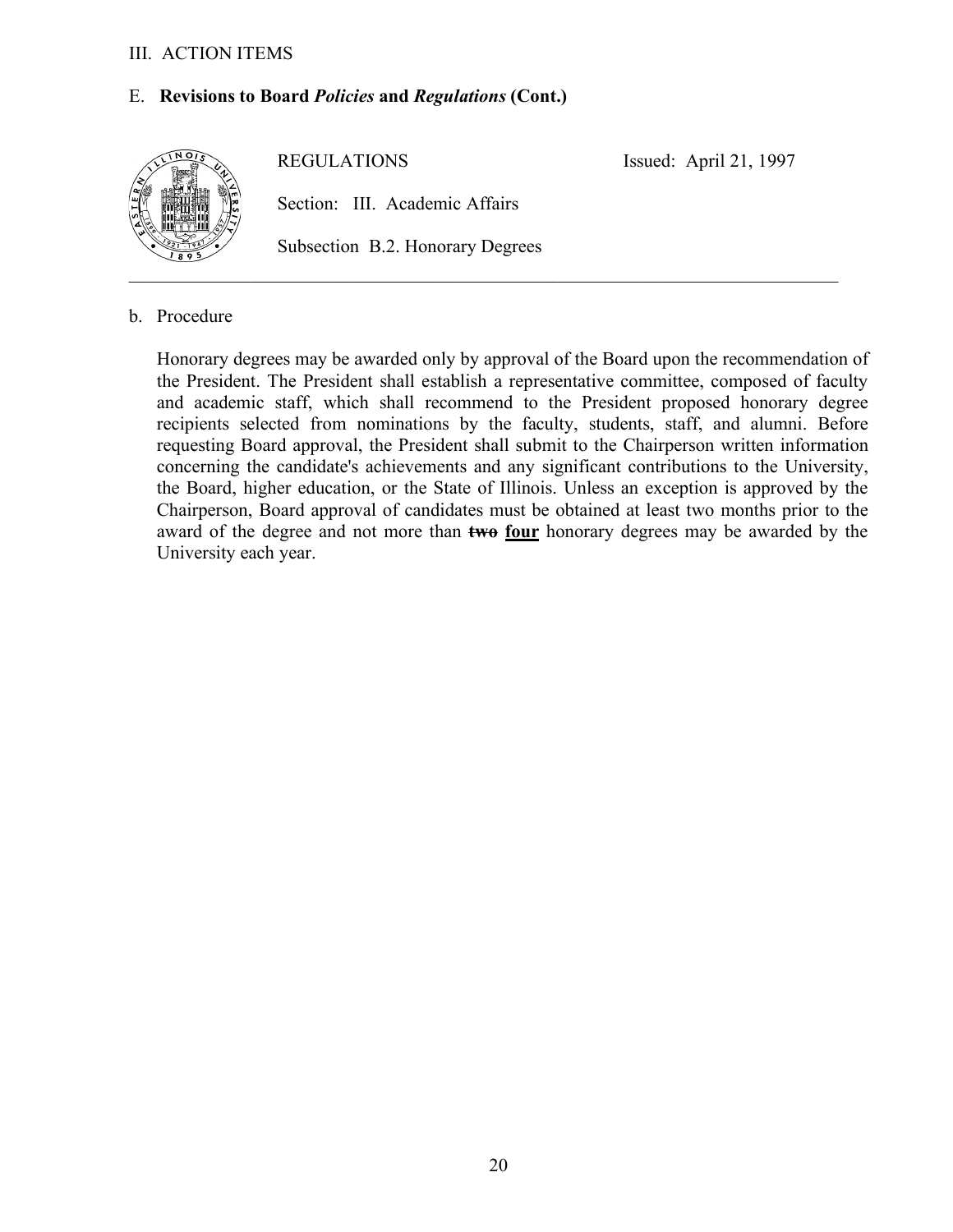III. ACTION ITEMS

E. **Revisions to Board *Policies* and *Regulations* (Cont.)**

REGULATIONS Issued: April 21, 1997

Section: III. Academic Affairs

Subsection B.2. Honorary Degrees

---

b. Procedure

Honorary degrees may be awarded only by approval of the Board upon the recommendation of the President. The President shall establish a representative committee, composed of faculty and academic staff, which shall recommend to the President proposed honorary degree recipients selected from nominations by the faculty, students, staff, and alumni. Before requesting Board approval, the President shall submit to the Chairperson written information concerning the candidate's achievements and any significant contributions to the University, the Board, higher education, or the State of Illinois. Unless an exception is approved by the Chairperson, Board approval of candidates must be obtained at least two months prior to the award of the degree and not more than ~~**two**~~ <u>**four**</u> honorary degrees may be awarded by the University each year.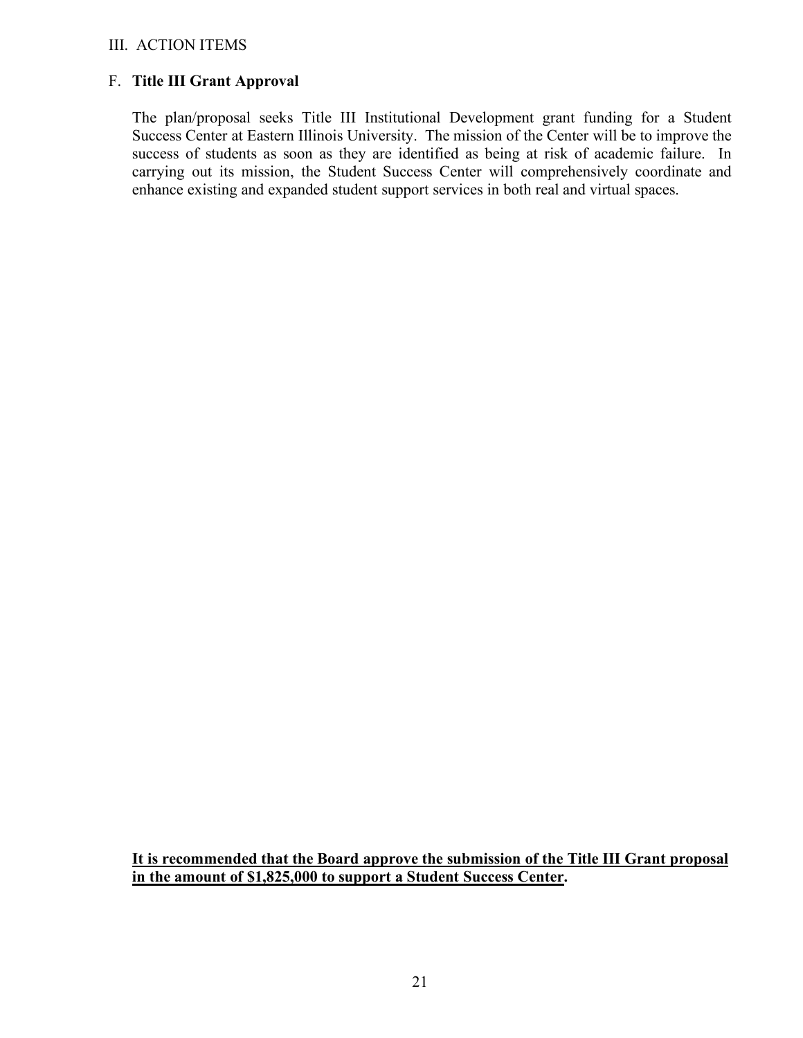III. ACTION ITEMS

F. **Title III Grant Approval**

The plan/proposal seeks Title III Institutional Development grant funding for a Student Success Center at Eastern Illinois University. The mission of the Center will be to improve the success of students as soon as they are identified as being at risk of academic failure. In carrying out its mission, the Student Success Center will comprehensively coordinate and enhance existing and expanded student support services in both real and virtual spaces.

<u>**It is recommended that the Board approve the submission of the Title III Grant proposal in the amount of $1,825,000 to support a Student Success Center**</u>**.**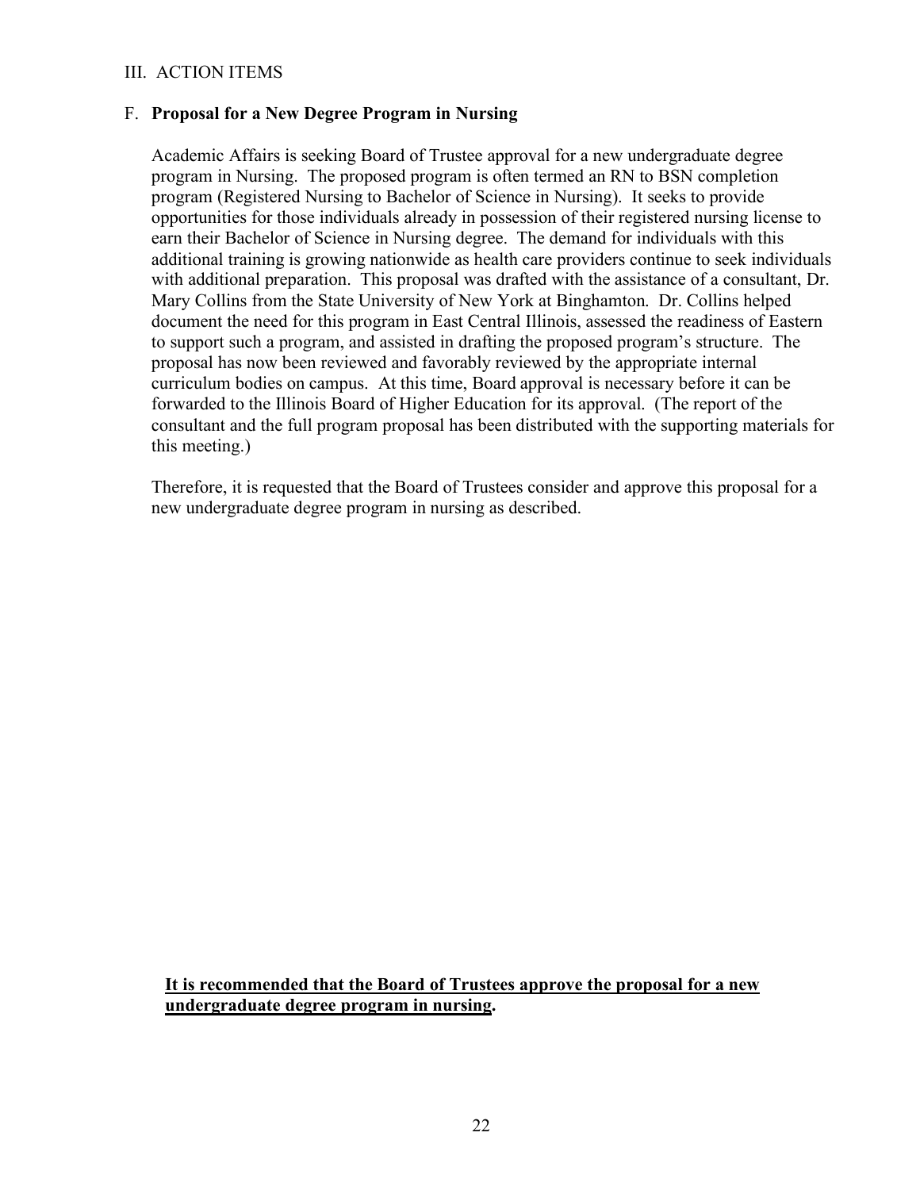III. ACTION ITEMS

F. **Proposal for a New Degree Program in Nursing**

Academic Affairs is seeking Board of Trustee approval for a new undergraduate degree program in Nursing. The proposed program is often termed an RN to BSN completion program (Registered Nursing to Bachelor of Science in Nursing). It seeks to provide opportunities for those individuals already in possession of their registered nursing license to earn their Bachelor of Science in Nursing degree. The demand for individuals with this additional training is growing nationwide as health care providers continue to seek individuals with additional preparation. This proposal was drafted with the assistance of a consultant, Dr. Mary Collins from the State University of New York at Binghamton. Dr. Collins helped document the need for this program in East Central Illinois, assessed the readiness of Eastern to support such a program, and assisted in drafting the proposed program's structure. The proposal has now been reviewed and favorably reviewed by the appropriate internal curriculum bodies on campus. At this time, Board approval is necessary before it can be forwarded to the Illinois Board of Higher Education for its approval. (The report of the consultant and the full program proposal has been distributed with the supporting materials for this meeting.)

Therefore, it is requested that the Board of Trustees consider and approve this proposal for a new undergraduate degree program in nursing as described.

<u>**It is recommended that the Board of Trustees approve the proposal for a new undergraduate degree program in nursing**</u>**.**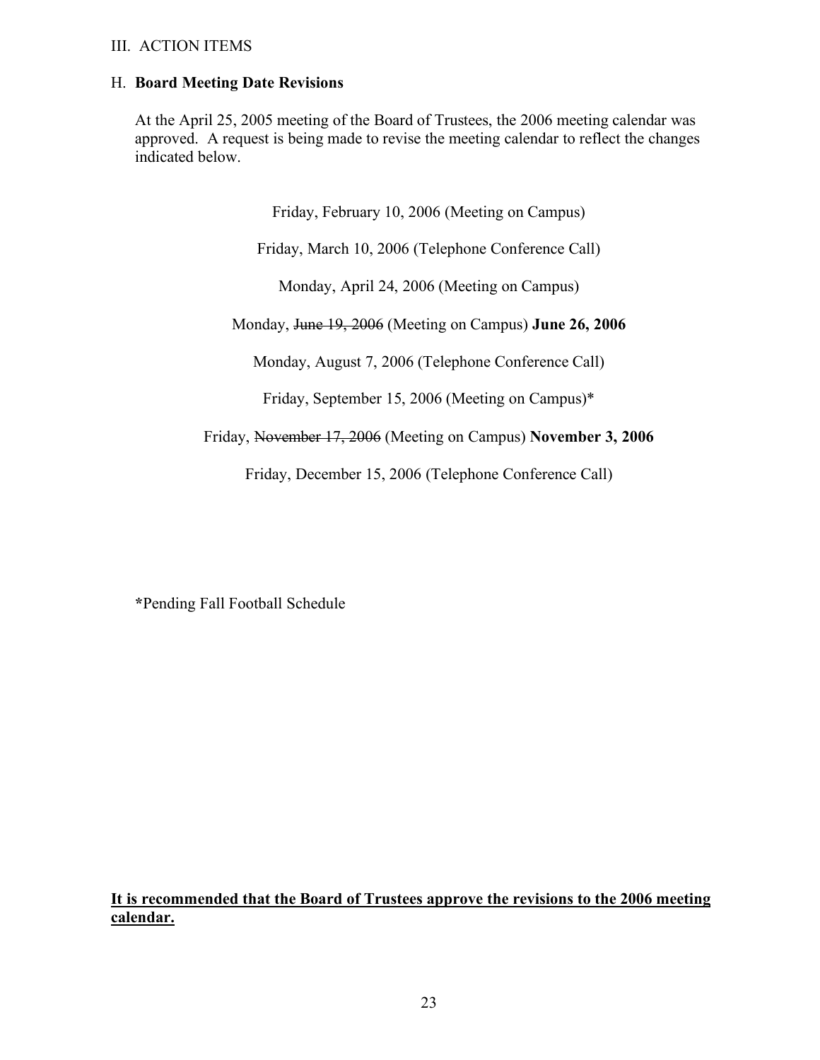III. ACTION ITEMS

## H. **Board Meeting Date Revisions**

At the April 25, 2005 meeting of the Board of Trustees, the 2006 meeting calendar was approved. A request is being made to revise the meeting calendar to reflect the changes indicated below.

Friday, February 10, 2006 (Meeting on Campus)

Friday, March 10, 2006 (Telephone Conference Call)

Monday, April 24, 2006 (Meeting on Campus)

Monday, ~~June 19, 2006~~ (Meeting on Campus) **June 26, 2006**

Monday, August 7, 2006 (Telephone Conference Call)

Friday, September 15, 2006 (Meeting on Campus)*

Friday, ~~November 17, 2006~~ (Meeting on Campus) **November 3, 2006**

Friday, December 15, 2006 (Telephone Conference Call)

*Pending Fall Football Schedule

<u>**It is recommended that the Board of Trustees approve the revisions to the 2006 meeting calendar.**</u>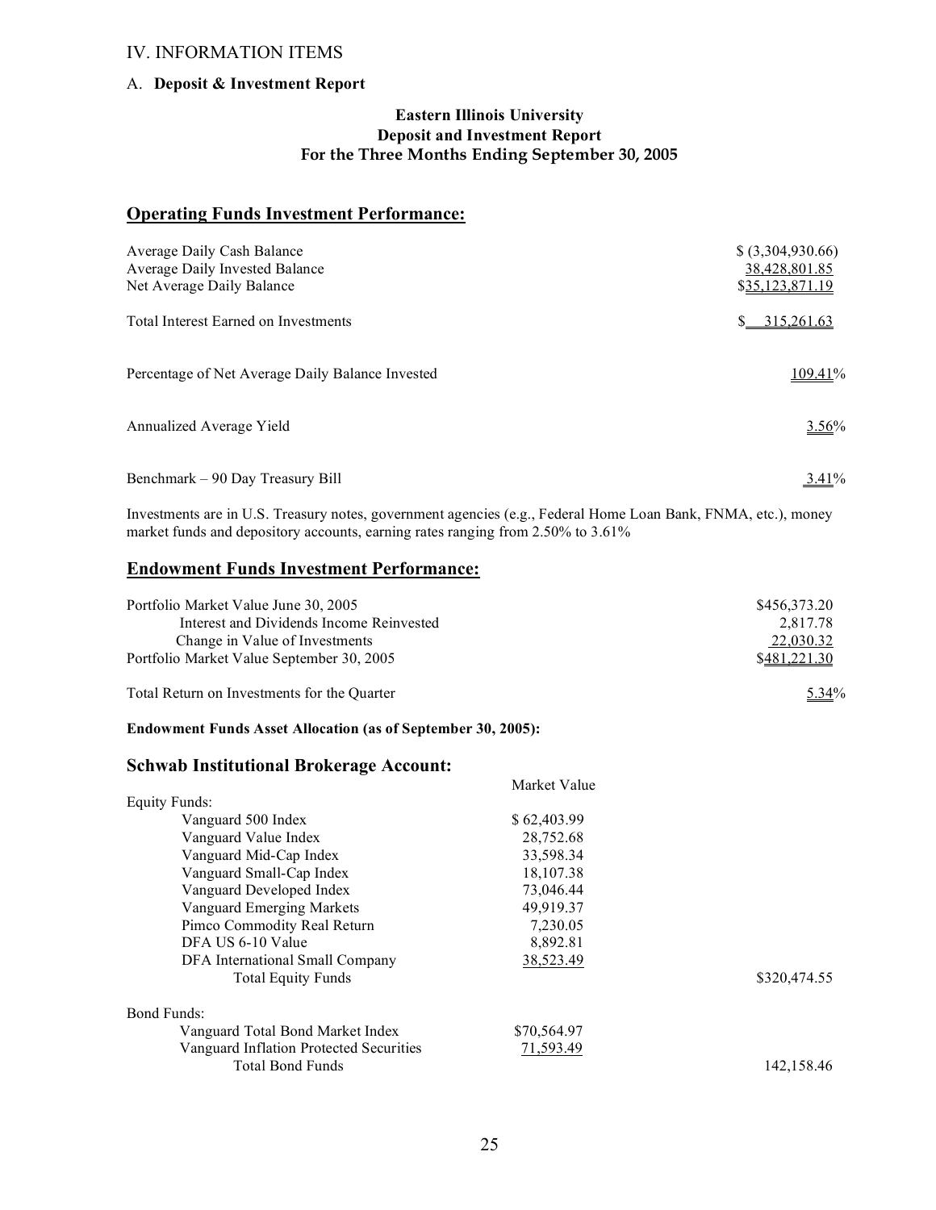## IV. INFORMATION ITEMS

### A. **Deposit & Investment Report**

**Eastern Illinois University**
**Deposit and Investment Report**
**For the Three Months Ending September 30, 2005**

### Operating Funds Investment Performance:

| | |
|---|---|
| Average Daily Cash Balance | $ (3,304,930.66) |
| Average Daily Invested Balance | 38,428,801.85 |
| Net Average Daily Balance | $35,123,871.19 |
| Total Interest Earned on Investments | $ 315,261.63 |
| Percentage of Net Average Daily Balance Invested | 109.41% |
| Annualized Average Yield | 3.56% |
| Benchmark – 90 Day Treasury Bill | 3.41% |

Investments are in U.S. Treasury notes, government agencies (e.g., Federal Home Loan Bank, FNMA, etc.), money market funds and depository accounts, earning rates ranging from 2.50% to 3.61%

### Endowment Funds Investment Performance:

| | |
|---|---|
| Portfolio Market Value June 30, 2005 | $456,373.20 |
| Interest and Dividends Income Reinvested | 2,817.78 |
| Change in Value of Investments | 22,030.32 |
| Portfolio Market Value September 30, 2005 | $481,221.30 |
| Total Return on Investments for the Quarter | 5.34% |

**Endowment Funds Asset Allocation (as of September 30, 2005):**

### Schwab Institutional Brokerage Account:

| | Market Value | |
|---|---|---|
| Equity Funds: | | |
| Vanguard 500 Index | $ 62,403.99 | |
| Vanguard Value Index | 28,752.68 | |
| Vanguard Mid-Cap Index | 33,598.34 | |
| Vanguard Small-Cap Index | 18,107.38 | |
| Vanguard Developed Index | 73,046.44 | |
| Vanguard Emerging Markets | 49,919.37 | |
| Pimco Commodity Real Return | 7,230.05 | |
| DFA US 6-10 Value | 8,892.81 | |
| DFA International Small Company | 38,523.49 | |
| Total Equity Funds | | $320,474.55 |
| Bond Funds: | | |
| Vanguard Total Bond Market Index | $70,564.97 | |
| Vanguard Inflation Protected Securities | 71,593.49 | |
| Total Bond Funds | | 142,158.46 |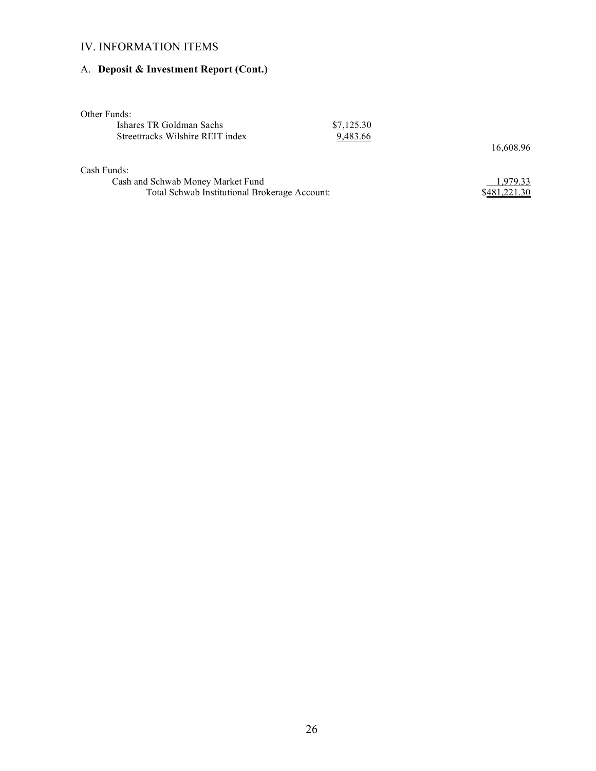## IV. INFORMATION ITEMS

### A. **Deposit & Investment Report (Cont.)**

| | | |
|---|---|---|
| Other Funds: | | |
| Ishares TR Goldman Sachs | $7,125.30 | |
| Streettracks Wilshire REIT index | 9,483.66 | |
| | | 16,608.96 |
| Cash Funds: | | |
| Cash and Schwab Money Market Fund | | 1,979.33 |
| Total Schwab Institutional Brokerage Account: | | $481,221.30 |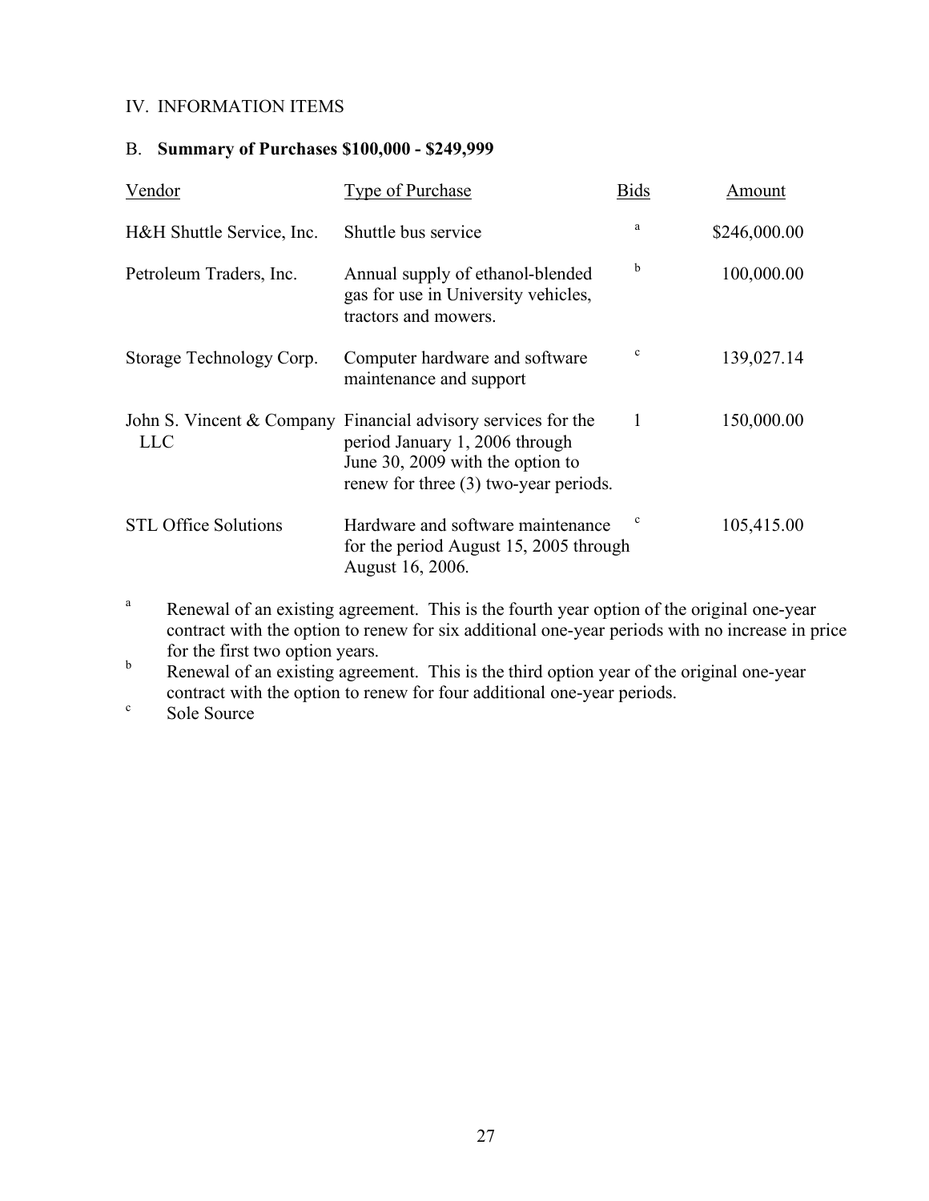IV. INFORMATION ITEMS

B. **Summary of Purchases $100,000 - $249,999**

| Vendor | Type of Purchase | Bids | Amount |
|---|---|---|---|
| H&H Shuttle Service, Inc. | Shuttle bus service | [a] | $246,000.00 |
| Petroleum Traders, Inc. | Annual supply of ethanol-blended gas for use in University vehicles, tractors and mowers. | [b] | 100,000.00 |
| Storage Technology Corp. | Computer hardware and software maintenance and support | [c] | 139,027.14 |
| John S. Vincent & Company LLC | Financial advisory services for the period January 1, 2006 through June 30, 2009 with the option to renew for three (3) two-year periods. | 1 | 150,000.00 |
| STL Office Solutions | Hardware and software maintenance for the period August 15, 2005 through August 16, 2006. | [c] | 105,415.00 |

[a] Renewal of an existing agreement. This is the fourth year option of the original one-year contract with the option to renew for six additional one-year periods with no increase in price for the first two option years.

[b] Renewal of an existing agreement. This is the third option year of the original one-year contract with the option to renew for four additional one-year periods.

[c] Sole Source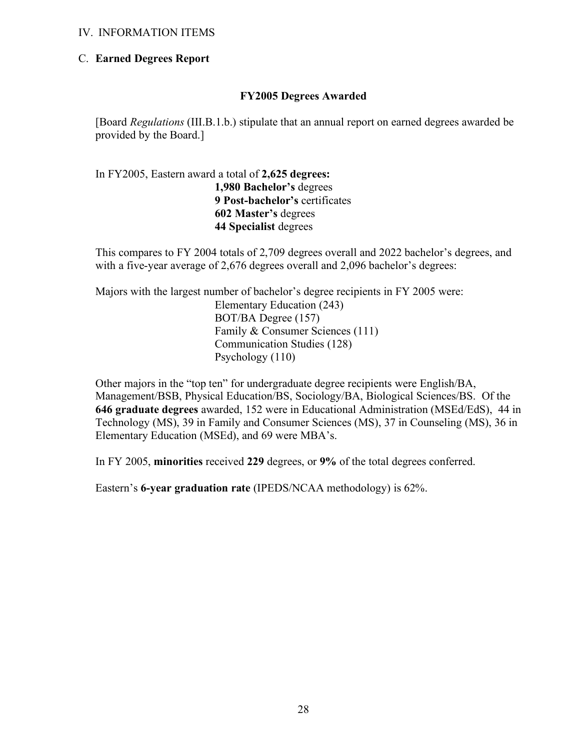IV. INFORMATION ITEMS

C. **Earned Degrees Report**

### FY2005 Degrees Awarded

[Board *Regulations* (III.B.1.b.) stipulate that an annual report on earned degrees awarded be provided by the Board.]

In FY2005, Eastern award a total of **2,625 degrees:**

**1,980 Bachelor's** degrees
**9 Post-bachelor's** certificates
**602 Master's** degrees
**44 Specialist** degrees

This compares to FY 2004 totals of 2,709 degrees overall and 2022 bachelor's degrees, and with a five-year average of 2,676 degrees overall and 2,096 bachelor's degrees:

Majors with the largest number of bachelor's degree recipients in FY 2005 were:

Elementary Education (243)
BOT/BA Degree (157)
Family & Consumer Sciences (111)
Communication Studies (128)
Psychology (110)

Other majors in the "top ten" for undergraduate degree recipients were English/BA, Management/BSB, Physical Education/BS, Sociology/BA, Biological Sciences/BS. Of the **646 graduate degrees** awarded, 152 were in Educational Administration (MSEd/EdS), 44 in Technology (MS), 39 in Family and Consumer Sciences (MS), 37 in Counseling (MS), 36 in Elementary Education (MSEd), and 69 were MBA's.

In FY 2005, **minorities** received **229** degrees, or **9%** of the total degrees conferred.

Eastern's **6-year graduation rate** (IPEDS/NCAA methodology) is 62%.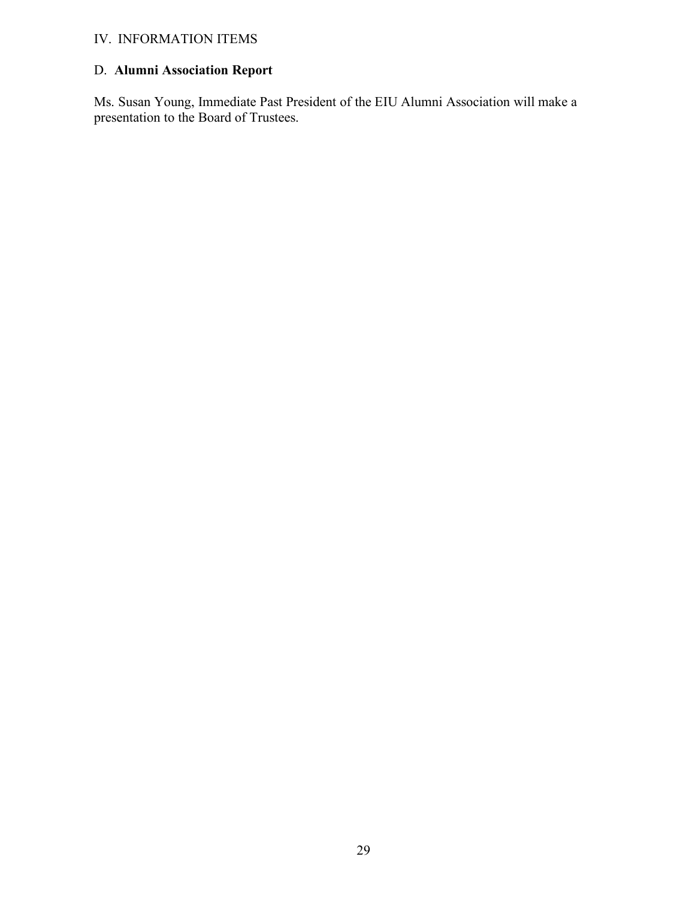IV. INFORMATION ITEMS

D. **Alumni Association Report**

Ms. Susan Young, Immediate Past President of the EIU Alumni Association will make a presentation to the Board of Trustees.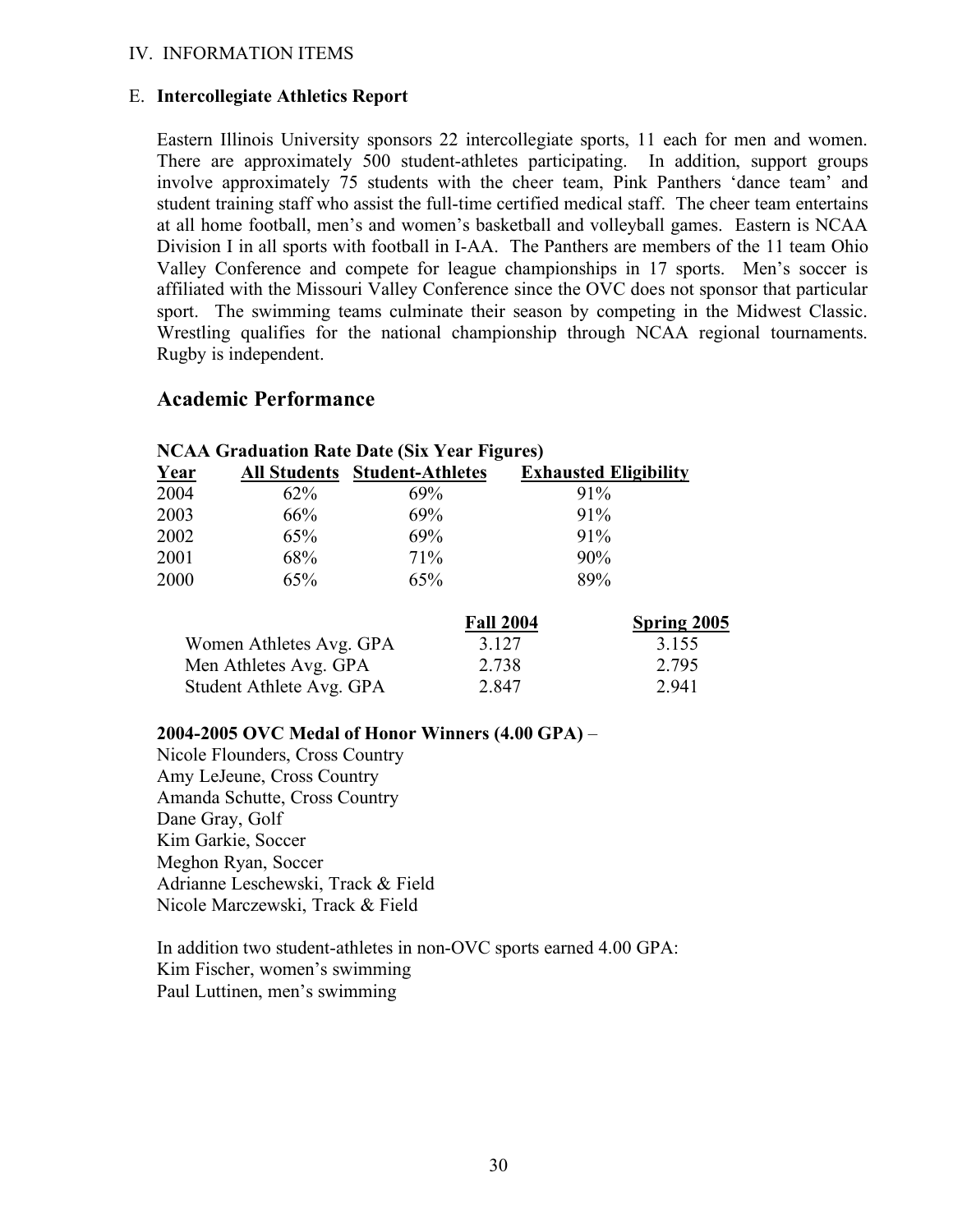IV. INFORMATION ITEMS

E. **Intercollegiate Athletics Report**

Eastern Illinois University sponsors 22 intercollegiate sports, 11 each for men and women. There are approximately 500 student-athletes participating. In addition, support groups involve approximately 75 students with the cheer team, Pink Panthers 'dance team' and student training staff who assist the full-time certified medical staff. The cheer team entertains at all home football, men's and women's basketball and volleyball games. Eastern is NCAA Division I in all sports with football in I-AA. The Panthers are members of the 11 team Ohio Valley Conference and compete for league championships in 17 sports. Men's soccer is affiliated with the Missouri Valley Conference since the OVC does not sponsor that particular sport. The swimming teams culminate their season by competing in the Midwest Classic. Wrestling qualifies for the national championship through NCAA regional tournaments. Rugby is independent.

## Academic Performance

**NCAA Graduation Rate Date (Six Year Figures)**

| Year | All Students | Student-Athletes | Exhausted Eligibility |
|---|---|---|---|
| 2004 | 62% | 69% | 91% |
| 2003 | 66% | 69% | 91% |
| 2002 | 65% | 69% | 91% |
| 2001 | 68% | 71% | 90% |
| 2000 | 65% | 65% | 89% |

| | Fall 2004 | Spring 2005 |
|---|---|---|
| Women Athletes Avg. GPA | 3.127 | 3.155 |
| Men Athletes Avg. GPA | 2.738 | 2.795 |
| Student Athlete Avg. GPA | 2.847 | 2.941 |

**2004-2005 OVC Medal of Honor Winners (4.00 GPA)** –
Nicole Flounders, Cross Country
Amy LeJeune, Cross Country
Amanda Schutte, Cross Country
Dane Gray, Golf
Kim Garkie, Soccer
Meghon Ryan, Soccer
Adrianne Leschewski, Track & Field
Nicole Marczewski, Track & Field

In addition two student-athletes in non-OVC sports earned 4.00 GPA:
Kim Fischer, women's swimming
Paul Luttinen, men's swimming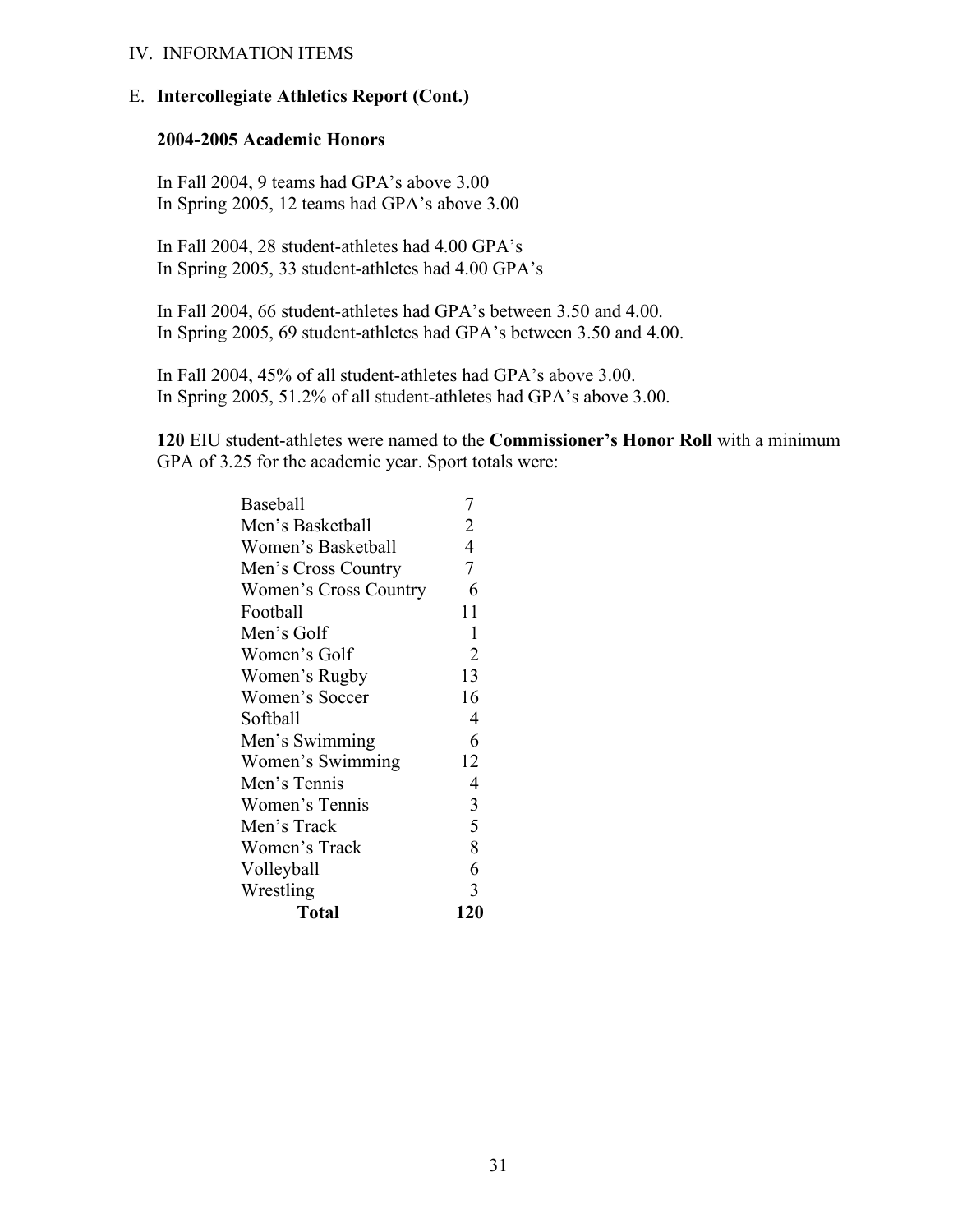IV. INFORMATION ITEMS

E. **Intercollegiate Athletics Report (Cont.)**

**2004-2005 Academic Honors**

In Fall 2004, 9 teams had GPA's above 3.00
In Spring 2005, 12 teams had GPA's above 3.00

In Fall 2004, 28 student-athletes had 4.00 GPA's
In Spring 2005, 33 student-athletes had 4.00 GPA's

In Fall 2004, 66 student-athletes had GPA's between 3.50 and 4.00.
In Spring 2005, 69 student-athletes had GPA's between 3.50 and 4.00.

In Fall 2004, 45% of all student-athletes had GPA's above 3.00.
In Spring 2005, 51.2% of all student-athletes had GPA's above 3.00.

**120** EIU student-athletes were named to the **Commissioner's Honor Roll** with a minimum GPA of 3.25 for the academic year. Sport totals were:

| Sport | Total |
|---|---|
| Baseball | 7 |
| Men's Basketball | 2 |
| Women's Basketball | 4 |
| Men's Cross Country | 7 |
| Women's Cross Country | 6 |
| Football | 11 |
| Men's Golf | 1 |
| Women's Golf | 2 |
| Women's Rugby | 13 |
| Women's Soccer | 16 |
| Softball | 4 |
| Men's Swimming | 6 |
| Women's Swimming | 12 |
| Men's Tennis | 4 |
| Women's Tennis | 3 |
| Men's Track | 5 |
| Women's Track | 8 |
| Volleyball | 6 |
| Wrestling | 3 |
| **Total** | **120** |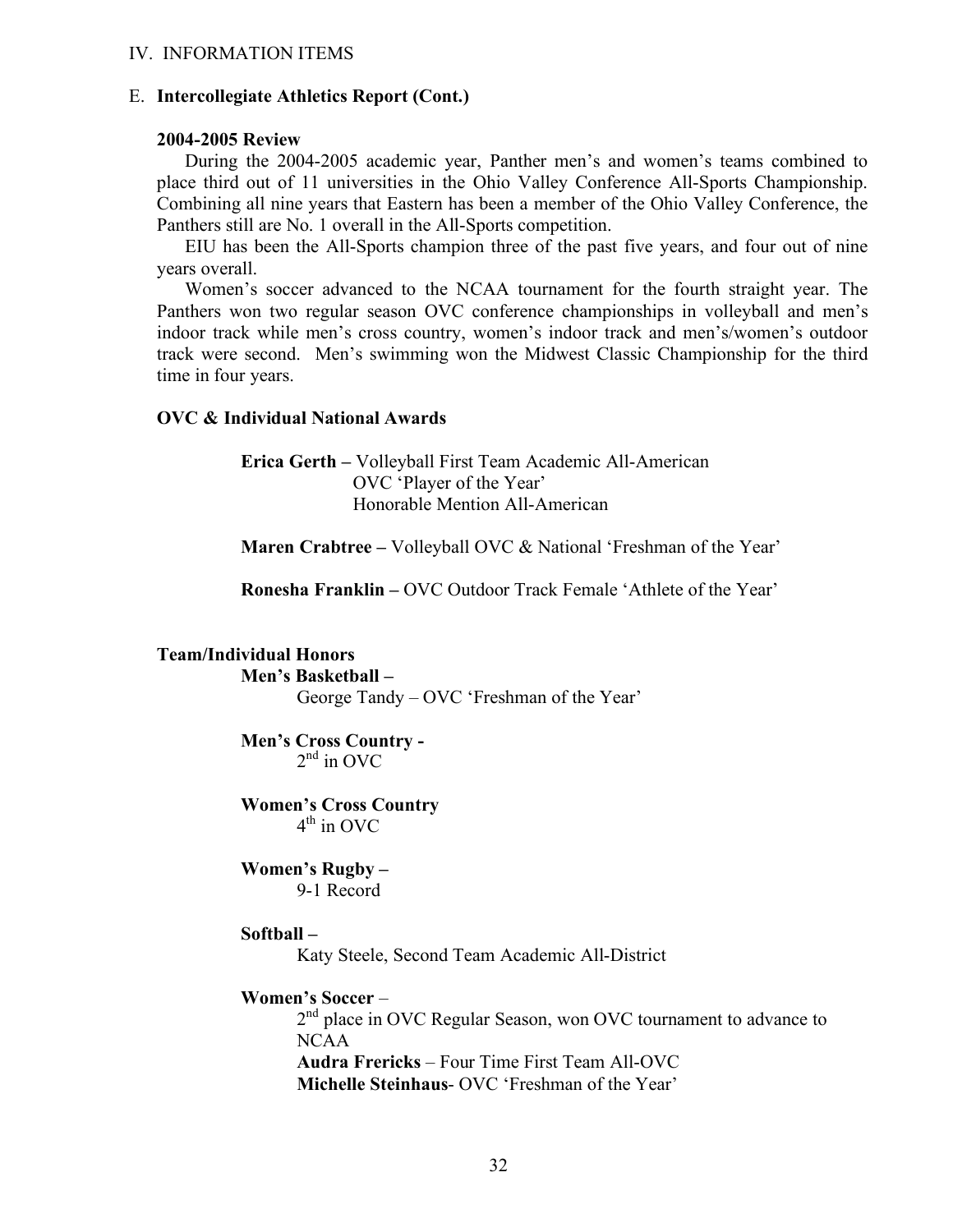IV. INFORMATION ITEMS

E. **Intercollegiate Athletics Report (Cont.)**

**2004-2005 Review**

During the 2004-2005 academic year, Panther men's and women's teams combined to place third out of 11 universities in the Ohio Valley Conference All-Sports Championship. Combining all nine years that Eastern has been a member of the Ohio Valley Conference, the Panthers still are No. 1 overall in the All-Sports competition.

EIU has been the All-Sports champion three of the past five years, and four out of nine years overall.

Women's soccer advanced to the NCAA tournament for the fourth straight year. The Panthers won two regular season OVC conference championships in volleyball and men's indoor track while men's cross country, women's indoor track and men's/women's outdoor track were second. Men's swimming won the Midwest Classic Championship for the third time in four years.

**OVC & Individual National Awards**

**Erica Gerth –** Volleyball First Team Academic All-American
OVC 'Player of the Year'
Honorable Mention All-American

**Maren Crabtree –** Volleyball OVC & National 'Freshman of the Year'

**Ronesha Franklin –** OVC Outdoor Track Female 'Athlete of the Year'

**Team/Individual Honors**

**Men's Basketball –**
George Tandy – OVC 'Freshman of the Year'

**Men's Cross Country -**
2nd in OVC

**Women's Cross Country**
4th in OVC

**Women's Rugby –**
9-1 Record

**Softball –**
Katy Steele, Second Team Academic All-District

**Women's Soccer** –
2nd place in OVC Regular Season, won OVC tournament to advance to NCAA
**Audra Frericks** – Four Time First Team All-OVC
**Michelle Steinhaus**- OVC 'Freshman of the Year'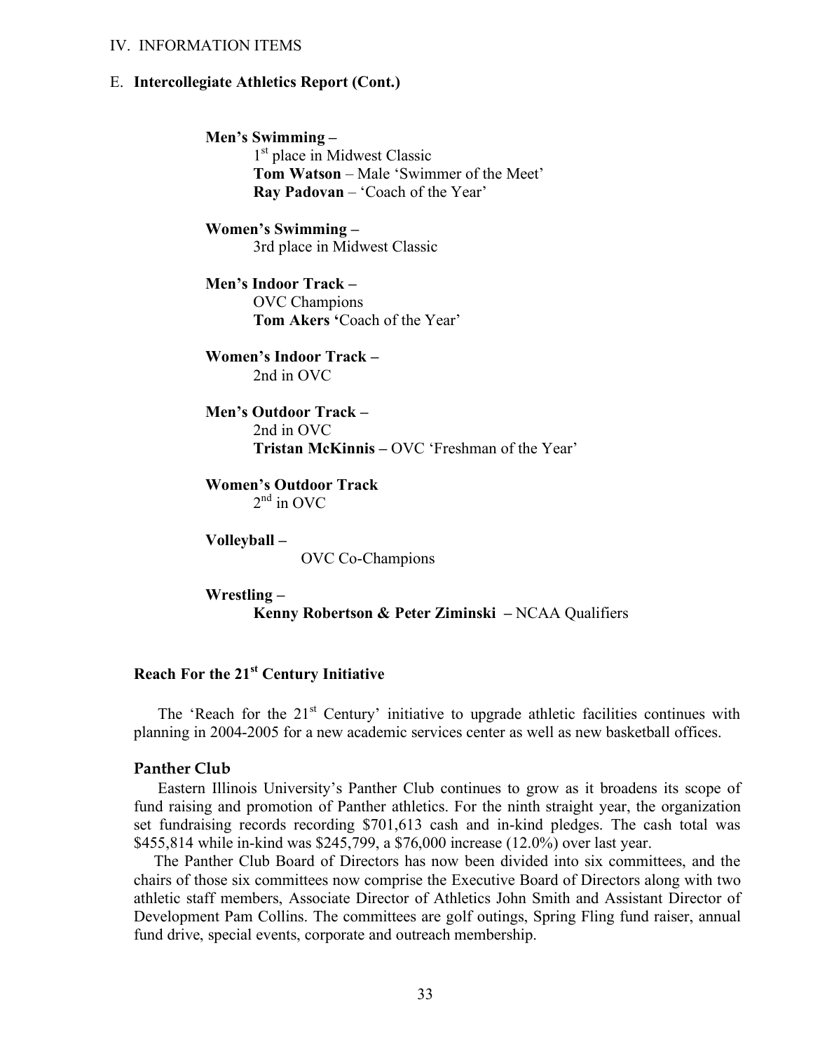IV. INFORMATION ITEMS

E. **Intercollegiate Athletics Report (Cont.)**

**Men's Swimming –**
1st place in Midwest Classic
**Tom Watson** – Male 'Swimmer of the Meet'
**Ray Padovan** – 'Coach of the Year'

**Women's Swimming –**
3rd place in Midwest Classic

**Men's Indoor Track –**
OVC Champions
**Tom Akers '**Coach of the Year'

**Women's Indoor Track –**
2nd in OVC

**Men's Outdoor Track –**
2nd in OVC
**Tristan McKinnis –** OVC 'Freshman of the Year'

**Women's Outdoor Track**
2nd in OVC

**Volleyball –**
OVC Co-Champions

**Wrestling –**
**Kenny Robertson & Peter Ziminski –** NCAA Qualifiers

### Reach For the 21st Century Initiative

The 'Reach for the 21st Century' initiative to upgrade athletic facilities continues with planning in 2004-2005 for a new academic services center as well as new basketball offices.

### Panther Club

Eastern Illinois University's Panther Club continues to grow as it broadens its scope of fund raising and promotion of Panther athletics. For the ninth straight year, the organization set fundraising records recording $701,613 cash and in-kind pledges. The cash total was $455,814 while in-kind was $245,799, a $76,000 increase (12.0%) over last year.

The Panther Club Board of Directors has now been divided into six committees, and the chairs of those six committees now comprise the Executive Board of Directors along with two athletic staff members, Associate Director of Athletics John Smith and Assistant Director of Development Pam Collins. The committees are golf outings, Spring Fling fund raiser, annual fund drive, special events, corporate and outreach membership.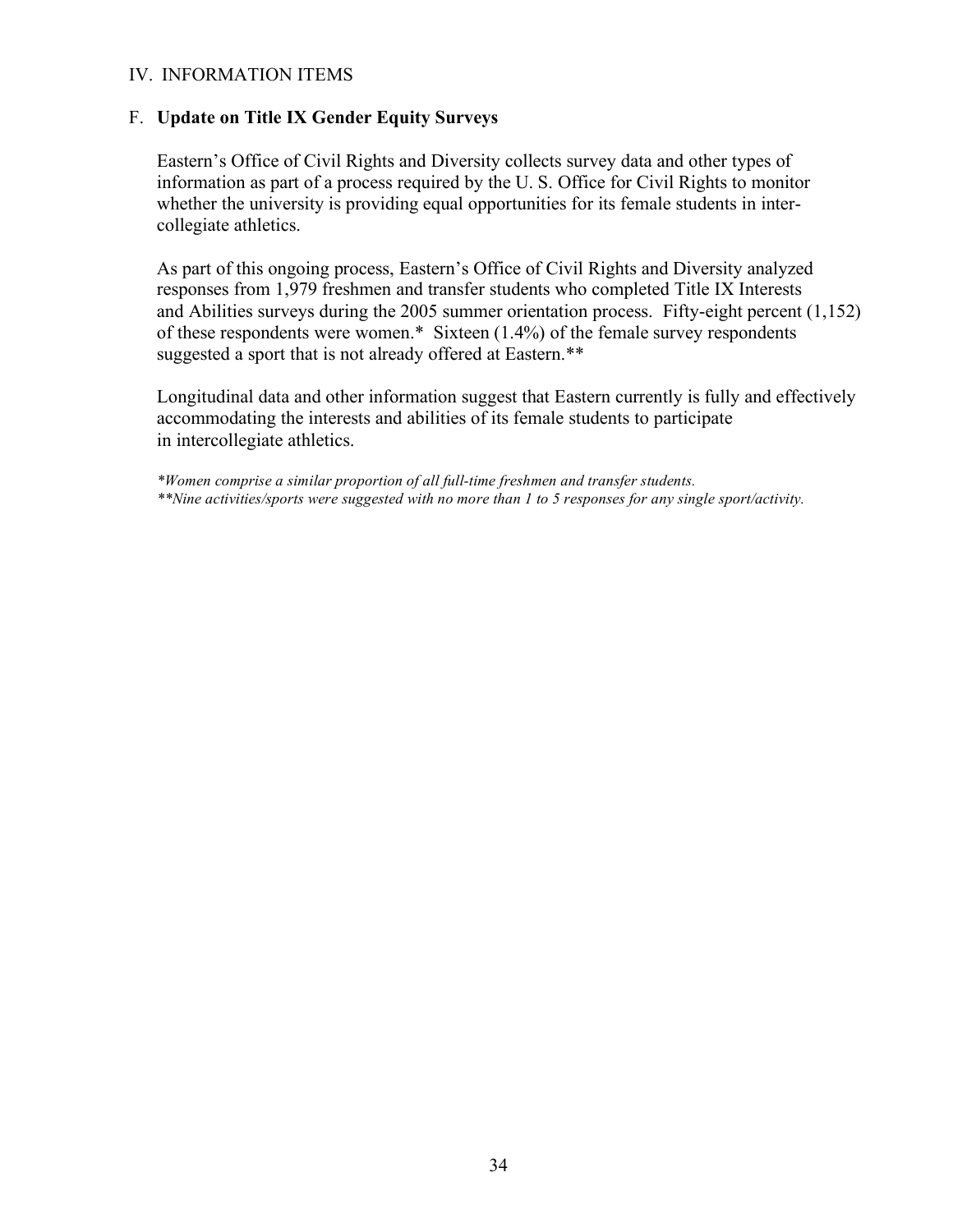IV. INFORMATION ITEMS

F. **Update on Title IX Gender Equity Surveys**

Eastern's Office of Civil Rights and Diversity collects survey data and other types of information as part of a process required by the U. S. Office for Civil Rights to monitor whether the university is providing equal opportunities for its female students in inter-collegiate athletics.

As part of this ongoing process, Eastern's Office of Civil Rights and Diversity analyzed responses from 1,979 freshmen and transfer students who completed Title IX Interests and Abilities surveys during the 2005 summer orientation process. Fifty-eight percent (1,152) of these respondents were women.* Sixteen (1.4%) of the female survey respondents suggested a sport that is not already offered at Eastern.**

Longitudinal data and other information suggest that Eastern currently is fully and effectively accommodating the interests and abilities of its female students to participate in intercollegiate athletics.

*\*Women comprise a similar proportion of all full-time freshmen and transfer students.*
*\*\*Nine activities/sports were suggested with no more than 1 to 5 responses for any single sport/activity.*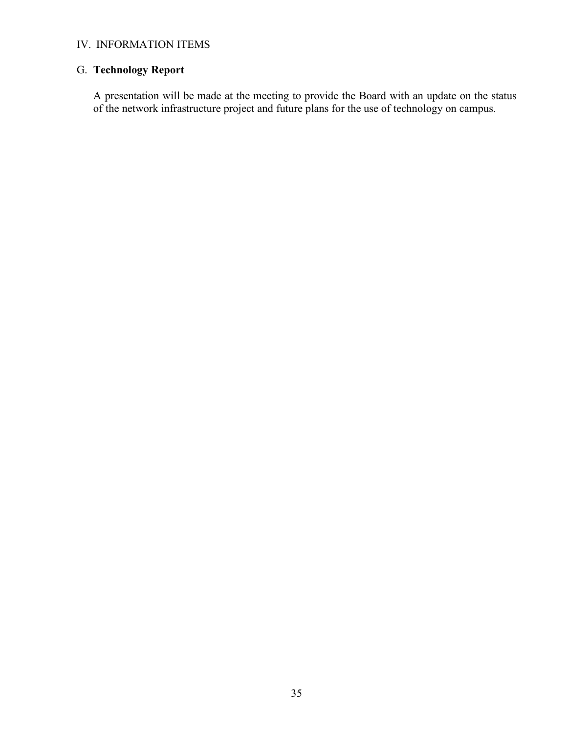IV. INFORMATION ITEMS

## G. **Technology Report**

A presentation will be made at the meeting to provide the Board with an update on the status of the network infrastructure project and future plans for the use of technology on campus.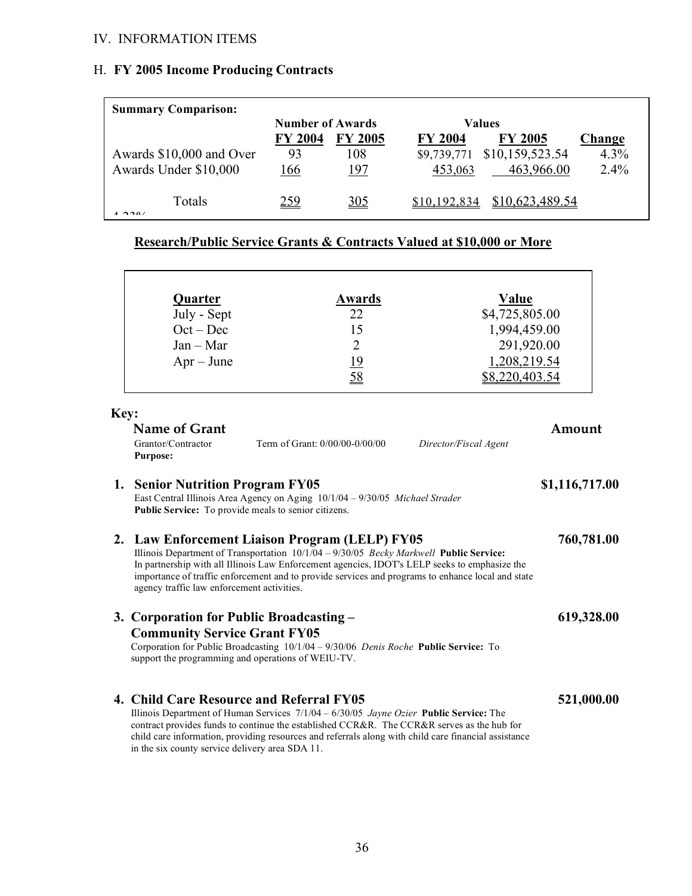IV. INFORMATION ITEMS

## H. **FY 2005 Income Producing Contracts**

**Summary Comparison:**

| | Number of Awards | | Values | | |
|---|---|---|---|---|---|
| | **FY 2004** | **FY 2005** | **FY 2004** | **FY 2005** | **Change** |
| Awards $10,000 and Over | 93 | 108 | $9,739,771 | $10,159,523.54 | 4.3% |
| Awards Under $10,000 | 166 | 197 | 453,063 | 463,966.00 | 2.4% |
| Totals | 259 | 305 | $10,192,834 | $10,623,489.54 | 4.23% |

### **Research/Public Service Grants & Contracts Valued at $10,000 or More**

| Quarter | Awards | Value |
|---|---|---|
| July - Sept | 22 | $4,725,805.00 |
| Oct – Dec | 15 | 1,994,459.00 |
| Jan – Mar | 2 | 291,920.00 |
| Apr – June | 19 | 1,208,219.54 |
| | 58 | $8,220,403.54 |

**Key:**

**Name of Grant** — **Amount**
Grantor/Contractor — Term of Grant: 0/00/00-0/00/00 — *Director/Fiscal Agent*
**Purpose:**

1. **Senior Nutrition Program FY05** — **$1,116,717.00**
   East Central Illinois Area Agency on Aging 10/1/04 – 9/30/05 *Michael Strader*
   **Public Service:** To provide meals to senior citizens.

2. **Law Enforcement Liaison Program (LELP) FY05** — **760,781.00**
   Illinois Department of Transportation 10/1/04 – 9/30/05 *Becky Markwell* **Public Service:** In partnership with all Illinois Law Enforcement agencies, IDOT's LELP seeks to emphasize the importance of traffic enforcement and to provide services and programs to enhance local and state agency traffic law enforcement activities.

3. **Corporation for Public Broadcasting – Community Service Grant FY05** — **619,328.00**
   Corporation for Public Broadcasting 10/1/04 – 9/30/06 *Denis Roche* **Public Service:** To support the programming and operations of WEIU-TV.

4. **Child Care Resource and Referral FY05** — **521,000.00**
   Illinois Department of Human Services 7/1/04 – 6/30/05 *Jayne Ozier* **Public Service:** The contract provides funds to continue the established CCR&R. The CCR&R serves as the hub for child care information, providing resources and referrals along with child care financial assistance in the six county service delivery area SDA 11.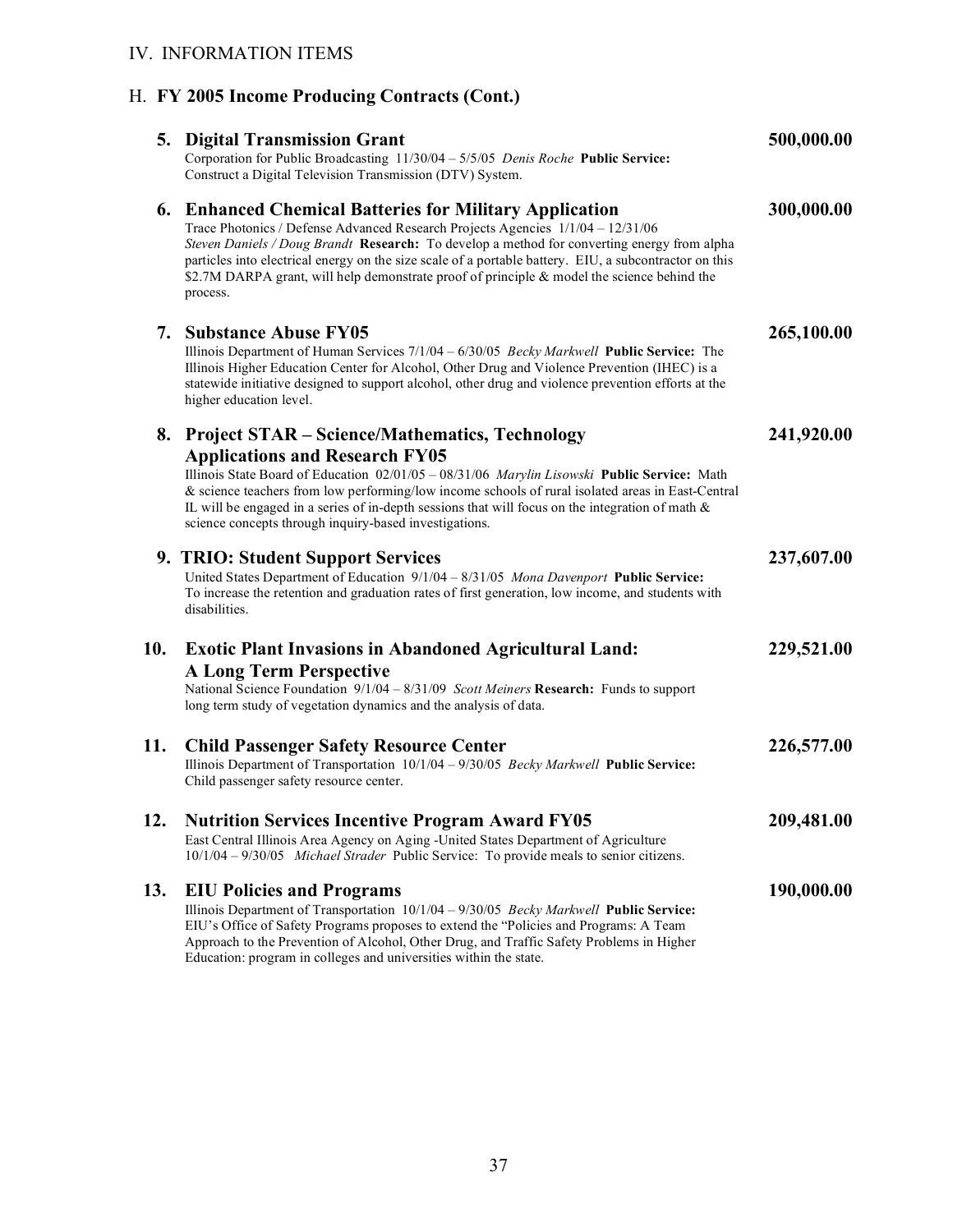IV. INFORMATION ITEMS

H. **FY 2005 Income Producing Contracts (Cont.)**

**5. Digital Transmission Grant** — **500,000.00**
Corporation for Public Broadcasting 11/30/04 – 5/5/05 *Denis Roche* **Public Service:** Construct a Digital Television Transmission (DTV) System.

**6. Enhanced Chemical Batteries for Military Application** — **300,000.00**
Trace Photonics / Defense Advanced Research Projects Agencies 1/1/04 – 12/31/06 *Steven Daniels / Doug Brandt* **Research:** To develop a method for converting energy from alpha particles into electrical energy on the size scale of a portable battery. EIU, a subcontractor on this $2.7M DARPA grant, will help demonstrate proof of principle & model the science behind the process.

**7. Substance Abuse FY05** — **265,100.00**
Illinois Department of Human Services 7/1/04 – 6/30/05 *Becky Markwell* **Public Service:** The Illinois Higher Education Center for Alcohol, Other Drug and Violence Prevention (IHEC) is a statewide initiative designed to support alcohol, other drug and violence prevention efforts at the higher education level.

**8. Project STAR – Science/Mathematics, Technology Applications and Research FY05** — **241,920.00**
Illinois State Board of Education 02/01/05 – 08/31/06 *Marylin Lisowski* **Public Service:** Math & science teachers from low performing/low income schools of rural isolated areas in East-Central IL will be engaged in a series of in-depth sessions that will focus on the integration of math & science concepts through inquiry-based investigations.

**9. TRIO: Student Support Services** — **237,607.00**
United States Department of Education 9/1/04 – 8/31/05 *Mona Davenport* **Public Service:** To increase the retention and graduation rates of first generation, low income, and students with disabilities.

**10. Exotic Plant Invasions in Abandoned Agricultural Land: A Long Term Perspective** — **229,521.00**
National Science Foundation 9/1/04 – 8/31/09 *Scott Meiners* **Research:** Funds to support long term study of vegetation dynamics and the analysis of data.

**11. Child Passenger Safety Resource Center** — **226,577.00**
Illinois Department of Transportation 10/1/04 – 9/30/05 *Becky Markwell* **Public Service:** Child passenger safety resource center.

**12. Nutrition Services Incentive Program Award FY05** — **209,481.00**
East Central Illinois Area Agency on Aging -United States Department of Agriculture 10/1/04 – 9/30/05 *Michael Strader* Public Service: To provide meals to senior citizens.

**13. EIU Policies and Programs** — **190,000.00**
Illinois Department of Transportation 10/1/04 – 9/30/05 *Becky Markwell* **Public Service:** EIU's Office of Safety Programs proposes to extend the "Policies and Programs: A Team Approach to the Prevention of Alcohol, Other Drug, and Traffic Safety Problems in Higher Education: program in colleges and universities within the state.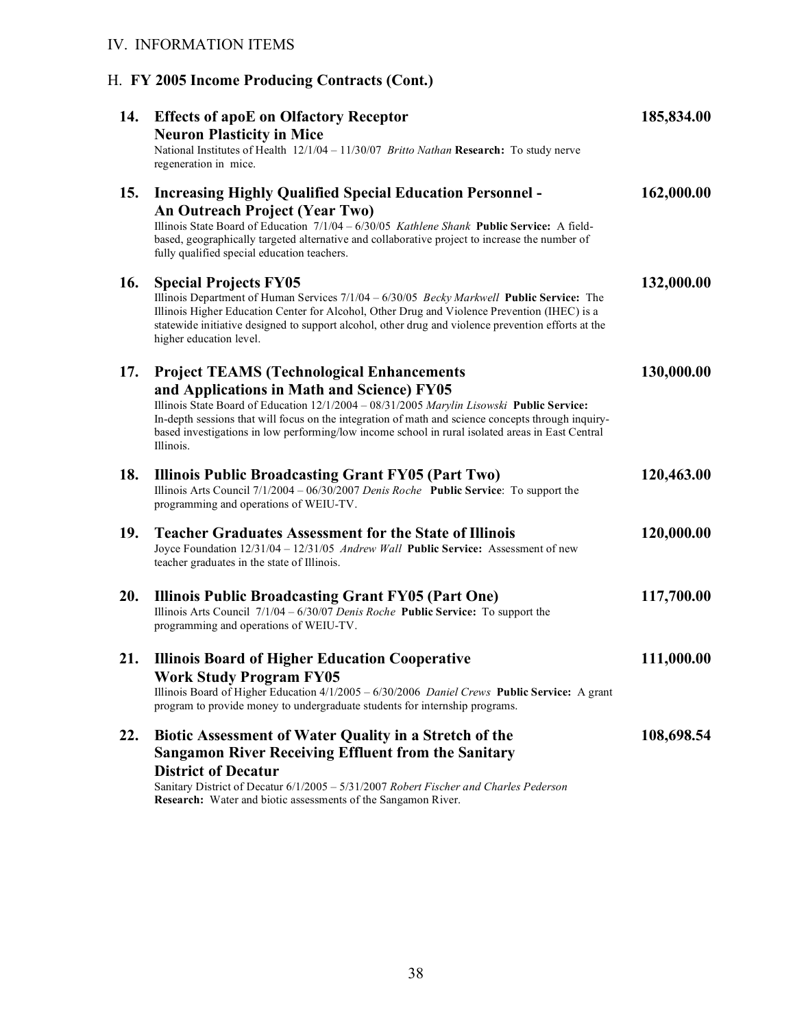IV. INFORMATION ITEMS

H. **FY 2005 Income Producing Contracts (Cont.)**

**14. Effects of apoE on Olfactory Receptor Neuron Plasticity in Mice** — **185,834.00**

National Institutes of Health 12/1/04 – 11/30/07 *Britto Nathan* **Research:** To study nerve regeneration in mice.

**15. Increasing Highly Qualified Special Education Personnel - An Outreach Project (Year Two)** — **162,000.00**

Illinois State Board of Education 7/1/04 – 6/30/05 *Kathlene Shank* **Public Service:** A field-based, geographically targeted alternative and collaborative project to increase the number of fully qualified special education teachers.

**16. Special Projects FY05** — **132,000.00**

Illinois Department of Human Services 7/1/04 – 6/30/05 *Becky Markwell* **Public Service:** The Illinois Higher Education Center for Alcohol, Other Drug and Violence Prevention (IHEC) is a statewide initiative designed to support alcohol, other drug and violence prevention efforts at the higher education level.

**17. Project TEAMS (Technological Enhancements and Applications in Math and Science) FY05** — **130,000.00**

Illinois State Board of Education 12/1/2004 – 08/31/2005 *Marylin Lisowski* **Public Service:** In-depth sessions that will focus on the integration of math and science concepts through inquiry-based investigations in low performing/low income school in rural isolated areas in East Central Illinois.

**18. Illinois Public Broadcasting Grant FY05 (Part Two)** — **120,463.00**

Illinois Arts Council 7/1/2004 – 06/30/2007 *Denis Roche* **Public Service**: To support the programming and operations of WEIU-TV.

**19. Teacher Graduates Assessment for the State of Illinois** — **120,000.00**

Joyce Foundation 12/31/04 – 12/31/05 *Andrew Wall* **Public Service:** Assessment of new teacher graduates in the state of Illinois.

**20. Illinois Public Broadcasting Grant FY05 (Part One)** — **117,700.00**

Illinois Arts Council 7/1/04 – 6/30/07 *Denis Roche* **Public Service:** To support the programming and operations of WEIU-TV.

**21. Illinois Board of Higher Education Cooperative Work Study Program FY05** — **111,000.00**

Illinois Board of Higher Education 4/1/2005 – 6/30/2006 *Daniel Crews* **Public Service:** A grant program to provide money to undergraduate students for internship programs.

**22. Biotic Assessment of Water Quality in a Stretch of the Sangamon River Receiving Effluent from the Sanitary District of Decatur** — **108,698.54**

Sanitary District of Decatur 6/1/2005 – 5/31/2007 *Robert Fischer and Charles Pederson* **Research:** Water and biotic assessments of the Sangamon River.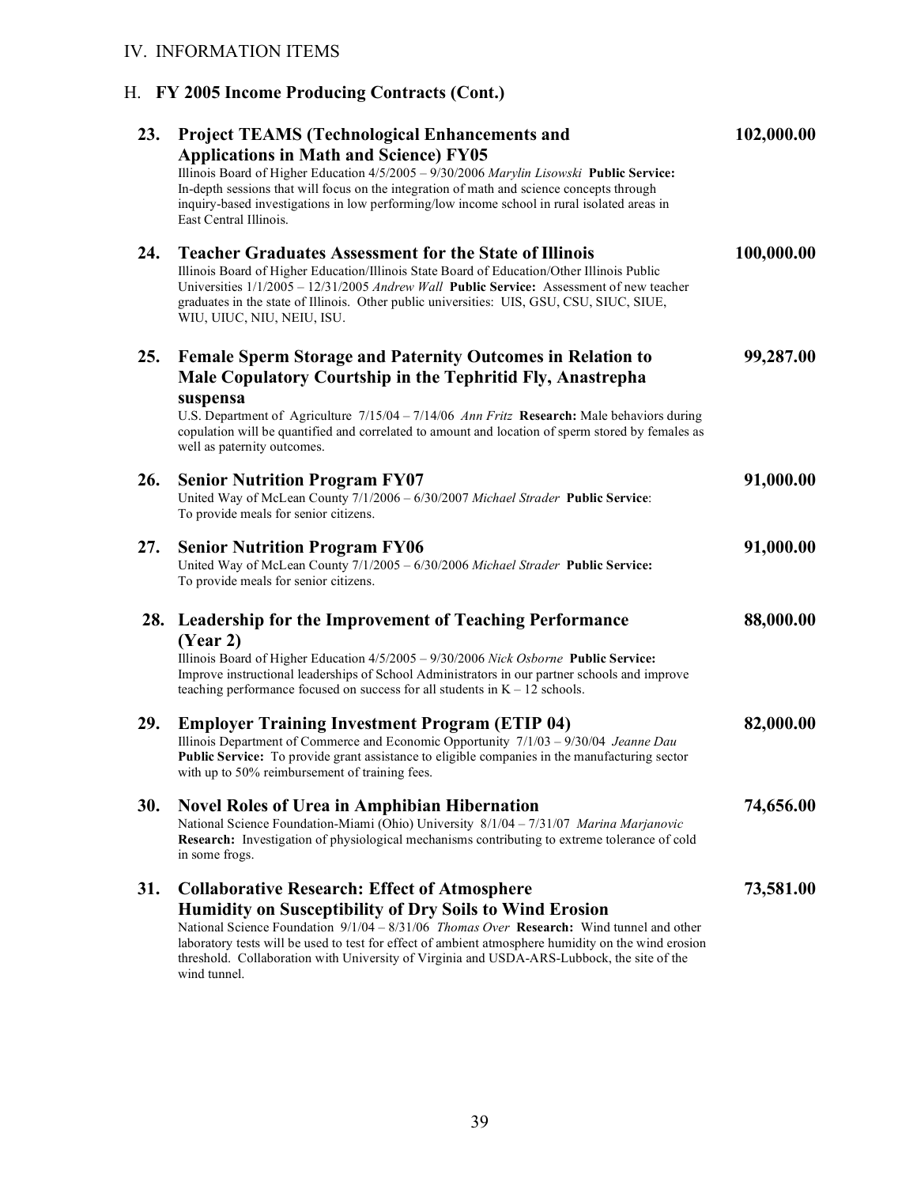IV. INFORMATION ITEMS

H. **FY 2005 Income Producing Contracts (Cont.)**

**23. Project TEAMS (Technological Enhancements and Applications in Math and Science) FY05** — **102,000.00**
Illinois Board of Higher Education 4/5/2005 – 9/30/2006 *Marylin Lisowski* **Public Service:** In-depth sessions that will focus on the integration of math and science concepts through inquiry-based investigations in low performing/low income school in rural isolated areas in East Central Illinois.

**24. Teacher Graduates Assessment for the State of Illinois** — **100,000.00**
Illinois Board of Higher Education/Illinois State Board of Education/Other Illinois Public Universities 1/1/2005 – 12/31/2005 *Andrew Wall* **Public Service:** Assessment of new teacher graduates in the state of Illinois. Other public universities: UIS, GSU, CSU, SIUC, SIUE, WIU, UIUC, NIU, NEIU, ISU.

**25. Female Sperm Storage and Paternity Outcomes in Relation to Male Copulatory Courtship in the Tephritid Fly, Anastrepha suspensa** — **99,287.00**
U.S. Department of Agriculture 7/15/04 – 7/14/06 *Ann Fritz* **Research:** Male behaviors during copulation will be quantified and correlated to amount and location of sperm stored by females as well as paternity outcomes.

**26. Senior Nutrition Program FY07** — **91,000.00**
United Way of McLean County 7/1/2006 – 6/30/2007 *Michael Strader* **Public Service**: To provide meals for senior citizens.

**27. Senior Nutrition Program FY06** — **91,000.00**
United Way of McLean County 7/1/2005 – 6/30/2006 *Michael Strader* **Public Service:** To provide meals for senior citizens.

**28. Leadership for the Improvement of Teaching Performance (Year 2)** — **88,000.00**
Illinois Board of Higher Education 4/5/2005 – 9/30/2006 *Nick Osborne* **Public Service:** Improve instructional leaderships of School Administrators in our partner schools and improve teaching performance focused on success for all students in K – 12 schools.

**29. Employer Training Investment Program (ETIP 04)** — **82,000.00**
Illinois Department of Commerce and Economic Opportunity 7/1/03 – 9/30/04 *Jeanne Dau* **Public Service:** To provide grant assistance to eligible companies in the manufacturing sector with up to 50% reimbursement of training fees.

**30. Novel Roles of Urea in Amphibian Hibernation** — **74,656.00**
National Science Foundation-Miami (Ohio) University 8/1/04 – 7/31/07 *Marina Marjanovic* **Research:** Investigation of physiological mechanisms contributing to extreme tolerance of cold in some frogs.

**31. Collaborative Research: Effect of Atmosphere Humidity on Susceptibility of Dry Soils to Wind Erosion** — **73,581.00**
National Science Foundation 9/1/04 – 8/31/06 *Thomas Over* **Research:** Wind tunnel and other laboratory tests will be used to test for effect of ambient atmosphere humidity on the wind erosion threshold. Collaboration with University of Virginia and USDA-ARS-Lubbock, the site of the wind tunnel.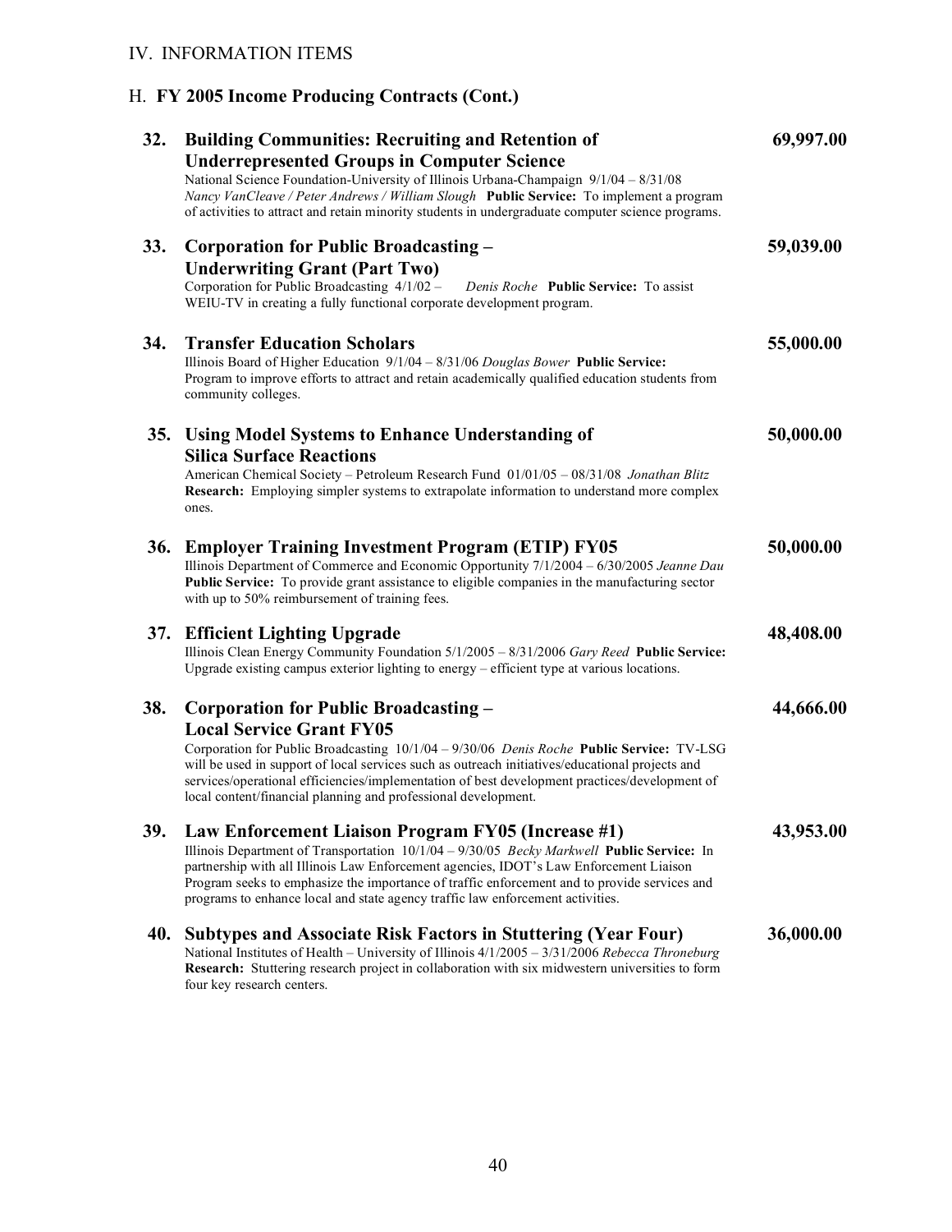IV. INFORMATION ITEMS

H. **FY 2005 Income Producing Contracts (Cont.)**

**32. Building Communities: Recruiting and Retention of Underrepresented Groups in Computer Science** **69,997.00**
National Science Foundation-University of Illinois Urbana-Champaign 9/1/04 – 8/31/08
*Nancy VanCleave / Peter Andrews / William Slough* **Public Service:** To implement a program of activities to attract and retain minority students in undergraduate computer science programs.

**33. Corporation for Public Broadcasting – Underwriting Grant (Part Two)** **59,039.00**
Corporation for Public Broadcasting 4/1/02 – *Denis Roche* **Public Service:** To assist WEIU-TV in creating a fully functional corporate development program.

**34. Transfer Education Scholars** **55,000.00**
Illinois Board of Higher Education 9/1/04 – 8/31/06 *Douglas Bower* **Public Service:** Program to improve efforts to attract and retain academically qualified education students from community colleges.

**35. Using Model Systems to Enhance Understanding of Silica Surface Reactions** **50,000.00**
American Chemical Society – Petroleum Research Fund 01/01/05 – 08/31/08 *Jonathan Blitz*
**Research:** Employing simpler systems to extrapolate information to understand more complex ones.

**36. Employer Training Investment Program (ETIP) FY05** **50,000.00**
Illinois Department of Commerce and Economic Opportunity 7/1/2004 – 6/30/2005 *Jeanne Dau*
**Public Service:** To provide grant assistance to eligible companies in the manufacturing sector with up to 50% reimbursement of training fees.

**37. Efficient Lighting Upgrade** **48,408.00**
Illinois Clean Energy Community Foundation 5/1/2005 – 8/31/2006 *Gary Reed* **Public Service:** Upgrade existing campus exterior lighting to energy – efficient type at various locations.

**38. Corporation for Public Broadcasting – Local Service Grant FY05** **44,666.00**
Corporation for Public Broadcasting 10/1/04 – 9/30/06 *Denis Roche* **Public Service:** TV-LSG will be used in support of local services such as outreach initiatives/educational projects and services/operational efficiencies/implementation of best development practices/development of local content/financial planning and professional development.

**39. Law Enforcement Liaison Program FY05 (Increase #1)** **43,953.00**
Illinois Department of Transportation 10/1/04 – 9/30/05 *Becky Markwell* **Public Service:** In partnership with all Illinois Law Enforcement agencies, IDOT's Law Enforcement Liaison Program seeks to emphasize the importance of traffic enforcement and to provide services and programs to enhance local and state agency traffic law enforcement activities.

**40. Subtypes and Associate Risk Factors in Stuttering (Year Four)** **36,000.00**
National Institutes of Health – University of Illinois 4/1/2005 – 3/31/2006 *Rebecca Throneburg*
**Research:** Stuttering research project in collaboration with six midwestern universities to form four key research centers.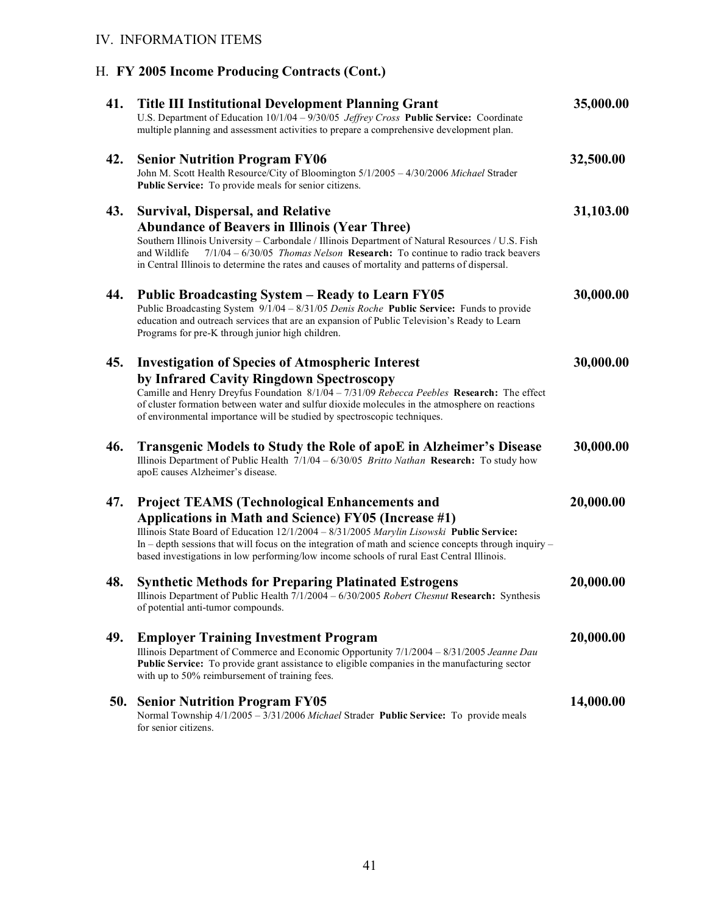## IV. INFORMATION ITEMS

### H. **FY 2005 Income Producing Contracts (Cont.)**

**41. Title III Institutional Development Planning Grant** — **35,000.00**
U.S. Department of Education 10/1/04 – 9/30/05 *Jeffrey Cross* **Public Service:** Coordinate multiple planning and assessment activities to prepare a comprehensive development plan.

**42. Senior Nutrition Program FY06** — **32,500.00**
John M. Scott Health Resource/City of Bloomington 5/1/2005 – 4/30/2006 *Michael* Strader **Public Service:** To provide meals for senior citizens.

**43. Survival, Dispersal, and Relative Abundance of Beavers in Illinois (Year Three)** — **31,103.00**
Southern Illinois University – Carbondale / Illinois Department of Natural Resources / U.S. Fish and Wildlife 7/1/04 – 6/30/05 *Thomas Nelson* **Research:** To continue to radio track beavers in Central Illinois to determine the rates and causes of mortality and patterns of dispersal.

**44. Public Broadcasting System – Ready to Learn FY05** — **30,000.00**
Public Broadcasting System 9/1/04 – 8/31/05 *Denis Roche* **Public Service:** Funds to provide education and outreach services that are an expansion of Public Television's Ready to Learn Programs for pre-K through junior high children.

**45. Investigation of Species of Atmospheric Interest by Infrared Cavity Ringdown Spectroscopy** — **30,000.00**
Camille and Henry Dreyfus Foundation 8/1/04 – 7/31/09 *Rebecca Peebles* **Research:** The effect of cluster formation between water and sulfur dioxide molecules in the atmosphere on reactions of environmental importance will be studied by spectroscopic techniques.

**46. Transgenic Models to Study the Role of apoE in Alzheimer's Disease** — **30,000.00**
Illinois Department of Public Health 7/1/04 – 6/30/05 *Britto Nathan* **Research:** To study how apoE causes Alzheimer's disease.

**47. Project TEAMS (Technological Enhancements and Applications in Math and Science) FY05 (Increase #1)** — **20,000.00**
Illinois State Board of Education 12/1/2004 – 8/31/2005 *Marylin Lisowski* **Public Service:** In – depth sessions that will focus on the integration of math and science concepts through inquiry – based investigations in low performing/low income schools of rural East Central Illinois.

**48. Synthetic Methods for Preparing Platinated Estrogens** — **20,000.00**
Illinois Department of Public Health 7/1/2004 – 6/30/2005 *Robert Chesnut* **Research:** Synthesis of potential anti-tumor compounds.

**49. Employer Training Investment Program** — **20,000.00**
Illinois Department of Commerce and Economic Opportunity 7/1/2004 – 8/31/2005 *Jeanne Dau* **Public Service:** To provide grant assistance to eligible companies in the manufacturing sector with up to 50% reimbursement of training fees.

**50. Senior Nutrition Program FY05** — **14,000.00**
Normal Township 4/1/2005 – 3/31/2006 *Michael* Strader **Public Service:** To provide meals for senior citizens.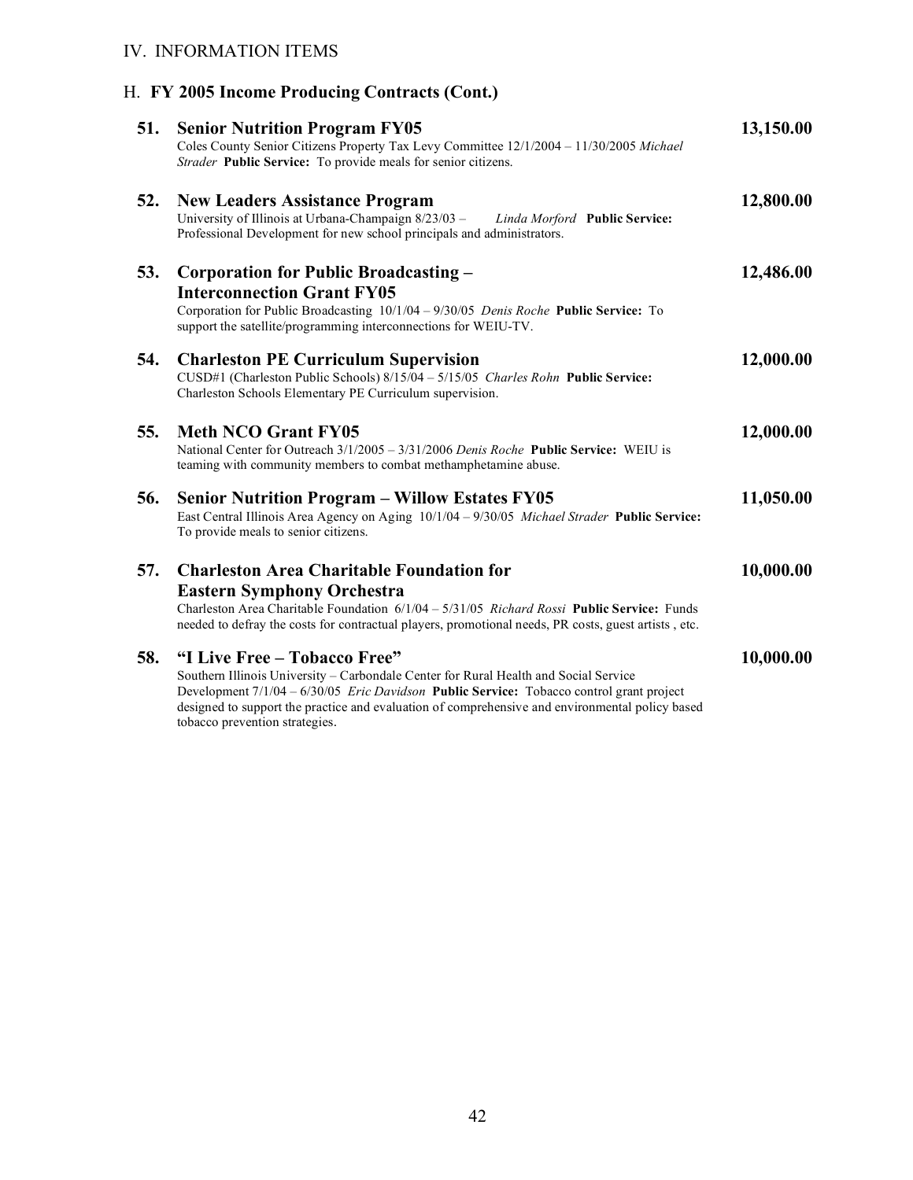IV. INFORMATION ITEMS

## H. **FY 2005 Income Producing Contracts (Cont.)**

**51. Senior Nutrition Program FY05** **13,150.00**
Coles County Senior Citizens Property Tax Levy Committee 12/1/2004 – 11/30/2005 *Michael Strader* **Public Service:** To provide meals for senior citizens.

**52. New Leaders Assistance Program** **12,800.00**
University of Illinois at Urbana-Champaign 8/23/03 – *Linda Morford* **Public Service:** Professional Development for new school principals and administrators.

**53. Corporation for Public Broadcasting – Interconnection Grant FY05** **12,486.00**
Corporation for Public Broadcasting 10/1/04 – 9/30/05 *Denis Roche* **Public Service:** To support the satellite/programming interconnections for WEIU-TV.

**54. Charleston PE Curriculum Supervision** **12,000.00**
CUSD#1 (Charleston Public Schools) 8/15/04 – 5/15/05 *Charles Rohn* **Public Service:** Charleston Schools Elementary PE Curriculum supervision.

**55. Meth NCO Grant FY05** **12,000.00**
National Center for Outreach 3/1/2005 – 3/31/2006 *Denis Roche* **Public Service:** WEIU is teaming with community members to combat methamphetamine abuse.

**56. Senior Nutrition Program – Willow Estates FY05** **11,050.00**
East Central Illinois Area Agency on Aging 10/1/04 – 9/30/05 *Michael Strader* **Public Service:** To provide meals to senior citizens.

**57. Charleston Area Charitable Foundation for Eastern Symphony Orchestra** **10,000.00**
Charleston Area Charitable Foundation 6/1/04 – 5/31/05 *Richard Rossi* **Public Service:** Funds needed to defray the costs for contractual players, promotional needs, PR costs, guest artists , etc.

**58. "I Live Free – Tobacco Free"** **10,000.00**
Southern Illinois University – Carbondale Center for Rural Health and Social Service Development 7/1/04 – 6/30/05 *Eric Davidson* **Public Service:** Tobacco control grant project designed to support the practice and evaluation of comprehensive and environmental policy based tobacco prevention strategies.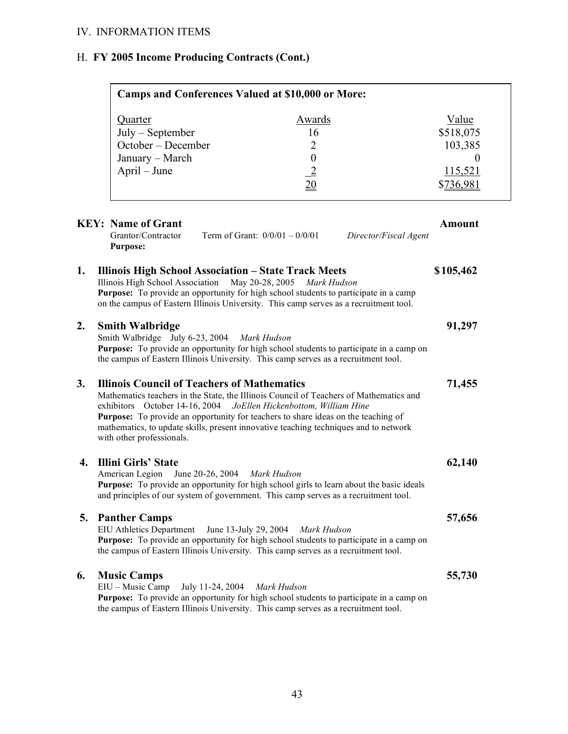IV. INFORMATION ITEMS

H. **FY 2005 Income Producing Contracts (Cont.)**

**Camps and Conferences Valued at $10,000 or More:**

| Quarter | Awards | Value |
|---|---|---|
| July – September | 16 | $518,075 |
| October – December | 2 | 103,385 |
| January – March | 0 | 0 |
| April – June | 2 | 115,521 |
| | 20 | $736,981 |

**KEY: Name of Grant** — **Amount**
Grantor/Contractor — Term of Grant: 0/0/01 – 0/0/01 — *Director/Fiscal Agent*
**Purpose:**

**1. Illinois High School Association – State Track Meets** — **$105,462**
Illinois High School Association — May 20-28, 2005 — *Mark Hudson*
**Purpose:** To provide an opportunity for high school students to participate in a camp on the campus of Eastern Illinois University. This camp serves as a recruitment tool.

**2. Smith Walbridge** — **91,297**
Smith Walbridge — July 6-23, 2004 — *Mark Hudson*
**Purpose:** To provide an opportunity for high school students to participate in a camp on the campus of Eastern Illinois University. This camp serves as a recruitment tool.

**3. Illinois Council of Teachers of Mathematics** — **71,455**
Mathematics teachers in the State, the Illinois Council of Teachers of Mathematics and exhibitors — October 14-16, 2004 — *JoEllen Hickenbottom, William Hine*
**Purpose:** To provide an opportunity for teachers to share ideas on the teaching of mathematics, to update skills, present innovative teaching techniques and to network with other professionals.

**4. Illini Girls' State** — **62,140**
American Legion — June 20-26, 2004 — *Mark Hudson*
**Purpose:** To provide an opportunity for high school girls to learn about the basic ideals and principles of our system of government. This camp serves as a recruitment tool.

**5. Panther Camps** — **57,656**
EIU Athletics Department — June 13-July 29, 2004 — *Mark Hudson*
**Purpose:** To provide an opportunity for high school students to participate in a camp on the campus of Eastern Illinois University. This camp serves as a recruitment tool.

**6. Music Camps** — **55,730**
EIU – Music Camp — July 11-24, 2004 — *Mark Hudson*
**Purpose:** To provide an opportunity for high school students to participate in a camp on the campus of Eastern Illinois University. This camp serves as a recruitment tool.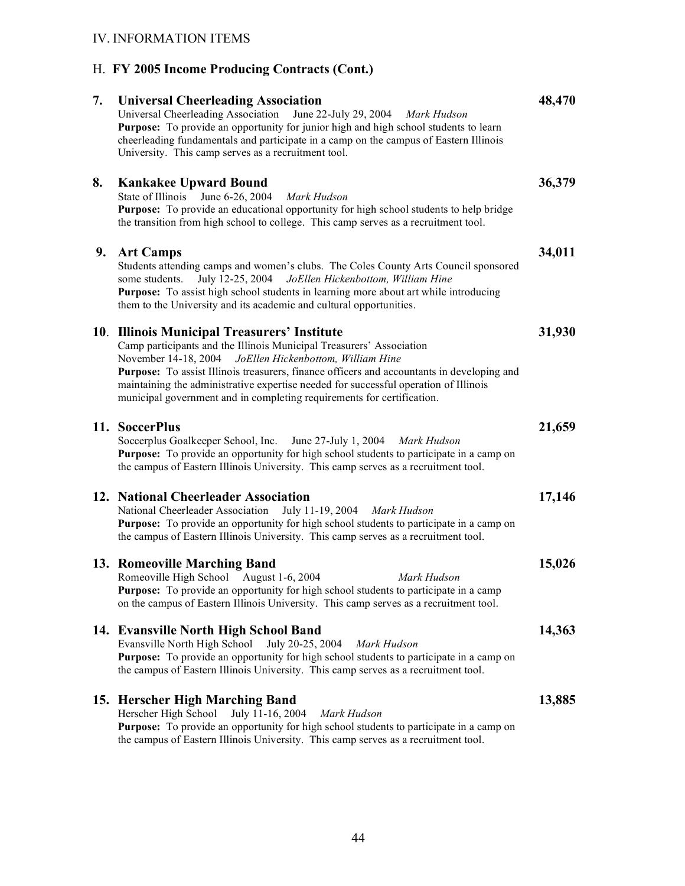IV. INFORMATION ITEMS

H. **FY 2005 Income Producing Contracts (Cont.)**

**7. Universal Cheerleading Association** **48,470**
Universal Cheerleading Association June 22-July 29, 2004 *Mark Hudson*
**Purpose:** To provide an opportunity for junior high and high school students to learn cheerleading fundamentals and participate in a camp on the campus of Eastern Illinois University. This camp serves as a recruitment tool.

**8. Kankakee Upward Bound** **36,379**
State of Illinois June 6-26, 2004 *Mark Hudson*
**Purpose:** To provide an educational opportunity for high school students to help bridge the transition from high school to college. This camp serves as a recruitment tool.

**9. Art Camps** **34,011**
Students attending camps and women's clubs. The Coles County Arts Council sponsored some students. July 12-25, 2004 *JoEllen Hickenbottom, William Hine*
**Purpose:** To assist high school students in learning more about art while introducing them to the University and its academic and cultural opportunities.

**10. Illinois Municipal Treasurers' Institute** **31,930**
Camp participants and the Illinois Municipal Treasurers' Association
November 14-18, 2004 *JoEllen Hickenbottom, William Hine*
**Purpose:** To assist Illinois treasurers, finance officers and accountants in developing and maintaining the administrative expertise needed for successful operation of Illinois municipal government and in completing requirements for certification.

**11. SoccerPlus** **21,659**
Soccerplus Goalkeeper School, Inc. June 27-July 1, 2004 *Mark Hudson*
**Purpose:** To provide an opportunity for high school students to participate in a camp on the campus of Eastern Illinois University. This camp serves as a recruitment tool.

**12. National Cheerleader Association** **17,146**
National Cheerleader Association July 11-19, 2004 *Mark Hudson*
**Purpose:** To provide an opportunity for high school students to participate in a camp on the campus of Eastern Illinois University. This camp serves as a recruitment tool.

**13. Romeoville Marching Band** **15,026**
Romeoville High School August 1-6, 2004 *Mark Hudson*
**Purpose:** To provide an opportunity for high school students to participate in a camp on the campus of Eastern Illinois University. This camp serves as a recruitment tool.

**14. Evansville North High School Band** **14,363**
Evansville North High School July 20-25, 2004 *Mark Hudson*
**Purpose:** To provide an opportunity for high school students to participate in a camp on the campus of Eastern Illinois University. This camp serves as a recruitment tool.

**15. Herscher High Marching Band** **13,885**
Herscher High School July 11-16, 2004 *Mark Hudson*
**Purpose:** To provide an opportunity for high school students to participate in a camp on the campus of Eastern Illinois University. This camp serves as a recruitment tool.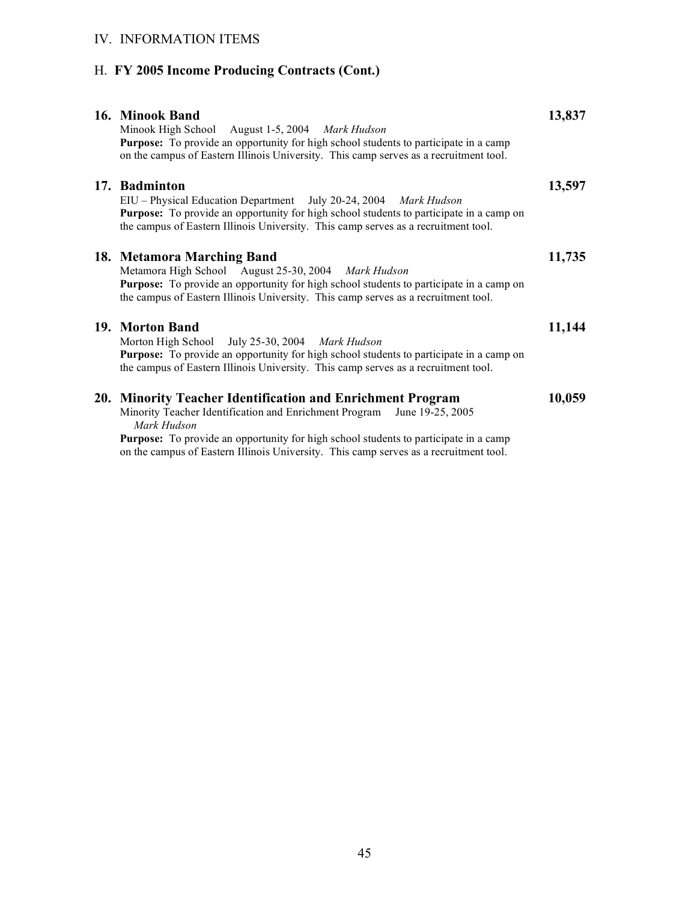IV. INFORMATION ITEMS

## H. **FY 2005 Income Producing Contracts (Cont.)**

**16. Minook Band** **13,837**

Minook High School August 1-5, 2004 *Mark Hudson*

**Purpose:** To provide an opportunity for high school students to participate in a camp on the campus of Eastern Illinois University. This camp serves as a recruitment tool.

**17. Badminton** **13,597**

EIU – Physical Education Department July 20-24, 2004 *Mark Hudson*

**Purpose:** To provide an opportunity for high school students to participate in a camp on the campus of Eastern Illinois University. This camp serves as a recruitment tool.

**18. Metamora Marching Band** **11,735**

Metamora High School August 25-30, 2004 *Mark Hudson*

**Purpose:** To provide an opportunity for high school students to participate in a camp on the campus of Eastern Illinois University. This camp serves as a recruitment tool.

**19. Morton Band** **11,144**

Morton High School July 25-30, 2004 *Mark Hudson*

**Purpose:** To provide an opportunity for high school students to participate in a camp on the campus of Eastern Illinois University. This camp serves as a recruitment tool.

**20. Minority Teacher Identification and Enrichment Program** **10,059**

Minority Teacher Identification and Enrichment Program June 19-25, 2005 *Mark Hudson*

**Purpose:** To provide an opportunity for high school students to participate in a camp on the campus of Eastern Illinois University. This camp serves as a recruitment tool.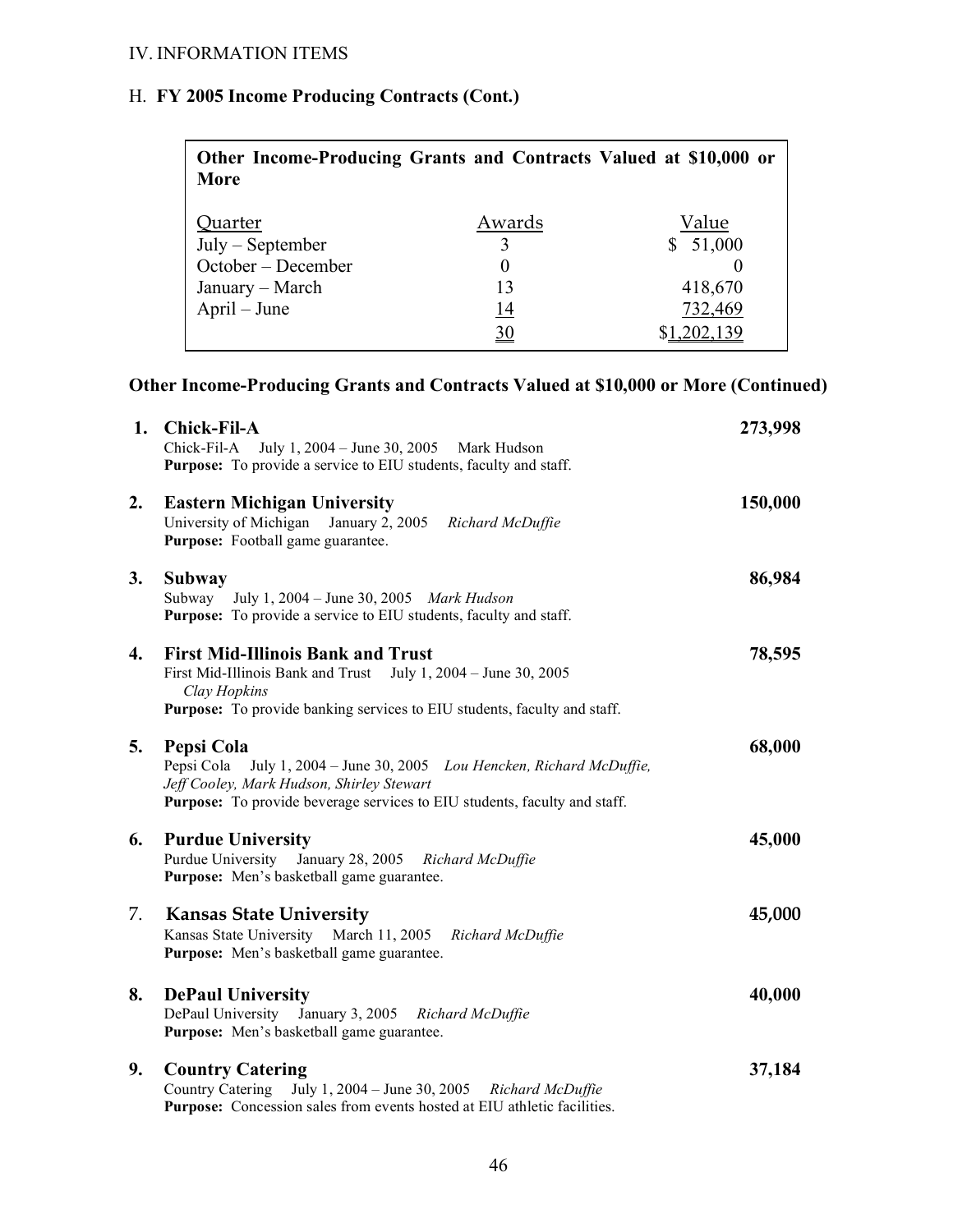IV. INFORMATION ITEMS

H. **FY 2005 Income Producing Contracts (Cont.)**

**Other Income-Producing Grants and Contracts Valued at $10,000 or More**

| Quarter | Awards | Value |
|---|---|---|
| July – September | 3 | $ 51,000 |
| October – December | 0 | 0 |
| January – March | 13 | 418,670 |
| April – June | 14 | 732,469 |
| | 30 | $1,202,139 |

**Other Income-Producing Grants and Contracts Valued at $10,000 or More (Continued)**

**1. Chick-Fil-A** — **273,998**
Chick-Fil-A July 1, 2004 – June 30, 2005 Mark Hudson
**Purpose:** To provide a service to EIU students, faculty and staff.

**2. Eastern Michigan University** — **150,000**
University of Michigan January 2, 2005 *Richard McDuffie*
**Purpose:** Football game guarantee.

**3. Subway** — **86,984**
Subway July 1, 2004 – June 30, 2005 *Mark Hudson*
**Purpose:** To provide a service to EIU students, faculty and staff.

**4. First Mid-Illinois Bank and Trust** — **78,595**
First Mid-Illinois Bank and Trust July 1, 2004 – June 30, 2005 *Clay Hopkins*
**Purpose:** To provide banking services to EIU students, faculty and staff.

**5. Pepsi Cola** — **68,000**
Pepsi Cola July 1, 2004 – June 30, 2005 *Lou Hencken, Richard McDuffie, Jeff Cooley, Mark Hudson, Shirley Stewart*
**Purpose:** To provide beverage services to EIU students, faculty and staff.

**6. Purdue University** — **45,000**
Purdue University January 28, 2005 *Richard McDuffie*
**Purpose:** Men's basketball game guarantee.

**7. Kansas State University** — **45,000**
Kansas State University March 11, 2005 *Richard McDuffie*
**Purpose:** Men's basketball game guarantee.

**8. DePaul University** — **40,000**
DePaul University January 3, 2005 *Richard McDuffie*
**Purpose:** Men's basketball game guarantee.

**9. Country Catering** — **37,184**
Country Catering July 1, 2004 – June 30, 2005 *Richard McDuffie*
**Purpose:** Concession sales from events hosted at EIU athletic facilities.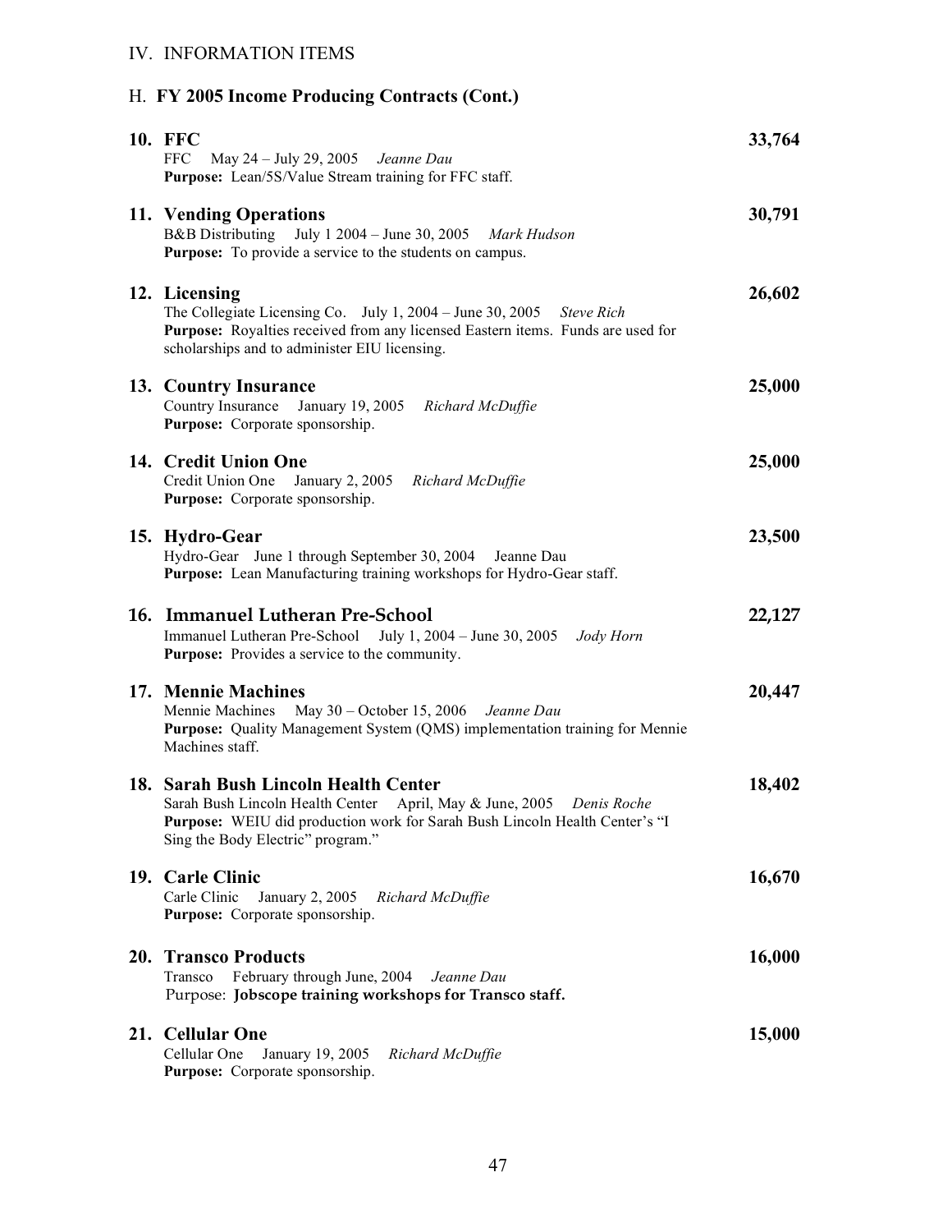IV. INFORMATION ITEMS

## H. **FY 2005 Income Producing Contracts (Cont.)**

**10. FFC** — **33,764**
FFC May 24 – July 29, 2005 *Jeanne Dau*
**Purpose:** Lean/5S/Value Stream training for FFC staff.

**11. Vending Operations** — **30,791**
B&B Distributing July 1 2004 – June 30, 2005 *Mark Hudson*
**Purpose:** To provide a service to the students on campus.

**12. Licensing** — **26,602**
The Collegiate Licensing Co. July 1, 2004 – June 30, 2005 *Steve Rich*
**Purpose:** Royalties received from any licensed Eastern items. Funds are used for scholarships and to administer EIU licensing.

**13. Country Insurance** — **25,000**
Country Insurance January 19, 2005 *Richard McDuffie*
**Purpose:** Corporate sponsorship.

**14. Credit Union One** — **25,000**
Credit Union One January 2, 2005 *Richard McDuffie*
**Purpose:** Corporate sponsorship.

**15. Hydro-Gear** — **23,500**
Hydro-Gear June 1 through September 30, 2004 Jeanne Dau
**Purpose:** Lean Manufacturing training workshops for Hydro-Gear staff.

**16. Immanuel Lutheran Pre-School** — **22,127**
Immanuel Lutheran Pre-School July 1, 2004 – June 30, 2005 *Jody Horn*
**Purpose:** Provides a service to the community.

**17. Mennie Machines** — **20,447**
Mennie Machines May 30 – October 15, 2006 *Jeanne Dau*
**Purpose:** Quality Management System (QMS) implementation training for Mennie Machines staff.

**18. Sarah Bush Lincoln Health Center** — **18,402**
Sarah Bush Lincoln Health Center April, May & June, 2005 *Denis Roche*
**Purpose:** WEIU did production work for Sarah Bush Lincoln Health Center's "I Sing the Body Electric" program."

**19. Carle Clinic** — **16,670**
Carle Clinic January 2, 2005 *Richard McDuffie*
**Purpose:** Corporate sponsorship.

**20. Transco Products** — **16,000**
Transco February through June, 2004 *Jeanne Dau*
Purpose: **Jobscope training workshops for Transco staff.**

**21. Cellular One** — **15,000**
Cellular One January 19, 2005 *Richard McDuffie*
**Purpose:** Corporate sponsorship.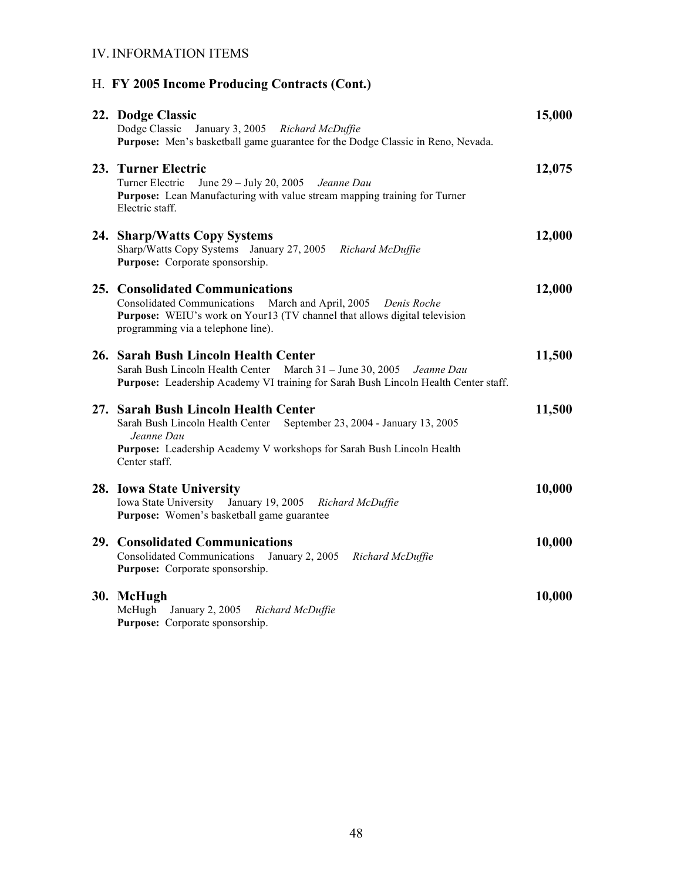## IV. INFORMATION ITEMS

### H. **FY 2005 Income Producing Contracts (Cont.)**

**22. Dodge Classic** **15,000**
Dodge Classic January 3, 2005 *Richard McDuffie*
**Purpose:** Men's basketball game guarantee for the Dodge Classic in Reno, Nevada.

**23. Turner Electric** **12,075**
Turner Electric June 29 – July 20, 2005 *Jeanne Dau*
**Purpose:** Lean Manufacturing with value stream mapping training for Turner Electric staff.

**24. Sharp/Watts Copy Systems** **12,000**
Sharp/Watts Copy Systems January 27, 2005 *Richard McDuffie*
**Purpose:** Corporate sponsorship.

**25. Consolidated Communications** **12,000**
Consolidated Communications March and April, 2005 *Denis Roche*
**Purpose:** WEIU's work on Your13 (TV channel that allows digital television programming via a telephone line).

**26. Sarah Bush Lincoln Health Center** **11,500**
Sarah Bush Lincoln Health Center March 31 – June 30, 2005 *Jeanne Dau*
**Purpose:** Leadership Academy VI training for Sarah Bush Lincoln Health Center staff.

**27. Sarah Bush Lincoln Health Center** **11,500**
Sarah Bush Lincoln Health Center September 23, 2004 - January 13, 2005 *Jeanne Dau*
**Purpose:** Leadership Academy V workshops for Sarah Bush Lincoln Health Center staff.

**28. Iowa State University** **10,000**
Iowa State University January 19, 2005 *Richard McDuffie*
**Purpose:** Women's basketball game guarantee

**29. Consolidated Communications** **10,000**
Consolidated Communications January 2, 2005 *Richard McDuffie*
**Purpose:** Corporate sponsorship.

**30. McHugh** **10,000**
McHugh January 2, 2005 *Richard McDuffie*
**Purpose:** Corporate sponsorship.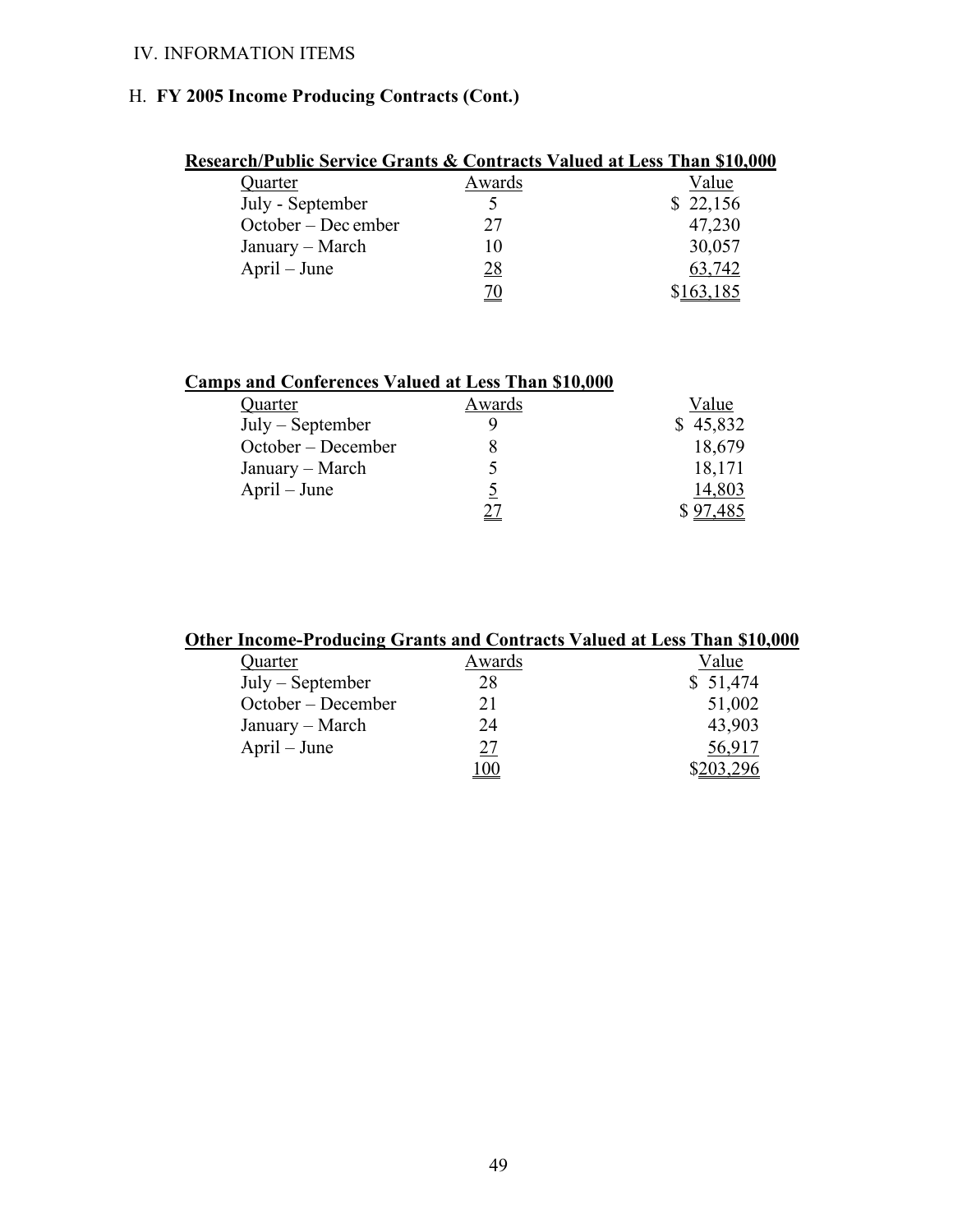IV. INFORMATION ITEMS

H. **FY 2005 Income Producing Contracts (Cont.)**

**Research/Public Service Grants & Contracts Valued at Less Than $10,000**

| Quarter | Awards | Value |
|---|---|---|
| July - September | 5 | $ 22,156 |
| October – December | 27 | 47,230 |
| January – March | 10 | 30,057 |
| April – June | 28 | 63,742 |
| | 70 | $163,185 |

**Camps and Conferences Valued at Less Than $10,000**

| Quarter | Awards | Value |
|---|---|---|
| July – September | 9 | $ 45,832 |
| October – December | 8 | 18,679 |
| January – March | 5 | 18,171 |
| April – June | 5 | 14,803 |
| | 27 | $ 97,485 |

**Other Income-Producing Grants and Contracts Valued at Less Than $10,000**

| Quarter | Awards | Value |
|---|---|---|
| July – September | 28 | $ 51,474 |
| October – December | 21 | 51,002 |
| January – March | 24 | 43,903 |
| April – June | 27 | 56,917 |
| | 100 | $203,296 |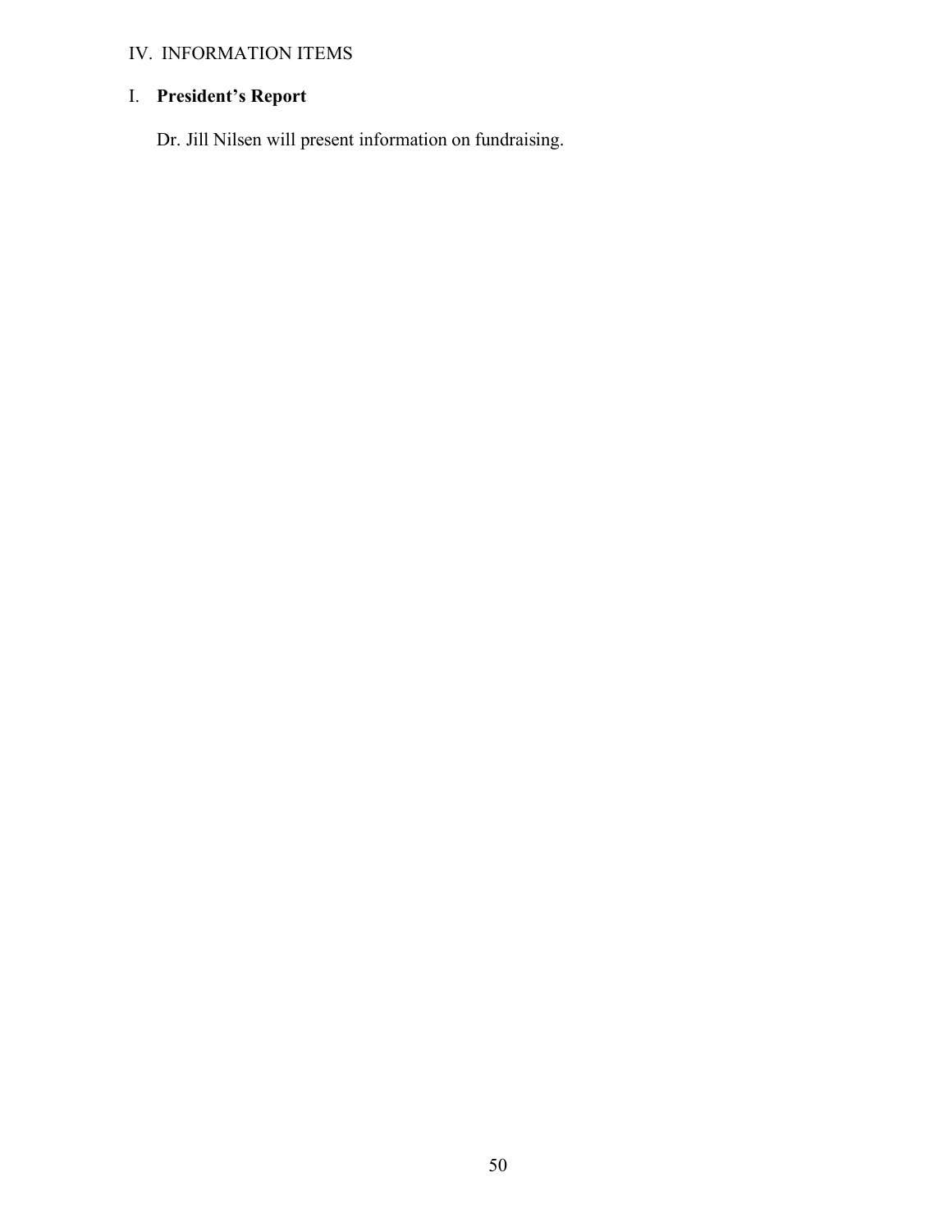IV. INFORMATION ITEMS

## I. **President's Report**

Dr. Jill Nilsen will present information on fundraising.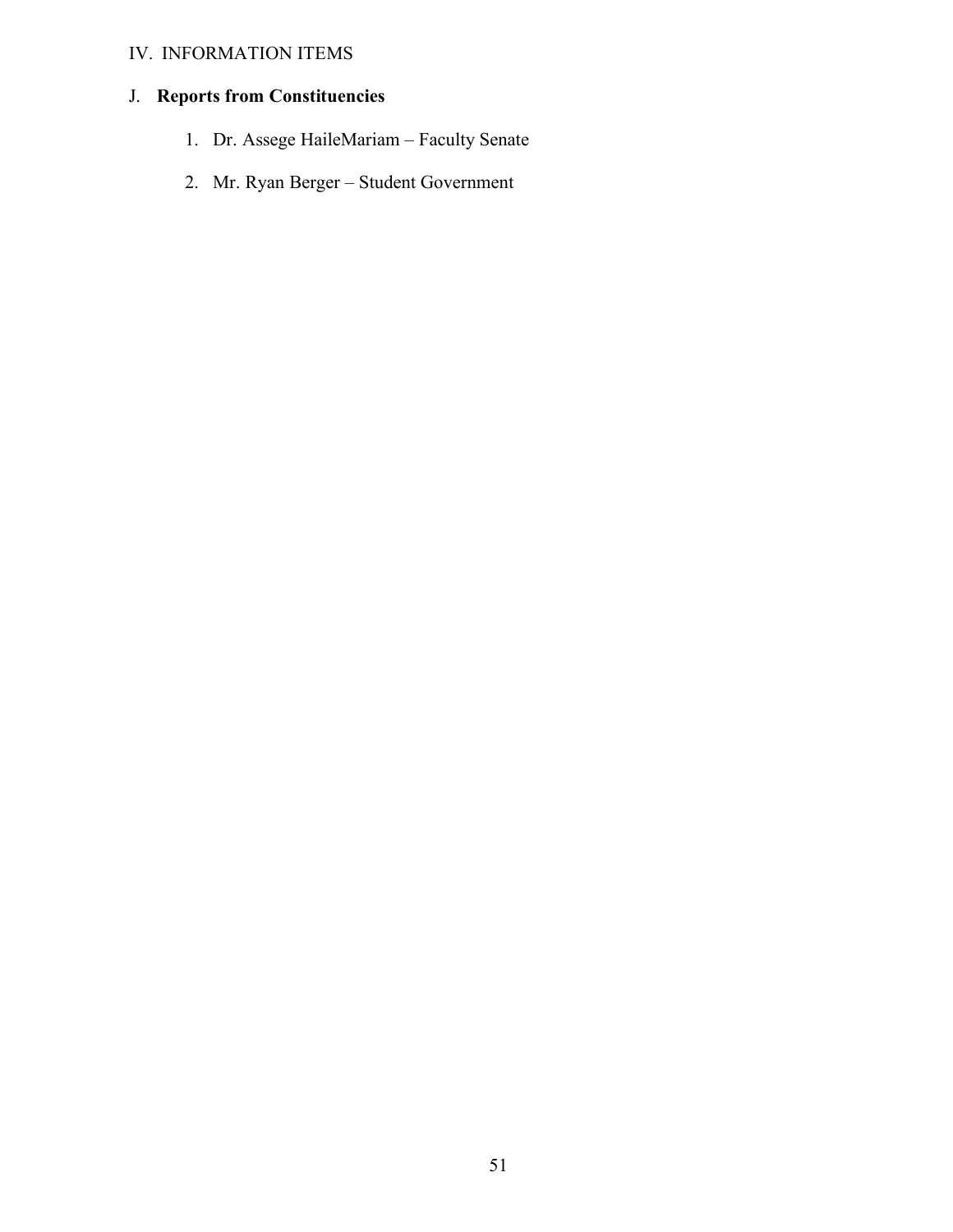IV. INFORMATION ITEMS

J. **Reports from Constituencies**

1. Dr. Assege HaileMariam – Faculty Senate
2. Mr. Ryan Berger – Student Government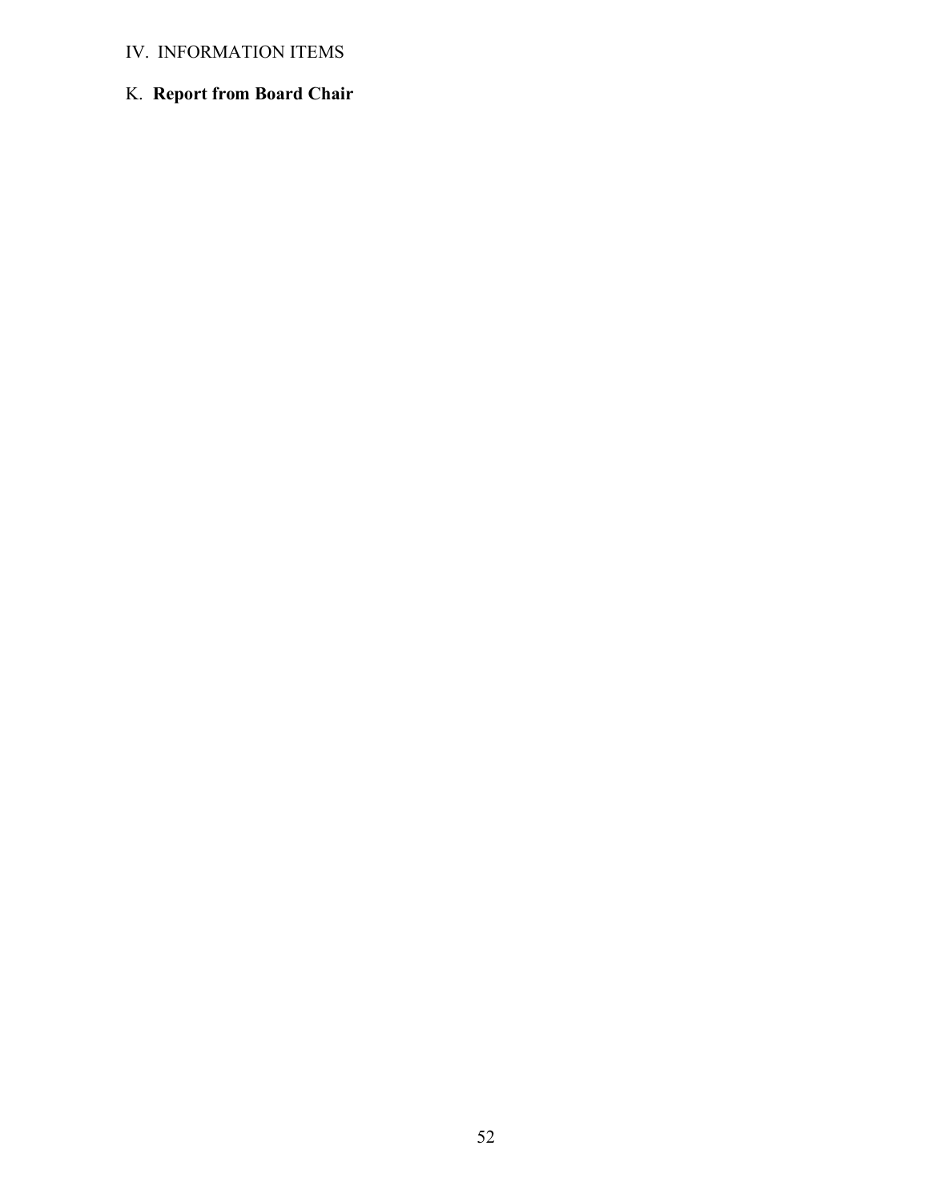IV. INFORMATION ITEMS

K. **Report from Board Chair**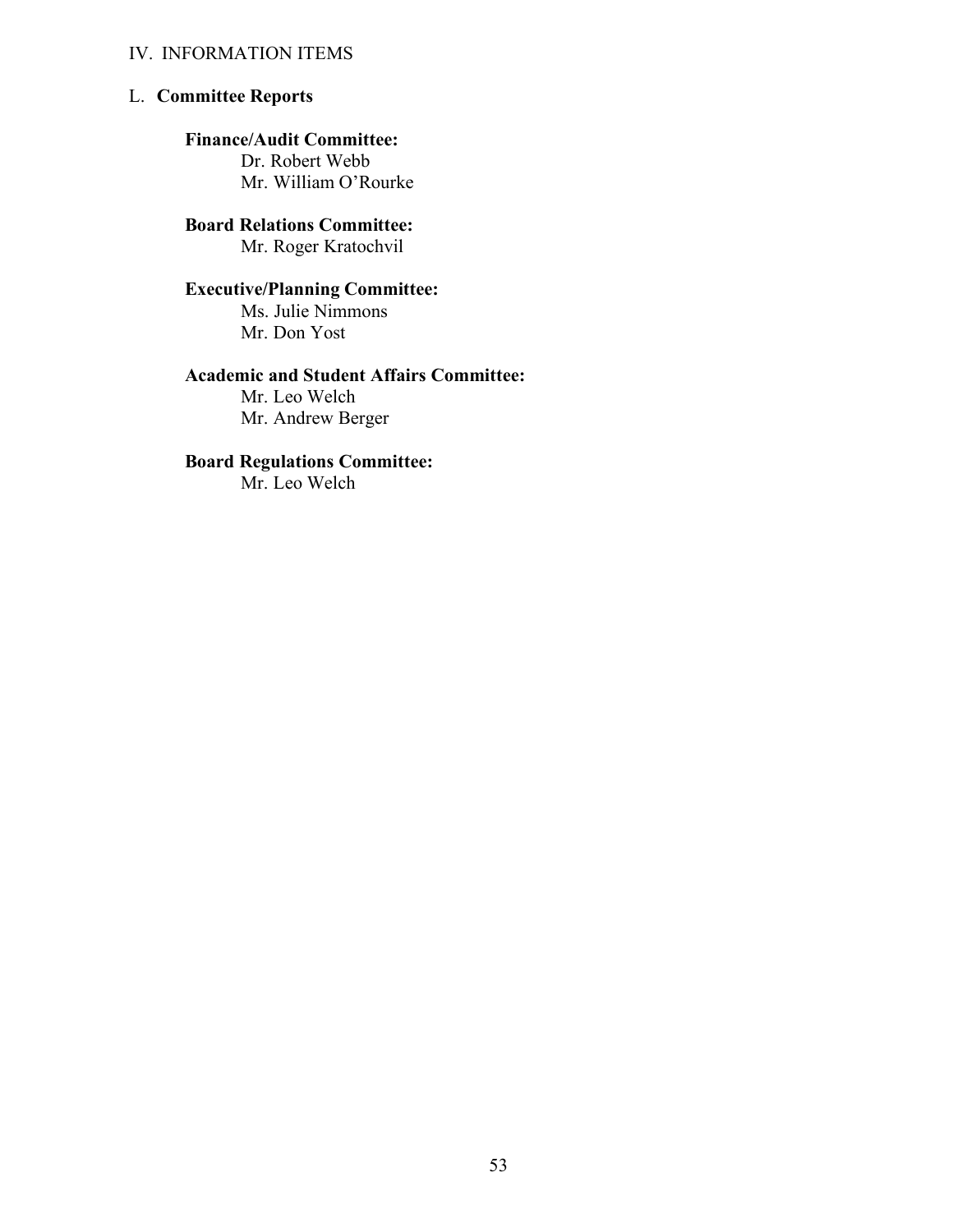IV. INFORMATION ITEMS

L. **Committee Reports**

**Finance/Audit Committee:**
Dr. Robert Webb
Mr. William O'Rourke

**Board Relations Committee:**
Mr. Roger Kratochvil

**Executive/Planning Committee:**
Ms. Julie Nimmons
Mr. Don Yost

**Academic and Student Affairs Committee:**
Mr. Leo Welch
Mr. Andrew Berger

**Board Regulations Committee:**
Mr. Leo Welch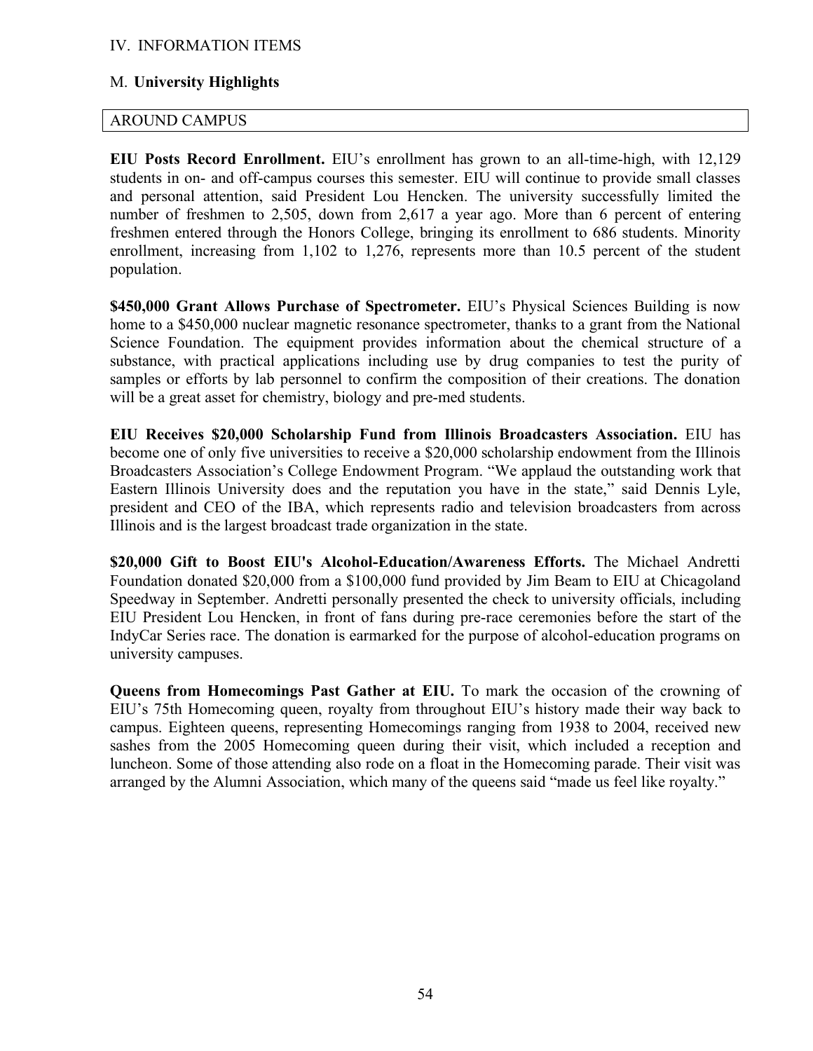## IV. INFORMATION ITEMS

### M. **University Highlights**

| AROUND CAMPUS |
|---|

**EIU Posts Record Enrollment.** EIU's enrollment has grown to an all-time-high, with 12,129 students in on- and off-campus courses this semester. EIU will continue to provide small classes and personal attention, said President Lou Hencken. The university successfully limited the number of freshmen to 2,505, down from 2,617 a year ago. More than 6 percent of entering freshmen entered through the Honors College, bringing its enrollment to 686 students. Minority enrollment, increasing from 1,102 to 1,276, represents more than 10.5 percent of the student population.

**$450,000 Grant Allows Purchase of Spectrometer.** EIU's Physical Sciences Building is now home to a $450,000 nuclear magnetic resonance spectrometer, thanks to a grant from the National Science Foundation. The equipment provides information about the chemical structure of a substance, with practical applications including use by drug companies to test the purity of samples or efforts by lab personnel to confirm the composition of their creations. The donation will be a great asset for chemistry, biology and pre-med students.

**EIU Receives $20,000 Scholarship Fund from Illinois Broadcasters Association.** EIU has become one of only five universities to receive a $20,000 scholarship endowment from the Illinois Broadcasters Association's College Endowment Program. "We applaud the outstanding work that Eastern Illinois University does and the reputation you have in the state," said Dennis Lyle, president and CEO of the IBA, which represents radio and television broadcasters from across Illinois and is the largest broadcast trade organization in the state.

**$20,000 Gift to Boost EIU's Alcohol-Education/Awareness Efforts.** The Michael Andretti Foundation donated $20,000 from a $100,000 fund provided by Jim Beam to EIU at Chicagoland Speedway in September. Andretti personally presented the check to university officials, including EIU President Lou Hencken, in front of fans during pre-race ceremonies before the start of the IndyCar Series race. The donation is earmarked for the purpose of alcohol-education programs on university campuses.

**Queens from Homecomings Past Gather at EIU.** To mark the occasion of the crowning of EIU's 75th Homecoming queen, royalty from throughout EIU's history made their way back to campus. Eighteen queens, representing Homecomings ranging from 1938 to 2004, received new sashes from the 2005 Homecoming queen during their visit, which included a reception and luncheon. Some of those attending also rode on a float in the Homecoming parade. Their visit was arranged by the Alumni Association, which many of the queens said "made us feel like royalty."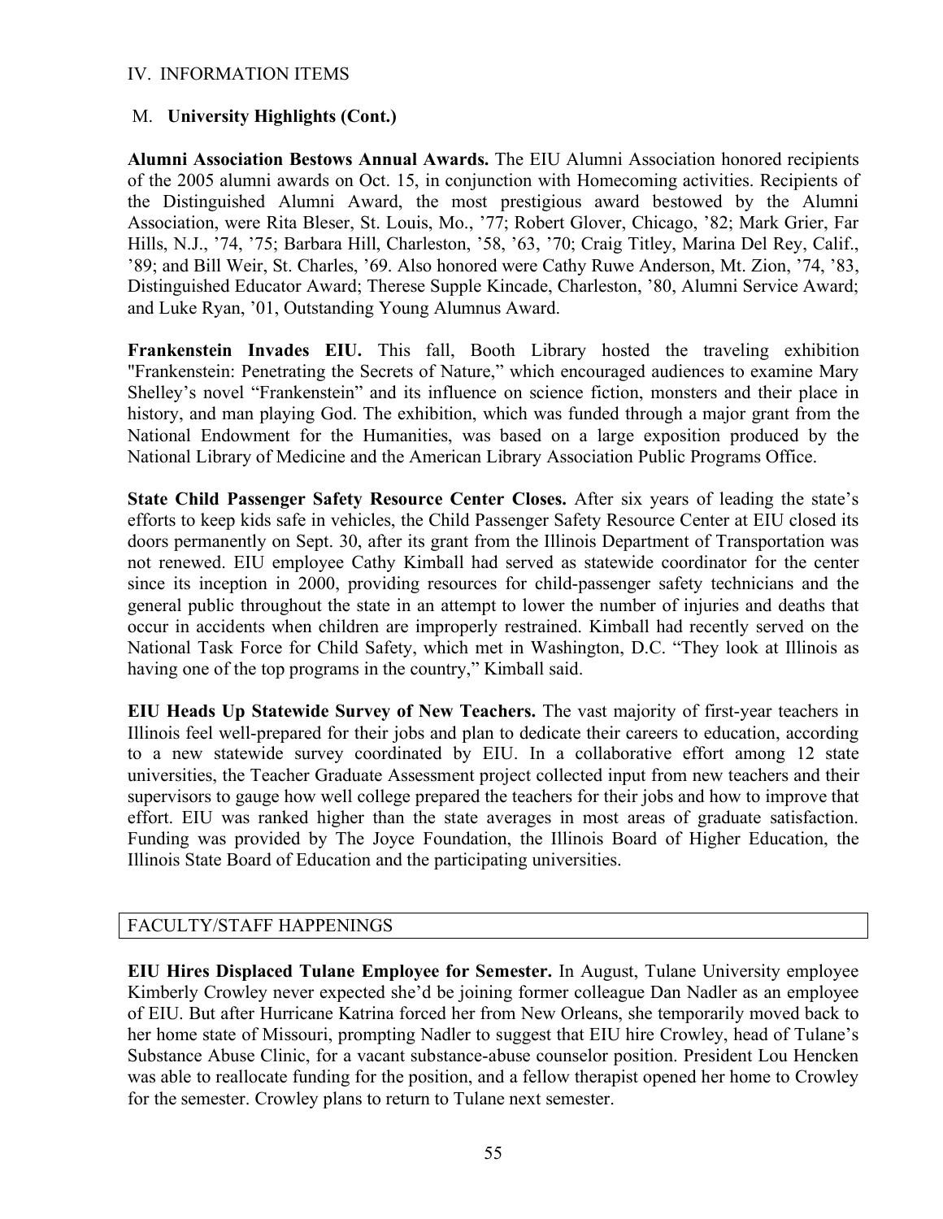IV. INFORMATION ITEMS

M. **University Highlights (Cont.)**

**Alumni Association Bestows Annual Awards.** The EIU Alumni Association honored recipients of the 2005 alumni awards on Oct. 15, in conjunction with Homecoming activities. Recipients of the Distinguished Alumni Award, the most prestigious award bestowed by the Alumni Association, were Rita Bleser, St. Louis, Mo., '77; Robert Glover, Chicago, '82; Mark Grier, Far Hills, N.J., '74, '75; Barbara Hill, Charleston, '58, '63, '70; Craig Titley, Marina Del Rey, Calif., '89; and Bill Weir, St. Charles, '69. Also honored were Cathy Ruwe Anderson, Mt. Zion, '74, '83, Distinguished Educator Award; Therese Supple Kincade, Charleston, '80, Alumni Service Award; and Luke Ryan, '01, Outstanding Young Alumnus Award.

**Frankenstein Invades EIU.** This fall, Booth Library hosted the traveling exhibition "Frankenstein: Penetrating the Secrets of Nature," which encouraged audiences to examine Mary Shelley's novel "Frankenstein" and its influence on science fiction, monsters and their place in history, and man playing God. The exhibition, which was funded through a major grant from the National Endowment for the Humanities, was based on a large exposition produced by the National Library of Medicine and the American Library Association Public Programs Office.

**State Child Passenger Safety Resource Center Closes.** After six years of leading the state's efforts to keep kids safe in vehicles, the Child Passenger Safety Resource Center at EIU closed its doors permanently on Sept. 30, after its grant from the Illinois Department of Transportation was not renewed. EIU employee Cathy Kimball had served as statewide coordinator for the center since its inception in 2000, providing resources for child-passenger safety technicians and the general public throughout the state in an attempt to lower the number of injuries and deaths that occur in accidents when children are improperly restrained. Kimball had recently served on the National Task Force for Child Safety, which met in Washington, D.C. "They look at Illinois as having one of the top programs in the country," Kimball said.

**EIU Heads Up Statewide Survey of New Teachers.** The vast majority of first-year teachers in Illinois feel well-prepared for their jobs and plan to dedicate their careers to education, according to a new statewide survey coordinated by EIU. In a collaborative effort among 12 state universities, the Teacher Graduate Assessment project collected input from new teachers and their supervisors to gauge how well college prepared the teachers for their jobs and how to improve that effort. EIU was ranked higher than the state averages in most areas of graduate satisfaction. Funding was provided by The Joyce Foundation, the Illinois Board of Higher Education, the Illinois State Board of Education and the participating universities.

## FACULTY/STAFF HAPPENINGS

**EIU Hires Displaced Tulane Employee for Semester.** In August, Tulane University employee Kimberly Crowley never expected she'd be joining former colleague Dan Nadler as an employee of EIU. But after Hurricane Katrina forced her from New Orleans, she temporarily moved back to her home state of Missouri, prompting Nadler to suggest that EIU hire Crowley, head of Tulane's Substance Abuse Clinic, for a vacant substance-abuse counselor position. President Lou Hencken was able to reallocate funding for the position, and a fellow therapist opened her home to Crowley for the semester. Crowley plans to return to Tulane next semester.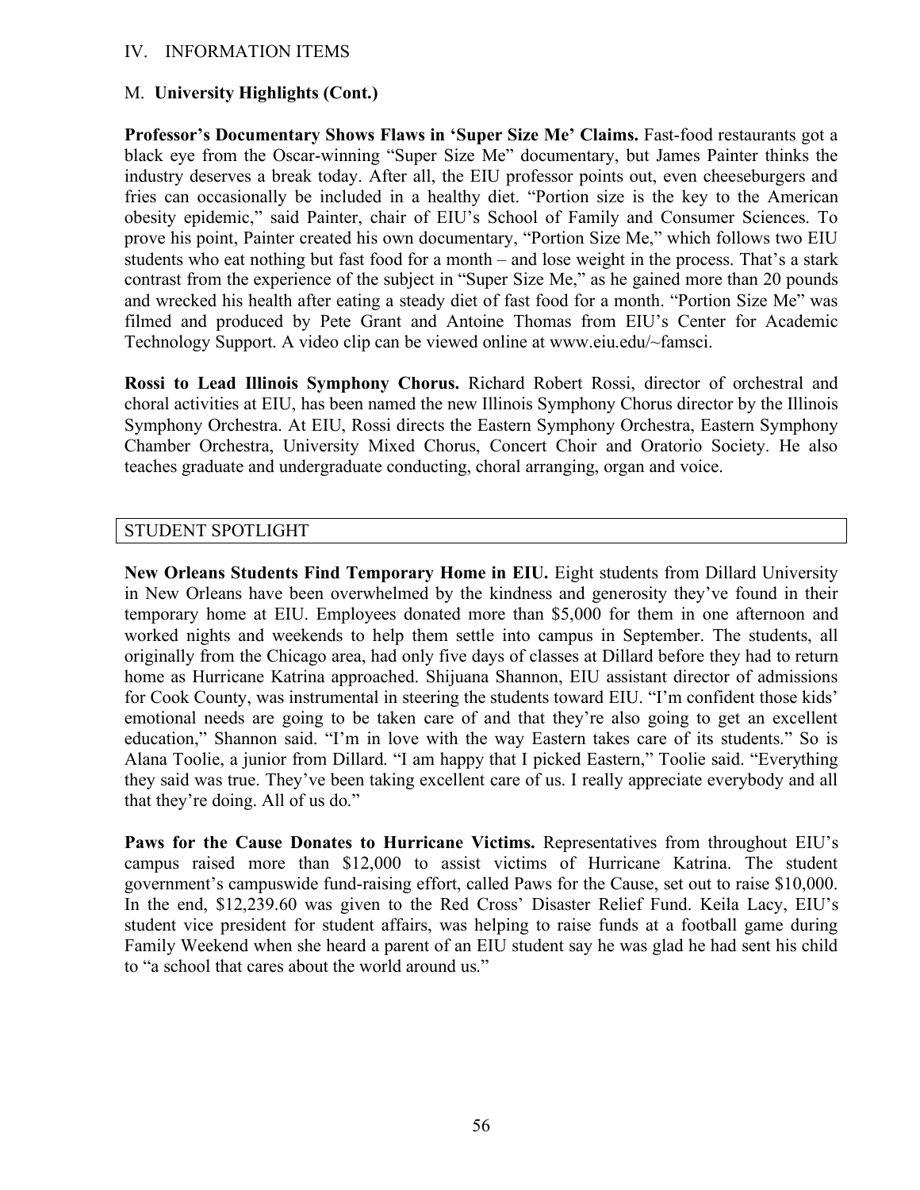IV. INFORMATION ITEMS

M. **University Highlights (Cont.)**

**Professor's Documentary Shows Flaws in 'Super Size Me' Claims.** Fast-food restaurants got a black eye from the Oscar-winning "Super Size Me" documentary, but James Painter thinks the industry deserves a break today. After all, the EIU professor points out, even cheeseburgers and fries can occasionally be included in a healthy diet. "Portion size is the key to the American obesity epidemic," said Painter, chair of EIU's School of Family and Consumer Sciences. To prove his point, Painter created his own documentary, "Portion Size Me," which follows two EIU students who eat nothing but fast food for a month – and lose weight in the process. That's a stark contrast from the experience of the subject in "Super Size Me," as he gained more than 20 pounds and wrecked his health after eating a steady diet of fast food for a month. "Portion Size Me" was filmed and produced by Pete Grant and Antoine Thomas from EIU's Center for Academic Technology Support. A video clip can be viewed online at www.eiu.edu/~famsci.

**Rossi to Lead Illinois Symphony Chorus.** Richard Robert Rossi, director of orchestral and choral activities at EIU, has been named the new Illinois Symphony Chorus director by the Illinois Symphony Orchestra. At EIU, Rossi directs the Eastern Symphony Orchestra, Eastern Symphony Chamber Orchestra, University Mixed Chorus, Concert Choir and Oratorio Society. He also teaches graduate and undergraduate conducting, choral arranging, organ and voice.

## STUDENT SPOTLIGHT

**New Orleans Students Find Temporary Home in EIU.** Eight students from Dillard University in New Orleans have been overwhelmed by the kindness and generosity they've found in their temporary home at EIU. Employees donated more than $5,000 for them in one afternoon and worked nights and weekends to help them settle into campus in September. The students, all originally from the Chicago area, had only five days of classes at Dillard before they had to return home as Hurricane Katrina approached. Shijuana Shannon, EIU assistant director of admissions for Cook County, was instrumental in steering the students toward EIU. "I'm confident those kids' emotional needs are going to be taken care of and that they're also going to get an excellent education," Shannon said. "I'm in love with the way Eastern takes care of its students." So is Alana Toolie, a junior from Dillard. "I am happy that I picked Eastern," Toolie said. "Everything they said was true. They've been taking excellent care of us. I really appreciate everybody and all that they're doing. All of us do."

**Paws for the Cause Donates to Hurricane Victims.** Representatives from throughout EIU's campus raised more than $12,000 to assist victims of Hurricane Katrina. The student government's campuswide fund-raising effort, called Paws for the Cause, set out to raise $10,000. In the end, $12,239.60 was given to the Red Cross' Disaster Relief Fund. Keila Lacy, EIU's student vice president for student affairs, was helping to raise funds at a football game during Family Weekend when she heard a parent of an EIU student say he was glad he had sent his child to "a school that cares about the world around us."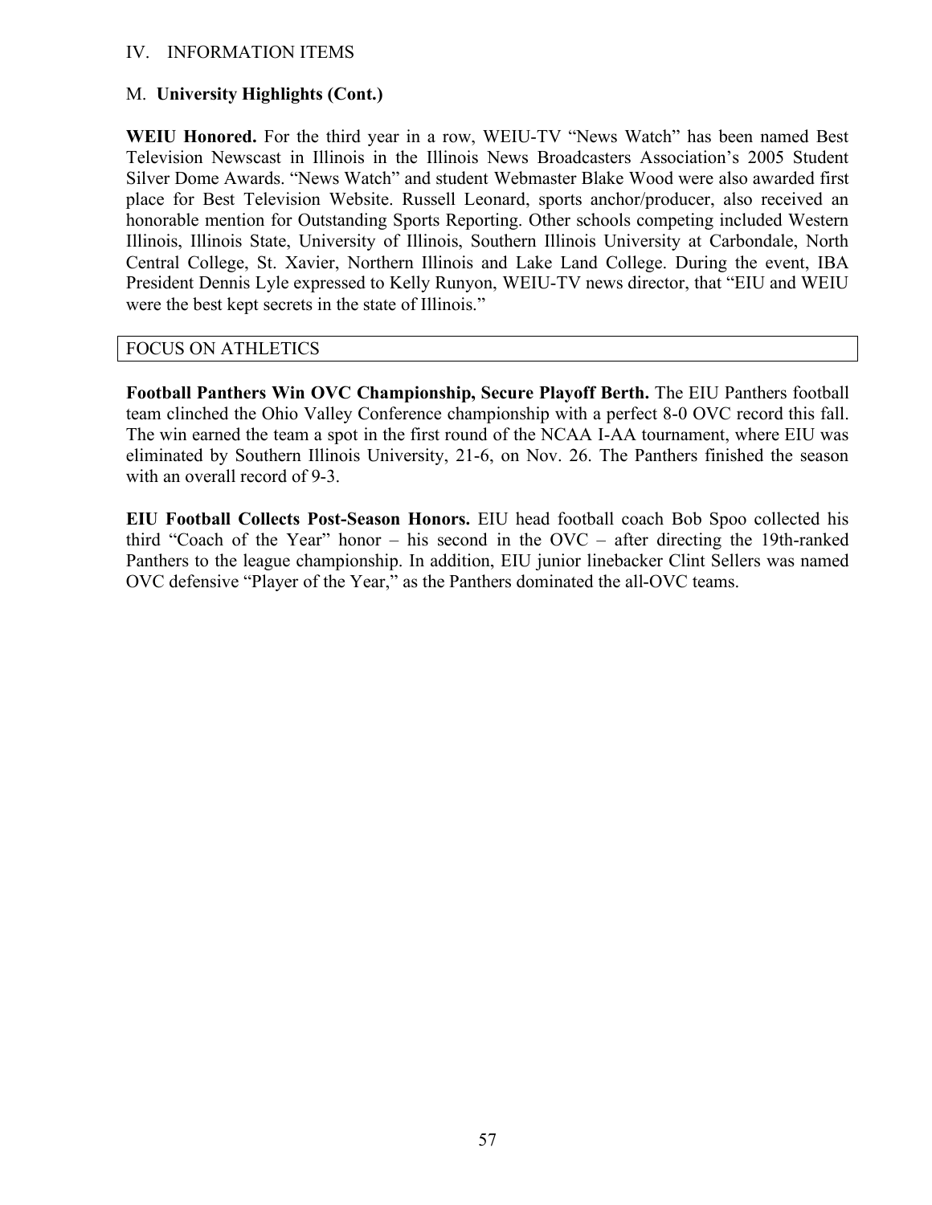IV. INFORMATION ITEMS

M. **University Highlights (Cont.)**

**WEIU Honored.** For the third year in a row, WEIU-TV "News Watch" has been named Best Television Newscast in Illinois in the Illinois News Broadcasters Association's 2005 Student Silver Dome Awards. "News Watch" and student Webmaster Blake Wood were also awarded first place for Best Television Website. Russell Leonard, sports anchor/producer, also received an honorable mention for Outstanding Sports Reporting. Other schools competing included Western Illinois, Illinois State, University of Illinois, Southern Illinois University at Carbondale, North Central College, St. Xavier, Northern Illinois and Lake Land College. During the event, IBA President Dennis Lyle expressed to Kelly Runyon, WEIU-TV news director, that "EIU and WEIU were the best kept secrets in the state of Illinois."

FOCUS ON ATHLETICS

**Football Panthers Win OVC Championship, Secure Playoff Berth.** The EIU Panthers football team clinched the Ohio Valley Conference championship with a perfect 8-0 OVC record this fall. The win earned the team a spot in the first round of the NCAA I-AA tournament, where EIU was eliminated by Southern Illinois University, 21-6, on Nov. 26. The Panthers finished the season with an overall record of 9-3.

**EIU Football Collects Post-Season Honors.** EIU head football coach Bob Spoo collected his third "Coach of the Year" honor – his second in the OVC – after directing the 19th-ranked Panthers to the league championship. In addition, EIU junior linebacker Clint Sellers was named OVC defensive "Player of the Year," as the Panthers dominated the all-OVC teams.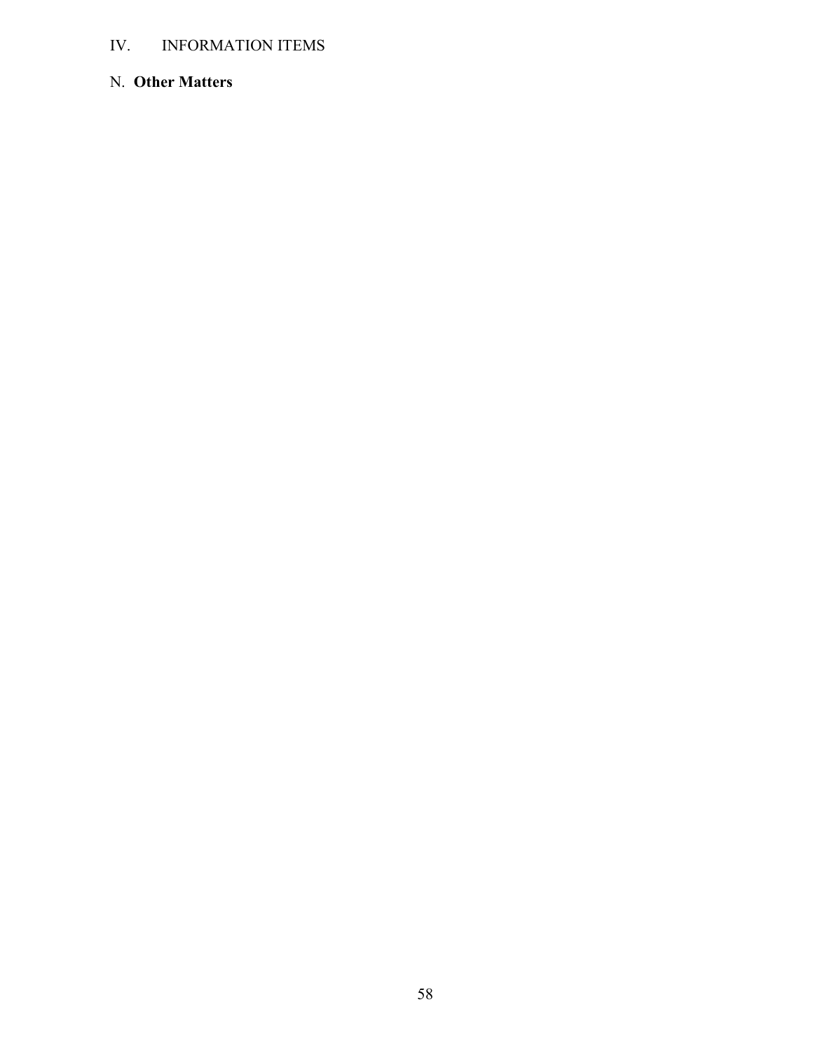IV. INFORMATION ITEMS

N. **Other Matters**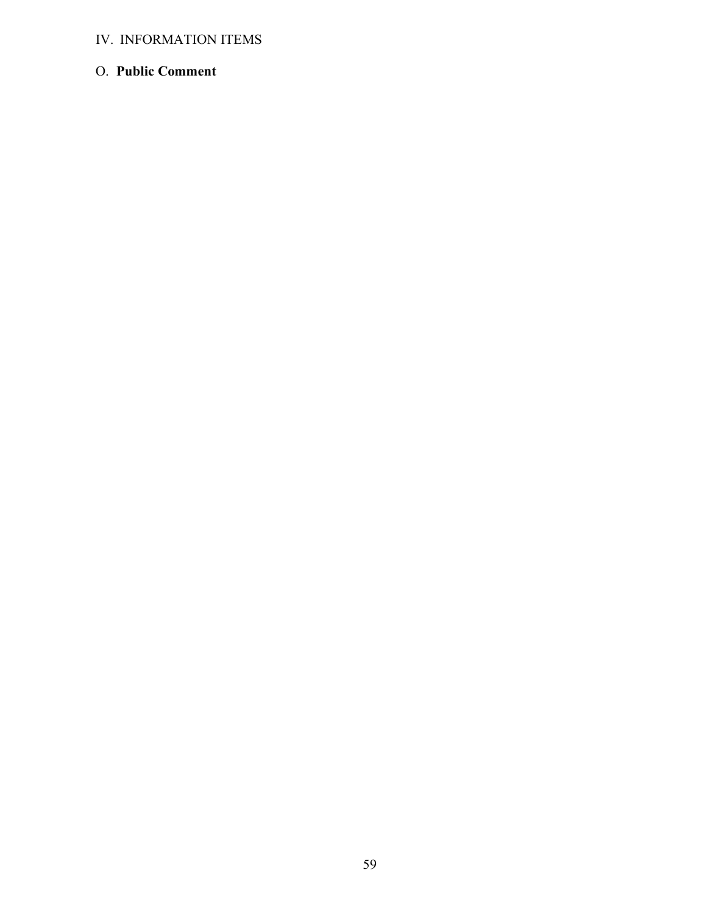IV. INFORMATION ITEMS

O. **Public Comment**